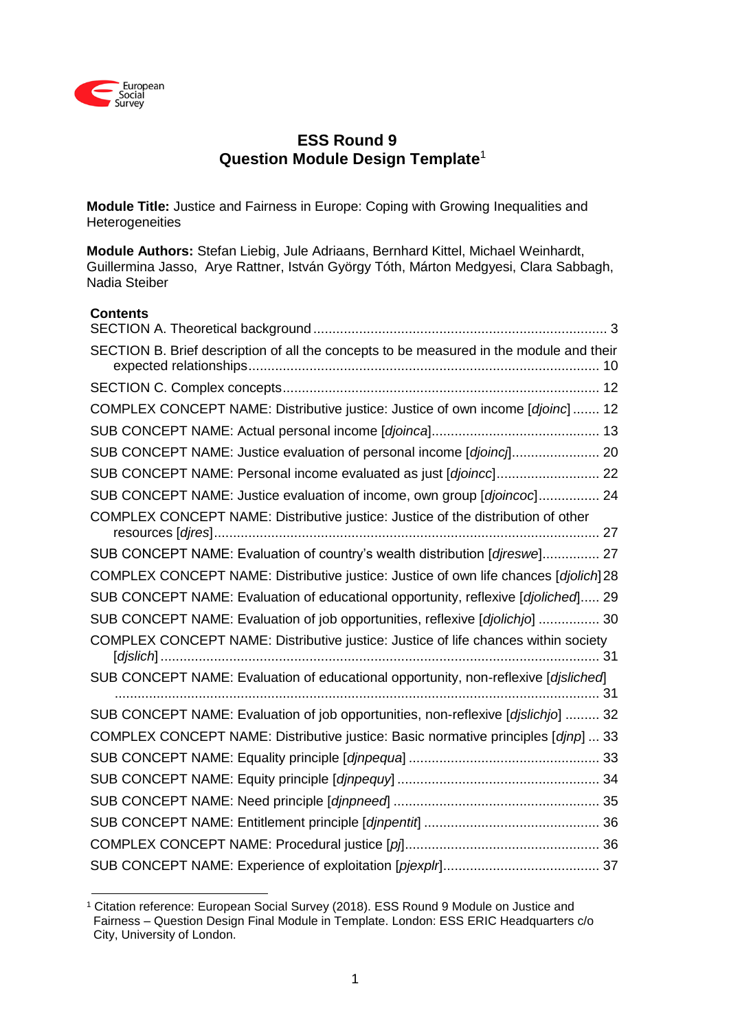# ESS Round 9
# Question Module Design Template[1]

**Module Title:** Justice and Fairness in Europe: Coping with Growing Inequalities and Heterogeneities

**Module Authors:** Stefan Liebig, Jule Adriaans, Bernhard Kittel, Michael Weinhardt, Guillermina Jasso, Arye Rattner, István György Tóth, Márton Medgyesi, Clara Sabbagh, Nadia Steiber

**Contents**

SECTION A. Theoretical background ............................................................................ 3

SECTION B. Brief description of all the concepts to be measured in the module and their expected relationships ............................................................................ 10

SECTION C. Complex concepts ............................................................................ 12

COMPLEX CONCEPT NAME: Distributive justice: Justice of own income [*djoinc*] ....... 12

SUB CONCEPT NAME: Actual personal income [*djoinca*] ............................................ 13

SUB CONCEPT NAME: Justice evaluation of personal income [*djoincj*] ....................... 20

SUB CONCEPT NAME: Personal income evaluated as just [*djoincc*] ........................... 22

SUB CONCEPT NAME: Justice evaluation of income, own group [*djoincoc*] ................ 24

COMPLEX CONCEPT NAME: Distributive justice: Justice of the distribution of other resources [*djres*] ............................................................................ 27

SUB CONCEPT NAME: Evaluation of country's wealth distribution [*djreswe*] ............... 27

COMPLEX CONCEPT NAME: Distributive justice: Justice of own life chances [*djolich*] 28

SUB CONCEPT NAME: Evaluation of educational opportunity, reflexive [*djoliched*] ..... 29

SUB CONCEPT NAME: Evaluation of job opportunities, reflexive [*djolichjo*] ................ 30

COMPLEX CONCEPT NAME: Distributive justice: Justice of life chances within society [*djslich*] ............................................................................ 31

SUB CONCEPT NAME: Evaluation of educational opportunity, non-reflexive [*djsliched*] ............................................................................ 31

SUB CONCEPT NAME: Evaluation of job opportunities, non-reflexive [*djslichjo*] ......... 32

COMPLEX CONCEPT NAME: Distributive justice: Basic normative principles [*djnp*] ... 33

SUB CONCEPT NAME: Equality principle [*djnpequa*] .................................................. 33

SUB CONCEPT NAME: Equity principle [*djnpequy*] ..................................................... 34

SUB CONCEPT NAME: Need principle [*djnpneed*] ...................................................... 35

SUB CONCEPT NAME: Entitlement principle [*djnpentit*] .............................................. 36

COMPLEX CONCEPT NAME: Procedural justice [*pj*] ................................................... 36

SUB CONCEPT NAME: Experience of exploitation [*pjexplr*] ......................................... 37

---

[1] Citation reference: European Social Survey (2018). ESS Round 9 Module on Justice and Fairness – Question Design Final Module in Template. London: ESS ERIC Headquarters c/o City, University of London.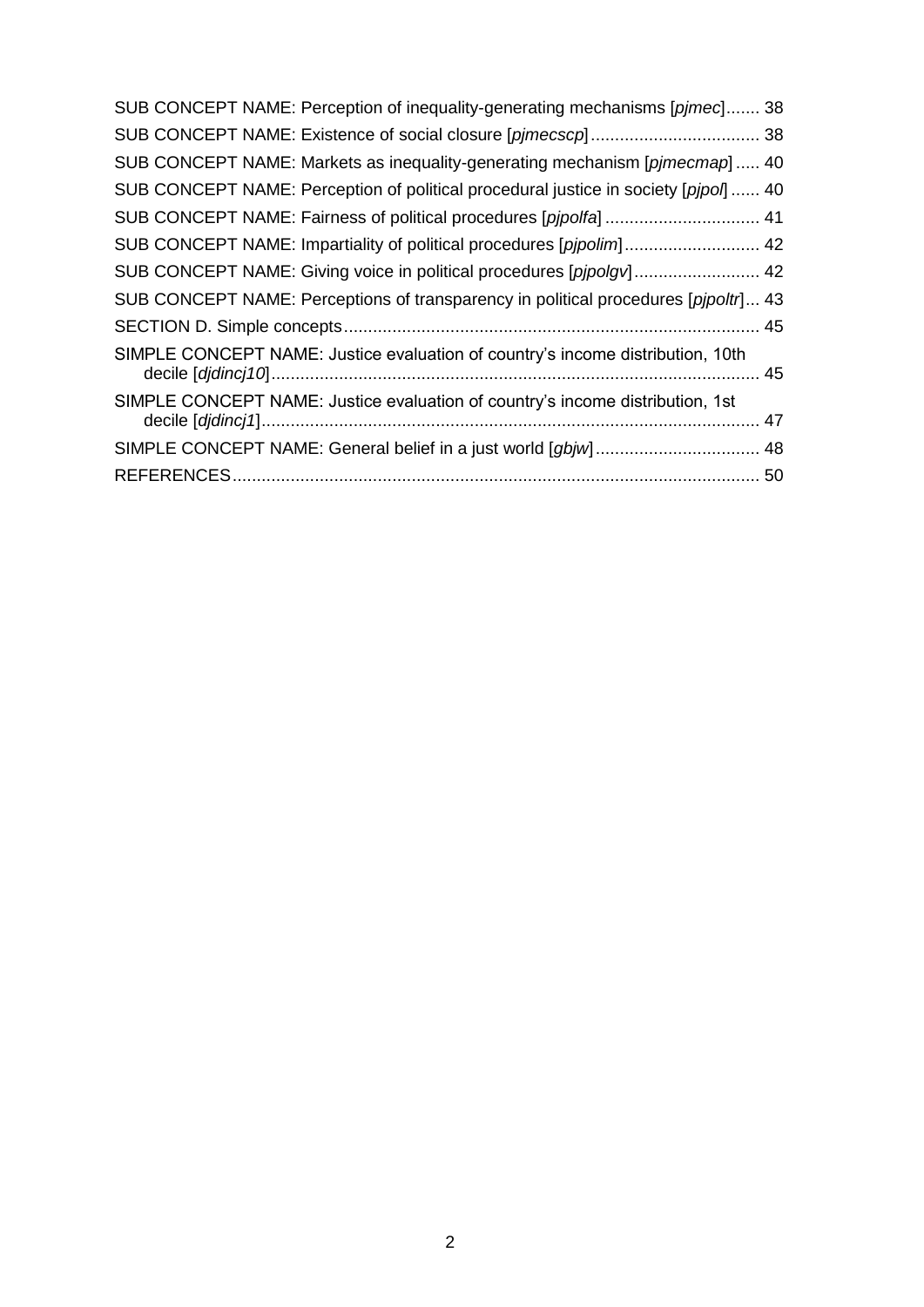SUB CONCEPT NAME: Perception of inequality-generating mechanisms [*pjmec*]....... 38

SUB CONCEPT NAME: Existence of social closure [*pjmecscp*].................................. 38

SUB CONCEPT NAME: Markets as inequality-generating mechanism [*pjmecmap*] ..... 40

SUB CONCEPT NAME: Perception of political procedural justice in society [*pjpol*] ...... 40

SUB CONCEPT NAME: Fairness of political procedures [*pjpolfa*] ................................ 41

SUB CONCEPT NAME: Impartiality of political procedures [*pjpolim*]............................ 42

SUB CONCEPT NAME: Giving voice in political procedures [*pjpolgv*].......................... 42

SUB CONCEPT NAME: Perceptions of transparency in political procedures [*pjpoltr*]... 43

SECTION D. Simple concepts..................................................................................... 45

SIMPLE CONCEPT NAME: Justice evaluation of country's income distribution, 10th decile [*djdincj10*].................................................................................................... 45

SIMPLE CONCEPT NAME: Justice evaluation of country's income distribution, 1st decile [*djdincj1*]...................................................................................................... 47

SIMPLE CONCEPT NAME: General belief in a just world [*gbjw*].................................. 48

REFERENCES............................................................................................................ 50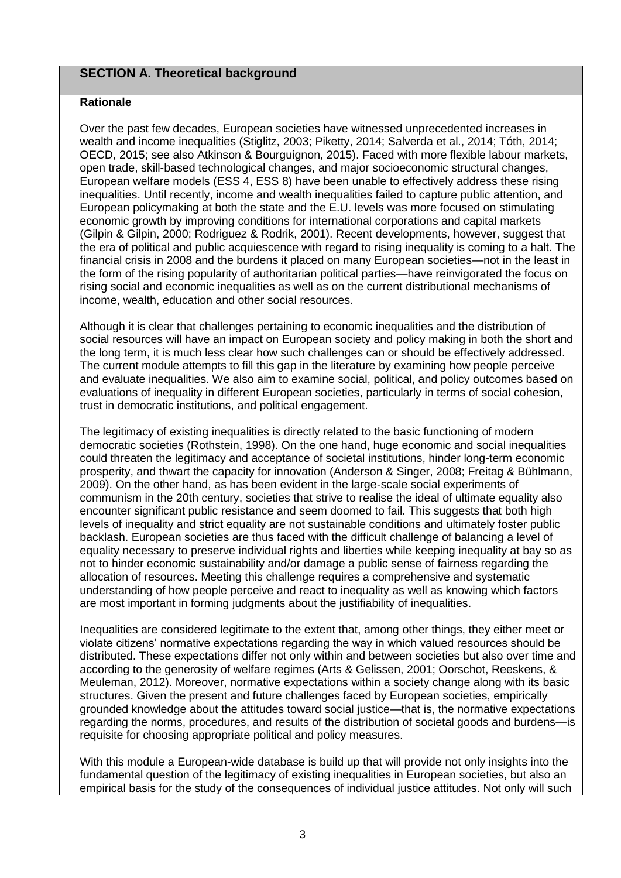## SECTION A. Theoretical background

### Rationale

Over the past few decades, European societies have witnessed unprecedented increases in wealth and income inequalities (Stiglitz, 2003; Piketty, 2014; Salverda et al., 2014; Tóth, 2014; OECD, 2015; see also Atkinson & Bourguignon, 2015). Faced with more flexible labour markets, open trade, skill-based technological changes, and major socioeconomic structural changes, European welfare models (ESS 4, ESS 8) have been unable to effectively address these rising inequalities. Until recently, income and wealth inequalities failed to capture public attention, and European policymaking at both the state and the E.U. levels was more focused on stimulating economic growth by improving conditions for international corporations and capital markets (Gilpin & Gilpin, 2000; Rodriguez & Rodrik, 2001). Recent developments, however, suggest that the era of political and public acquiescence with regard to rising inequality is coming to a halt. The financial crisis in 2008 and the burdens it placed on many European societies—not in the least in the form of the rising popularity of authoritarian political parties—have reinvigorated the focus on rising social and economic inequalities as well as on the current distributional mechanisms of income, wealth, education and other social resources.

Although it is clear that challenges pertaining to economic inequalities and the distribution of social resources will have an impact on European society and policy making in both the short and the long term, it is much less clear how such challenges can or should be effectively addressed. The current module attempts to fill this gap in the literature by examining how people perceive and evaluate inequalities. We also aim to examine social, political, and policy outcomes based on evaluations of inequality in different European societies, particularly in terms of social cohesion, trust in democratic institutions, and political engagement.

The legitimacy of existing inequalities is directly related to the basic functioning of modern democratic societies (Rothstein, 1998). On the one hand, huge economic and social inequalities could threaten the legitimacy and acceptance of societal institutions, hinder long-term economic prosperity, and thwart the capacity for innovation (Anderson & Singer, 2008; Freitag & Bühlmann, 2009). On the other hand, as has been evident in the large-scale social experiments of communism in the 20th century, societies that strive to realise the ideal of ultimate equality also encounter significant public resistance and seem doomed to fail. This suggests that both high levels of inequality and strict equality are not sustainable conditions and ultimately foster public backlash. European societies are thus faced with the difficult challenge of balancing a level of equality necessary to preserve individual rights and liberties while keeping inequality at bay so as not to hinder economic sustainability and/or damage a public sense of fairness regarding the allocation of resources. Meeting this challenge requires a comprehensive and systematic understanding of how people perceive and react to inequality as well as knowing which factors are most important in forming judgments about the justifiability of inequalities.

Inequalities are considered legitimate to the extent that, among other things, they either meet or violate citizens' normative expectations regarding the way in which valued resources should be distributed. These expectations differ not only within and between societies but also over time and according to the generosity of welfare regimes (Arts & Gelissen, 2001; Oorschot, Reeskens, & Meuleman, 2012). Moreover, normative expectations within a society change along with its basic structures. Given the present and future challenges faced by European societies, empirically grounded knowledge about the attitudes toward social justice—that is, the normative expectations regarding the norms, procedures, and results of the distribution of societal goods and burdens—is requisite for choosing appropriate political and policy measures.

With this module a European-wide database is build up that will provide not only insights into the fundamental question of the legitimacy of existing inequalities in European societies, but also an empirical basis for the study of the consequences of individual justice attitudes. Not only will such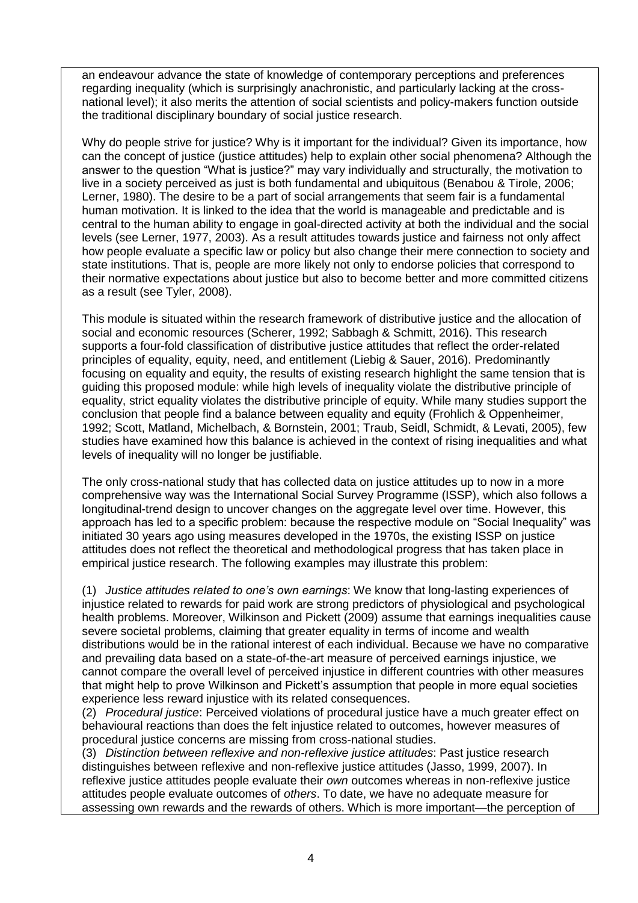an endeavour advance the state of knowledge of contemporary perceptions and preferences regarding inequality (which is surprisingly anachronistic, and particularly lacking at the cross-national level); it also merits the attention of social scientists and policy-makers function outside the traditional disciplinary boundary of social justice research.

Why do people strive for justice? Why is it important for the individual? Given its importance, how can the concept of justice (justice attitudes) help to explain other social phenomena? Although the answer to the question "What is justice?" may vary individually and structurally, the motivation to live in a society perceived as just is both fundamental and ubiquitous (Benabou & Tirole, 2006; Lerner, 1980). The desire to be a part of social arrangements that seem fair is a fundamental human motivation. It is linked to the idea that the world is manageable and predictable and is central to the human ability to engage in goal-directed activity at both the individual and the social levels (see Lerner, 1977, 2003). As a result attitudes towards justice and fairness not only affect how people evaluate a specific law or policy but also change their mere connection to society and state institutions. That is, people are more likely not only to endorse policies that correspond to their normative expectations about justice but also to become better and more committed citizens as a result (see Tyler, 2008).

This module is situated within the research framework of distributive justice and the allocation of social and economic resources (Scherer, 1992; Sabbagh & Schmitt, 2016). This research supports a four-fold classification of distributive justice attitudes that reflect the order-related principles of equality, equity, need, and entitlement (Liebig & Sauer, 2016). Predominantly focusing on equality and equity, the results of existing research highlight the same tension that is guiding this proposed module: while high levels of inequality violate the distributive principle of equality, strict equality violates the distributive principle of equity. While many studies support the conclusion that people find a balance between equality and equity (Frohlich & Oppenheimer, 1992; Scott, Matland, Michelbach, & Bornstein, 2001; Traub, Seidl, Schmidt, & Levati, 2005), few studies have examined how this balance is achieved in the context of rising inequalities and what levels of inequality will no longer be justifiable.

The only cross-national study that has collected data on justice attitudes up to now in a more comprehensive way was the International Social Survey Programme (ISSP), which also follows a longitudinal-trend design to uncover changes on the aggregate level over time. However, this approach has led to a specific problem: because the respective module on "Social Inequality" was initiated 30 years ago using measures developed in the 1970s, the existing ISSP on justice attitudes does not reflect the theoretical and methodological progress that has taken place in empirical justice research. The following examples may illustrate this problem:

(1) *Justice attitudes related to one's own earnings*: We know that long-lasting experiences of injustice related to rewards for paid work are strong predictors of physiological and psychological health problems. Moreover, Wilkinson and Pickett (2009) assume that earnings inequalities cause severe societal problems, claiming that greater equality in terms of income and wealth distributions would be in the rational interest of each individual. Because we have no comparative and prevailing data based on a state-of-the-art measure of perceived earnings injustice, we cannot compare the overall level of perceived injustice in different countries with other measures that might help to prove Wilkinson and Pickett's assumption that people in more equal societies experience less reward injustice with its related consequences.
(2) *Procedural justice*: Perceived violations of procedural justice have a much greater effect on behavioural reactions than does the felt injustice related to outcomes, however measures of procedural justice concerns are missing from cross-national studies.
(3) *Distinction between reflexive and non-reflexive justice attitudes*: Past justice research distinguishes between reflexive and non-reflexive justice attitudes (Jasso, 1999, 2007). In reflexive justice attitudes people evaluate their *own* outcomes whereas in non-reflexive justice attitudes people evaluate outcomes of *others*. To date, we have no adequate measure for assessing own rewards and the rewards of others. Which is more important—the perception of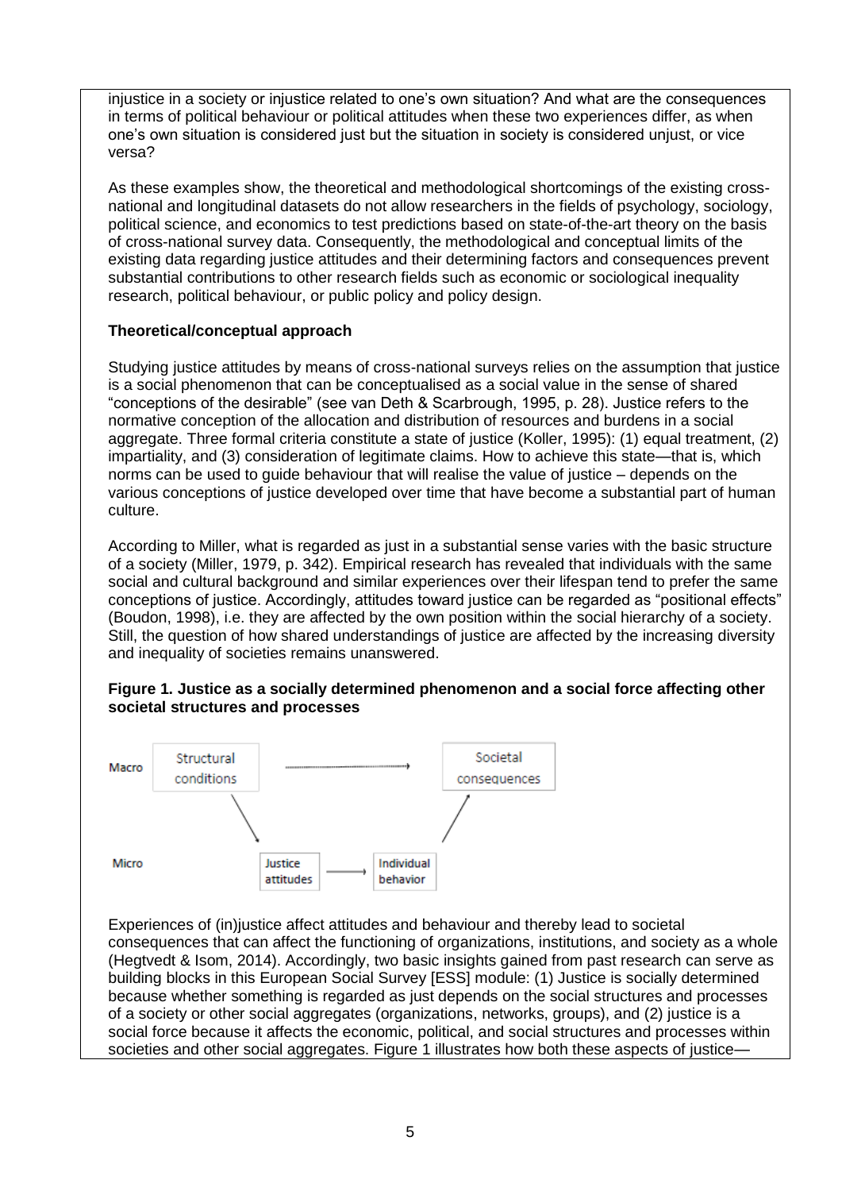injustice in a society or injustice related to one's own situation? And what are the consequences in terms of political behaviour or political attitudes when these two experiences differ, as when one's own situation is considered just but the situation in society is considered unjust, or vice versa?

As these examples show, the theoretical and methodological shortcomings of the existing cross-national and longitudinal datasets do not allow researchers in the fields of psychology, sociology, political science, and economics to test predictions based on state-of-the-art theory on the basis of cross-national survey data. Consequently, the methodological and conceptual limits of the existing data regarding justice attitudes and their determining factors and consequences prevent substantial contributions to other research fields such as economic or sociological inequality research, political behaviour, or public policy and policy design.

**Theoretical/conceptual approach**

Studying justice attitudes by means of cross-national surveys relies on the assumption that justice is a social phenomenon that can be conceptualised as a social value in the sense of shared "conceptions of the desirable" (see van Deth & Scarbrough, 1995, p. 28). Justice refers to the normative conception of the allocation and distribution of resources and burdens in a social aggregate. Three formal criteria constitute a state of justice (Koller, 1995): (1) equal treatment, (2) impartiality, and (3) consideration of legitimate claims. How to achieve this state—that is, which norms can be used to guide behaviour that will realise the value of justice – depends on the various conceptions of justice developed over time that have become a substantial part of human culture.

According to Miller, what is regarded as just in a substantial sense varies with the basic structure of a society (Miller, 1979, p. 342). Empirical research has revealed that individuals with the same social and cultural background and similar experiences over their lifespan tend to prefer the same conceptions of justice. Accordingly, attitudes toward justice can be regarded as "positional effects" (Boudon, 1998), i.e. they are affected by the own position within the social hierarchy of a society. Still, the question of how shared understandings of justice are affected by the increasing diversity and inequality of societies remains unanswered.

**Figure 1. Justice as a socially determined phenomenon and a social force affecting other societal structures and processes**

| | | | |
|---|---|---|---|
| Macro | Structural conditions | → | Societal consequences |
| Micro | Justice attitudes | → | Individual behavior |

Experiences of (in)justice affect attitudes and behaviour and thereby lead to societal consequences that can affect the functioning of organizations, institutions, and society as a whole (Hegtvedt & Isom, 2014). Accordingly, two basic insights gained from past research can serve as building blocks in this European Social Survey [ESS] module: (1) Justice is socially determined because whether something is regarded as just depends on the social structures and processes of a society or other social aggregates (organizations, networks, groups), and (2) justice is a social force because it affects the economic, political, and social structures and processes within societies and other social aggregates. Figure 1 illustrates how both these aspects of justice—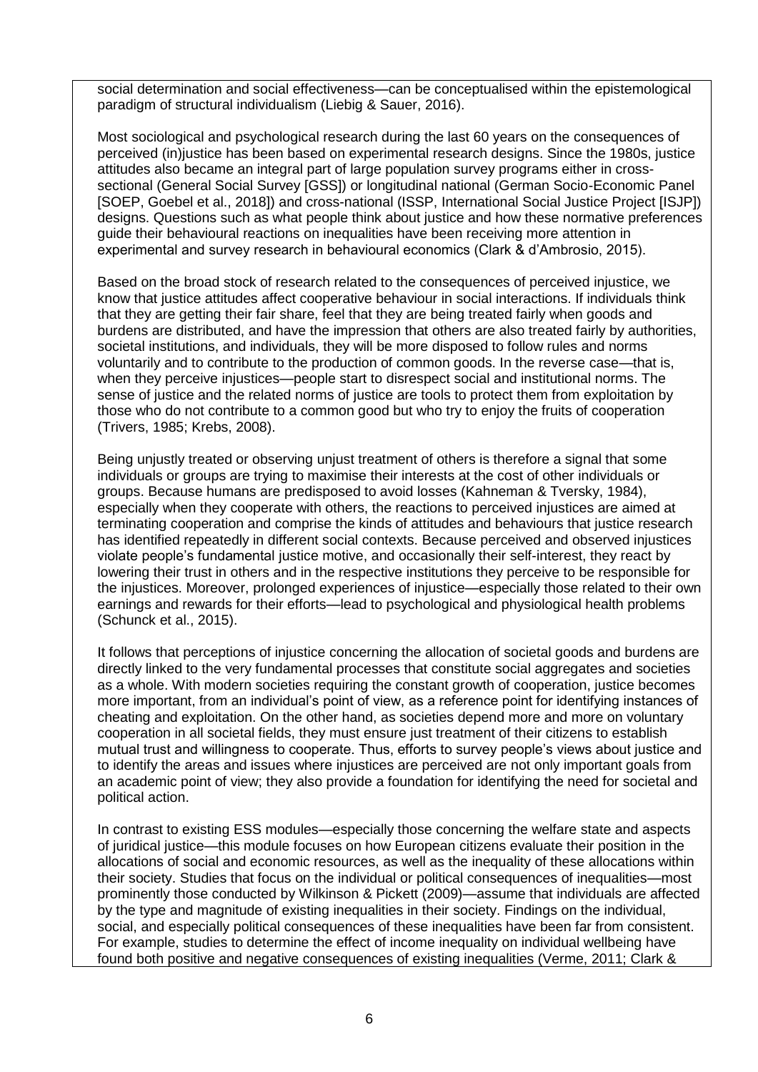social determination and social effectiveness—can be conceptualised within the epistemological paradigm of structural individualism (Liebig & Sauer, 2016).

Most sociological and psychological research during the last 60 years on the consequences of perceived (in)justice has been based on experimental research designs. Since the 1980s, justice attitudes also became an integral part of large population survey programs either in cross-sectional (General Social Survey [GSS]) or longitudinal national (German Socio-Economic Panel [SOEP, Goebel et al., 2018]) and cross-national (ISSP, International Social Justice Project [ISJP]) designs. Questions such as what people think about justice and how these normative preferences guide their behavioural reactions on inequalities have been receiving more attention in experimental and survey research in behavioural economics (Clark & d'Ambrosio, 2015).

Based on the broad stock of research related to the consequences of perceived injustice, we know that justice attitudes affect cooperative behaviour in social interactions. If individuals think that they are getting their fair share, feel that they are being treated fairly when goods and burdens are distributed, and have the impression that others are also treated fairly by authorities, societal institutions, and individuals, they will be more disposed to follow rules and norms voluntarily and to contribute to the production of common goods. In the reverse case—that is, when they perceive injustices—people start to disrespect social and institutional norms. The sense of justice and the related norms of justice are tools to protect them from exploitation by those who do not contribute to a common good but who try to enjoy the fruits of cooperation (Trivers, 1985; Krebs, 2008).

Being unjustly treated or observing unjust treatment of others is therefore a signal that some individuals or groups are trying to maximise their interests at the cost of other individuals or groups. Because humans are predisposed to avoid losses (Kahneman & Tversky, 1984), especially when they cooperate with others, the reactions to perceived injustices are aimed at terminating cooperation and comprise the kinds of attitudes and behaviours that justice research has identified repeatedly in different social contexts. Because perceived and observed injustices violate people's fundamental justice motive, and occasionally their self-interest, they react by lowering their trust in others and in the respective institutions they perceive to be responsible for the injustices. Moreover, prolonged experiences of injustice—especially those related to their own earnings and rewards for their efforts—lead to psychological and physiological health problems (Schunck et al., 2015).

It follows that perceptions of injustice concerning the allocation of societal goods and burdens are directly linked to the very fundamental processes that constitute social aggregates and societies as a whole. With modern societies requiring the constant growth of cooperation, justice becomes more important, from an individual's point of view, as a reference point for identifying instances of cheating and exploitation. On the other hand, as societies depend more and more on voluntary cooperation in all societal fields, they must ensure just treatment of their citizens to establish mutual trust and willingness to cooperate. Thus, efforts to survey people's views about justice and to identify the areas and issues where injustices are perceived are not only important goals from an academic point of view; they also provide a foundation for identifying the need for societal and political action.

In contrast to existing ESS modules—especially those concerning the welfare state and aspects of juridical justice—this module focuses on how European citizens evaluate their position in the allocations of social and economic resources, as well as the inequality of these allocations within their society. Studies that focus on the individual or political consequences of inequalities—most prominently those conducted by Wilkinson & Pickett (2009)—assume that individuals are affected by the type and magnitude of existing inequalities in their society. Findings on the individual, social, and especially political consequences of these inequalities have been far from consistent. For example, studies to determine the effect of income inequality on individual wellbeing have found both positive and negative consequences of existing inequalities (Verme, 2011; Clark &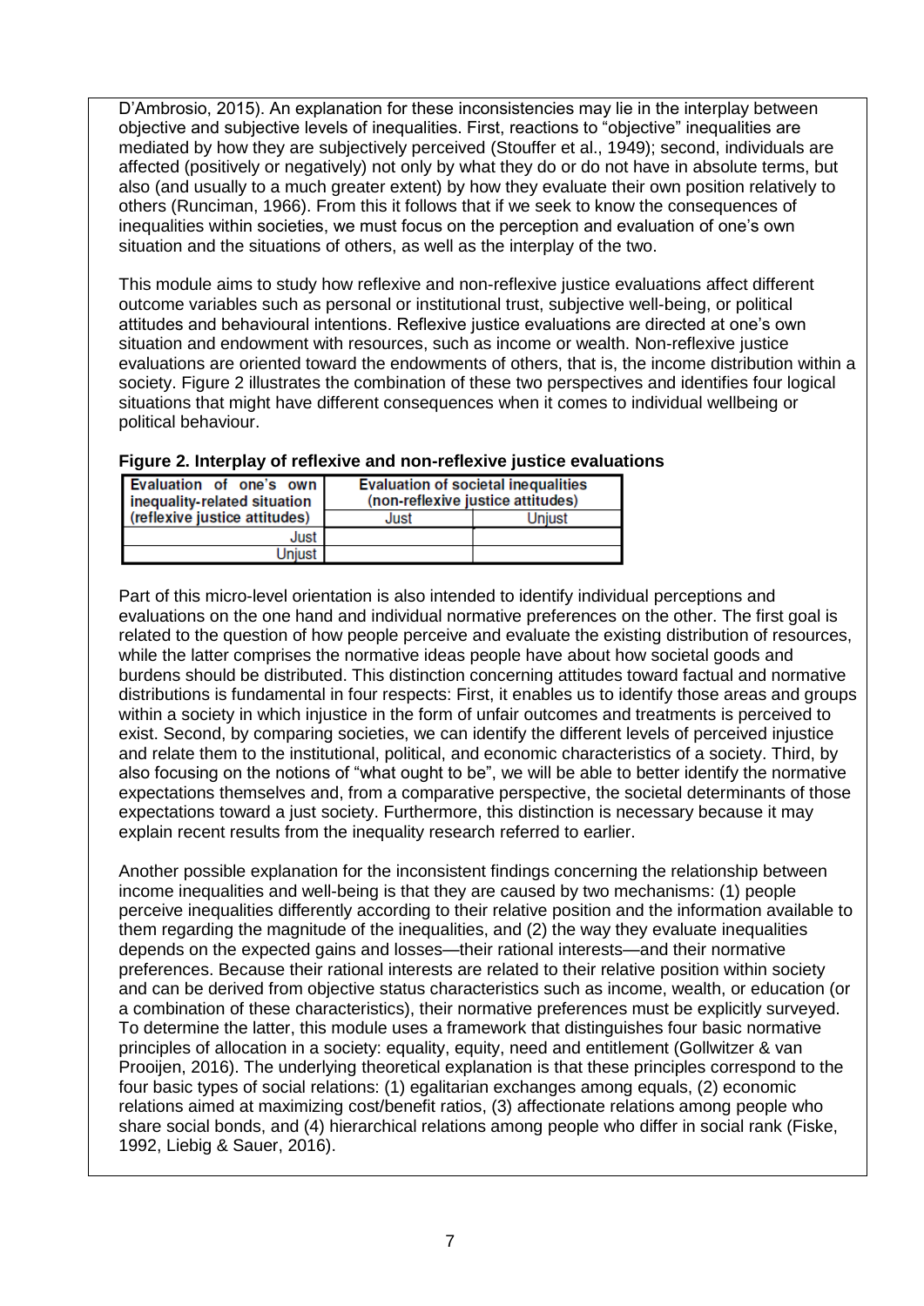D'Ambrosio, 2015). An explanation for these inconsistencies may lie in the interplay between objective and subjective levels of inequalities. First, reactions to "objective" inequalities are mediated by how they are subjectively perceived (Stouffer et al., 1949); second, individuals are affected (positively or negatively) not only by what they do or do not have in absolute terms, but also (and usually to a much greater extent) by how they evaluate their own position relatively to others (Runciman, 1966). From this it follows that if we seek to know the consequences of inequalities within societies, we must focus on the perception and evaluation of one's own situation and the situations of others, as well as the interplay of the two.

This module aims to study how reflexive and non-reflexive justice evaluations affect different outcome variables such as personal or institutional trust, subjective well-being, or political attitudes and behavioural intentions. Reflexive justice evaluations are directed at one's own situation and endowment with resources, such as income or wealth. Non-reflexive justice evaluations are oriented toward the endowments of others, that is, the income distribution within a society. Figure 2 illustrates the combination of these two perspectives and identifies four logical situations that might have different consequences when it comes to individual wellbeing or political behaviour.

**Figure 2. Interplay of reflexive and non-reflexive justice evaluations**

| Evaluation of one's own inequality-related situation (reflexive justice attitudes) | Evaluation of societal inequalities (non-reflexive justice attitudes) | |
|---|---|---|
| | Just | Unjust |
| Just | | |
| Unjust | | |

Part of this micro-level orientation is also intended to identify individual perceptions and evaluations on the one hand and individual normative preferences on the other. The first goal is related to the question of how people perceive and evaluate the existing distribution of resources, while the latter comprises the normative ideas people have about how societal goods and burdens should be distributed. This distinction concerning attitudes toward factual and normative distributions is fundamental in four respects: First, it enables us to identify those areas and groups within a society in which injustice in the form of unfair outcomes and treatments is perceived to exist. Second, by comparing societies, we can identify the different levels of perceived injustice and relate them to the institutional, political, and economic characteristics of a society. Third, by also focusing on the notions of "what ought to be", we will be able to better identify the normative expectations themselves and, from a comparative perspective, the societal determinants of those expectations toward a just society. Furthermore, this distinction is necessary because it may explain recent results from the inequality research referred to earlier.

Another possible explanation for the inconsistent findings concerning the relationship between income inequalities and well-being is that they are caused by two mechanisms: (1) people perceive inequalities differently according to their relative position and the information available to them regarding the magnitude of the inequalities, and (2) the way they evaluate inequalities depends on the expected gains and losses—their rational interests—and their normative preferences. Because their rational interests are related to their relative position within society and can be derived from objective status characteristics such as income, wealth, or education (or a combination of these characteristics), their normative preferences must be explicitly surveyed. To determine the latter, this module uses a framework that distinguishes four basic normative principles of allocation in a society: equality, equity, need and entitlement (Gollwitzer & van Prooijen, 2016). The underlying theoretical explanation is that these principles correspond to the four basic types of social relations: (1) egalitarian exchanges among equals, (2) economic relations aimed at maximizing cost/benefit ratios, (3) affectionate relations among people who share social bonds, and (4) hierarchical relations among people who differ in social rank (Fiske, 1992, Liebig & Sauer, 2016).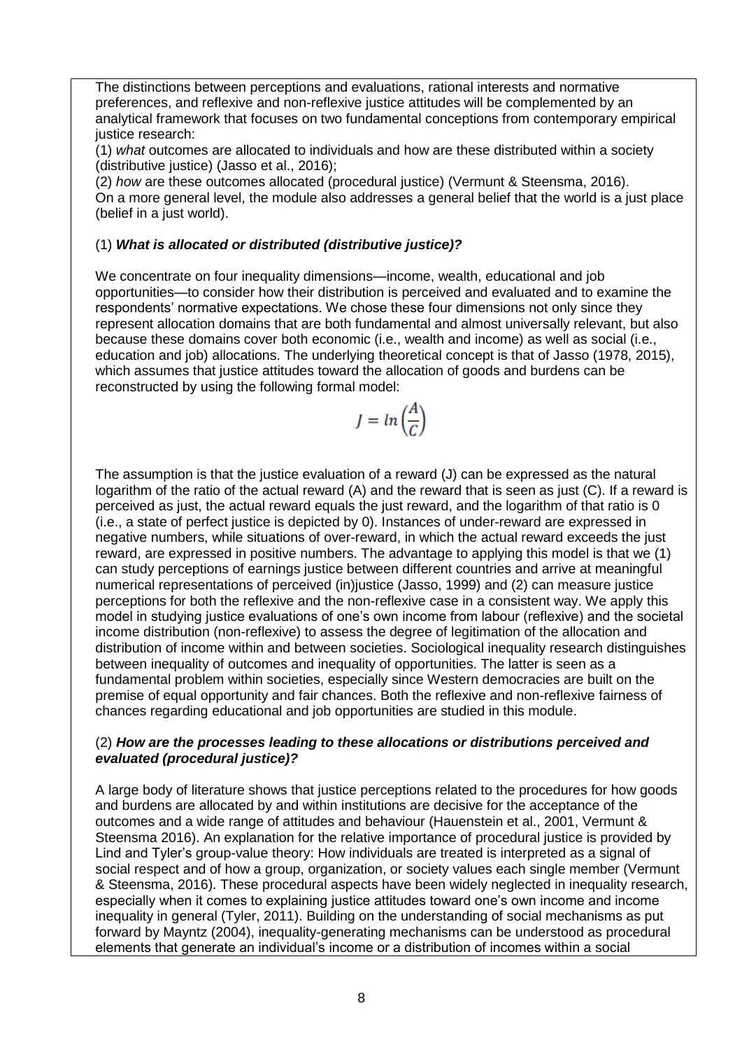The distinctions between perceptions and evaluations, rational interests and normative preferences, and reflexive and non-reflexive justice attitudes will be complemented by an analytical framework that focuses on two fundamental conceptions from contemporary empirical justice research:

(1) *what* outcomes are allocated to individuals and how are these distributed within a society (distributive justice) (Jasso et al., 2016);

(2) *how* are these outcomes allocated (procedural justice) (Vermunt & Steensma, 2016).

On a more general level, the module also addresses a general belief that the world is a just place (belief in a just world).

### (1) ***What is allocated or distributed (distributive justice)?***

We concentrate on four inequality dimensions—income, wealth, educational and job opportunities—to consider how their distribution is perceived and evaluated and to examine the respondents' normative expectations. We chose these four dimensions not only since they represent allocation domains that are both fundamental and almost universally relevant, but also because these domains cover both economic (i.e., wealth and income) as well as social (i.e., education and job) allocations. The underlying theoretical concept is that of Jasso (1978, 2015), which assumes that justice attitudes toward the allocation of goods and burdens can be reconstructed by using the following formal model:

$$J = ln\left(\frac{A}{C}\right)$$

The assumption is that the justice evaluation of a reward (J) can be expressed as the natural logarithm of the ratio of the actual reward (A) and the reward that is seen as just (C). If a reward is perceived as just, the actual reward equals the just reward, and the logarithm of that ratio is 0 (i.e., a state of perfect justice is depicted by 0). Instances of under-reward are expressed in negative numbers, while situations of over-reward, in which the actual reward exceeds the just reward, are expressed in positive numbers. The advantage to applying this model is that we (1) can study perceptions of earnings justice between different countries and arrive at meaningful numerical representations of perceived (in)justice (Jasso, 1999) and (2) can measure justice perceptions for both the reflexive and the non-reflexive case in a consistent way. We apply this model in studying justice evaluations of one's own income from labour (reflexive) and the societal income distribution (non-reflexive) to assess the degree of legitimation of the allocation and distribution of income within and between societies. Sociological inequality research distinguishes between inequality of outcomes and inequality of opportunities. The latter is seen as a fundamental problem within societies, especially since Western democracies are built on the premise of equal opportunity and fair chances. Both the reflexive and non-reflexive fairness of chances regarding educational and job opportunities are studied in this module.

### (2) ***How are the processes leading to these allocations or distributions perceived and evaluated (procedural justice)?***

A large body of literature shows that justice perceptions related to the procedures for how goods and burdens are allocated by and within institutions are decisive for the acceptance of the outcomes and a wide range of attitudes and behaviour (Hauenstein et al., 2001, Vermunt & Steensma 2016). An explanation for the relative importance of procedural justice is provided by Lind and Tyler's group-value theory: How individuals are treated is interpreted as a signal of social respect and of how a group, organization, or society values each single member (Vermunt & Steensma, 2016). These procedural aspects have been widely neglected in inequality research, especially when it comes to explaining justice attitudes toward one's own income and income inequality in general (Tyler, 2011). Building on the understanding of social mechanisms as put forward by Mayntz (2004), inequality-generating mechanisms can be understood as procedural elements that generate an individual's income or a distribution of incomes within a social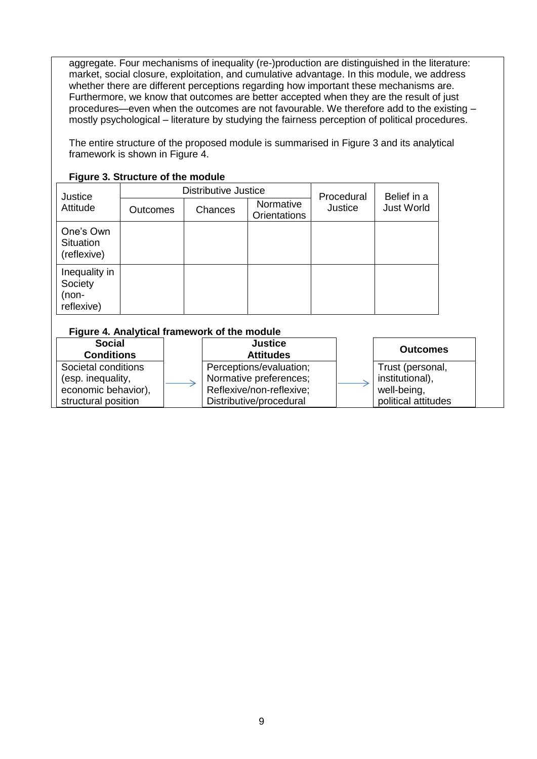aggregate. Four mechanisms of inequality (re-)production are distinguished in the literature: market, social closure, exploitation, and cumulative advantage. In this module, we address whether there are different perceptions regarding how important these mechanisms are. Furthermore, we know that outcomes are better accepted when they are the result of just procedures—even when the outcomes are not favourable. We therefore add to the existing – mostly psychological – literature by studying the fairness perception of political procedures.

The entire structure of the proposed module is summarised in Figure 3 and its analytical framework is shown in Figure 4.

**Figure 3. Structure of the module**

| Justice Attitude | Distributive Justice | | | Procedural Justice | Belief in a Just World |
|---|---|---|---|---|---|
| | Outcomes | Chances | Normative Orientations | | |
| One's Own Situation (reflexive) | | | | | |
| Inequality in Society (non-reflexive) | | | | | |

**Figure 4. Analytical framework of the module**

| Social Conditions | | Justice Attitudes | | Outcomes |
|---|---|---|---|---|
| Societal conditions (esp. inequality, economic behavior), structural position | → | Perceptions/evaluation; Normative preferences; Reflexive/non-reflexive; Distributive/procedural | → | Trust (personal, institutional), well-being, political attitudes |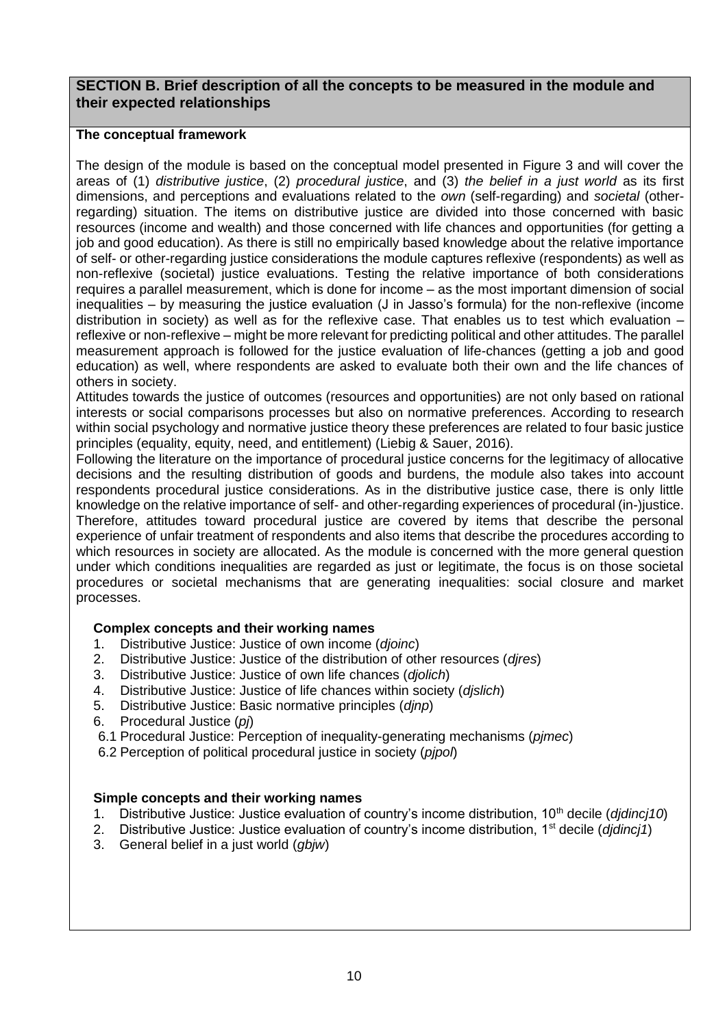## SECTION B. Brief description of all the concepts to be measured in the module and their expected relationships

**The conceptual framework**

The design of the module is based on the conceptual model presented in Figure 3 and will cover the areas of (1) *distributive justice*, (2) *procedural justice*, and (3) *the belief in a just world* as its first dimensions, and perceptions and evaluations related to the *own* (self-regarding) and *societal* (other-regarding) situation. The items on distributive justice are divided into those concerned with basic resources (income and wealth) and those concerned with life chances and opportunities (for getting a job and good education). As there is still no empirically based knowledge about the relative importance of self- or other-regarding justice considerations the module captures reflexive (respondents) as well as non-reflexive (societal) justice evaluations. Testing the relative importance of both considerations requires a parallel measurement, which is done for income – as the most important dimension of social inequalities – by measuring the justice evaluation (J in Jasso's formula) for the non-reflexive (income distribution in society) as well as for the reflexive case. That enables us to test which evaluation – reflexive or non-reflexive – might be more relevant for predicting political and other attitudes. The parallel measurement approach is followed for the justice evaluation of life-chances (getting a job and good education) as well, where respondents are asked to evaluate both their own and the life chances of others in society.

Attitudes towards the justice of outcomes (resources and opportunities) are not only based on rational interests or social comparisons processes but also on normative preferences. According to research within social psychology and normative justice theory these preferences are related to four basic justice principles (equality, equity, need, and entitlement) (Liebig & Sauer, 2016).

Following the literature on the importance of procedural justice concerns for the legitimacy of allocative decisions and the resulting distribution of goods and burdens, the module also takes into account respondents procedural justice considerations. As in the distributive justice case, there is only little knowledge on the relative importance of self- and other-regarding experiences of procedural (in-)justice. Therefore, attitudes toward procedural justice are covered by items that describe the personal experience of unfair treatment of respondents and also items that describe the procedures according to which resources in society are allocated. As the module is concerned with the more general question under which conditions inequalities are regarded as just or legitimate, the focus is on those societal procedures or societal mechanisms that are generating inequalities: social closure and market processes.

**Complex concepts and their working names**

1. Distributive Justice: Justice of own income (*djoinc*)
2. Distributive Justice: Justice of the distribution of other resources (*djres*)
3. Distributive Justice: Justice of own life chances (*djolich*)
4. Distributive Justice: Justice of life chances within society (*djslich*)
5. Distributive Justice: Basic normative principles (*djnp*)
6. Procedural Justice (*pj*)

 6.1 Procedural Justice: Perception of inequality-generating mechanisms (*pjmec*)

 6.2 Perception of political procedural justice in society (*pjpol*)

**Simple concepts and their working names**

1. Distributive Justice: Justice evaluation of country's income distribution, 10th decile (*djdincj10*)
2. Distributive Justice: Justice evaluation of country's income distribution, 1st decile (*djdincj1*)
3. General belief in a just world (*gbjw*)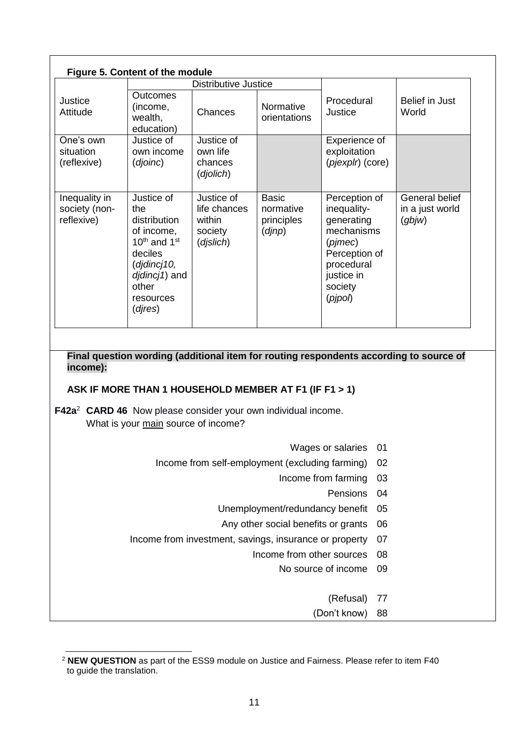**Figure 5. Content of the module**

| Justice Attitude | Distributive Justice | | | Procedural Justice | Belief in Just World |
|---|---|---|---|---|---|
| | Outcomes (income, wealth, education) | Chances | Normative orientations | | |
| One's own situation (reflexive) | Justice of own income (*djoinc*) | Justice of own life chances (*djolich*) | | Experience of exploitation (*pjexplr*) (core) | |
| Inequality in society (non-reflexive) | Justice of the distribution of income, 10th and 1st deciles (*djdincj10, djdincj1*) and other resources (*djres*) | Justice of life chances within society (*djslich*) | Basic normative principles (*djnp*) | Perception of inequality-generating mechanisms (*pjmec*) Perception of procedural justice in society (*pjpol*) | General belief in a just world (*gbjw*) |

**Final question wording (additional item for routing respondents according to source of income):**

**ASK IF MORE THAN 1 HOUSEHOLD MEMBER AT F1 (IF F1 > 1)**

**F42a**[2] **CARD 46** Now please consider your own individual income.
What is your <u>main</u> source of income?

| | |
|---|---|
| Wages or salaries | 01 |
| Income from self-employment (excluding farming) | 02 |
| Income from farming | 03 |
| Pensions | 04 |
| Unemployment/redundancy benefit | 05 |
| Any other social benefits or grants | 06 |
| Income from investment, savings, insurance or property | 07 |
| Income from other sources | 08 |
| No source of income | 09 |
| (Refusal) | 77 |
| (Don't know) | 88 |

[2] **NEW QUESTION** as part of the ESS9 module on Justice and Fairness. Please refer to item F40 to guide the translation.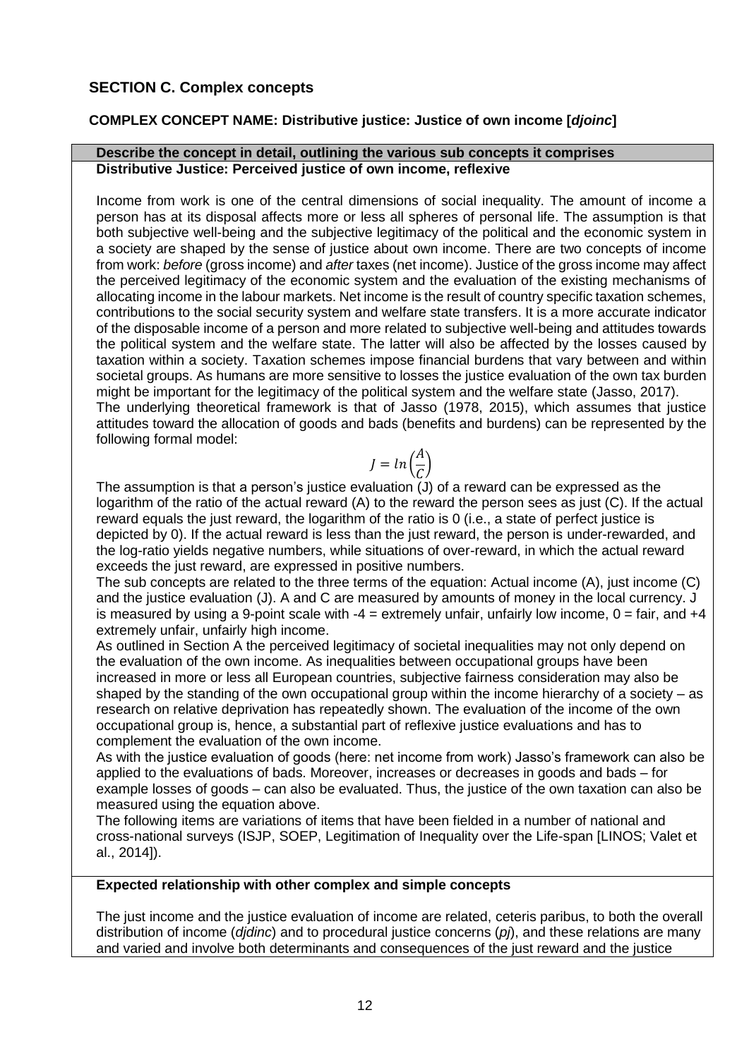## SECTION C. Complex concepts

### COMPLEX CONCEPT NAME: Distributive justice: Justice of own income [*djoinc*]

**Describe the concept in detail, outlining the various sub concepts it comprises**

**Distributive Justice: Perceived justice of own income, reflexive**

Income from work is one of the central dimensions of social inequality. The amount of income a person has at its disposal affects more or less all spheres of personal life. The assumption is that both subjective well-being and the subjective legitimacy of the political and the economic system in a society are shaped by the sense of justice about own income. There are two concepts of income from work: *before* (gross income) and *after* taxes (net income). Justice of the gross income may affect the perceived legitimacy of the economic system and the evaluation of the existing mechanisms of allocating income in the labour markets. Net income is the result of country specific taxation schemes, contributions to the social security system and welfare state transfers. It is a more accurate indicator of the disposable income of a person and more related to subjective well-being and attitudes towards the political system and the welfare state. The latter will also be affected by the losses caused by taxation within a society. Taxation schemes impose financial burdens that vary between and within societal groups. As humans are more sensitive to losses the justice evaluation of the own tax burden might be important for the legitimacy of the political system and the welfare state (Jasso, 2017).

The underlying theoretical framework is that of Jasso (1978, 2015), which assumes that justice attitudes toward the allocation of goods and bads (benefits and burdens) can be represented by the following formal model:

$$J = ln\left(\frac{A}{C}\right)$$

The assumption is that a person's justice evaluation (J) of a reward can be expressed as the logarithm of the ratio of the actual reward (A) to the reward the person sees as just (C). If the actual reward equals the just reward, the logarithm of the ratio is 0 (i.e., a state of perfect justice is depicted by 0). If the actual reward is less than the just reward, the person is under-rewarded, and the log-ratio yields negative numbers, while situations of over-reward, in which the actual reward exceeds the just reward, are expressed in positive numbers.

The sub concepts are related to the three terms of the equation: Actual income (A), just income (C) and the justice evaluation (J). A and C are measured by amounts of money in the local currency. J is measured by using a 9-point scale with -4 = extremely unfair, unfairly low income, 0 = fair, and +4 extremely unfair, unfairly high income.

As outlined in Section A the perceived legitimacy of societal inequalities may not only depend on the evaluation of the own income. As inequalities between occupational groups have been increased in more or less all European countries, subjective fairness consideration may also be shaped by the standing of the own occupational group within the income hierarchy of a society – as research on relative deprivation has repeatedly shown. The evaluation of the income of the own occupational group is, hence, a substantial part of reflexive justice evaluations and has to complement the evaluation of the own income.

As with the justice evaluation of goods (here: net income from work) Jasso's framework can also be applied to the evaluations of bads. Moreover, increases or decreases in goods and bads – for example losses of goods – can also be evaluated. Thus, the justice of the own taxation can also be measured using the equation above.

The following items are variations of items that have been fielded in a number of national and cross-national surveys (ISJP, SOEP, Legitimation of Inequality over the Life-span [LINOS; Valet et al., 2014]).

**Expected relationship with other complex and simple concepts**

The just income and the justice evaluation of income are related, ceteris paribus, to both the overall distribution of income (*djdinc*) and to procedural justice concerns (*pj*), and these relations are many and varied and involve both determinants and consequences of the just reward and the justice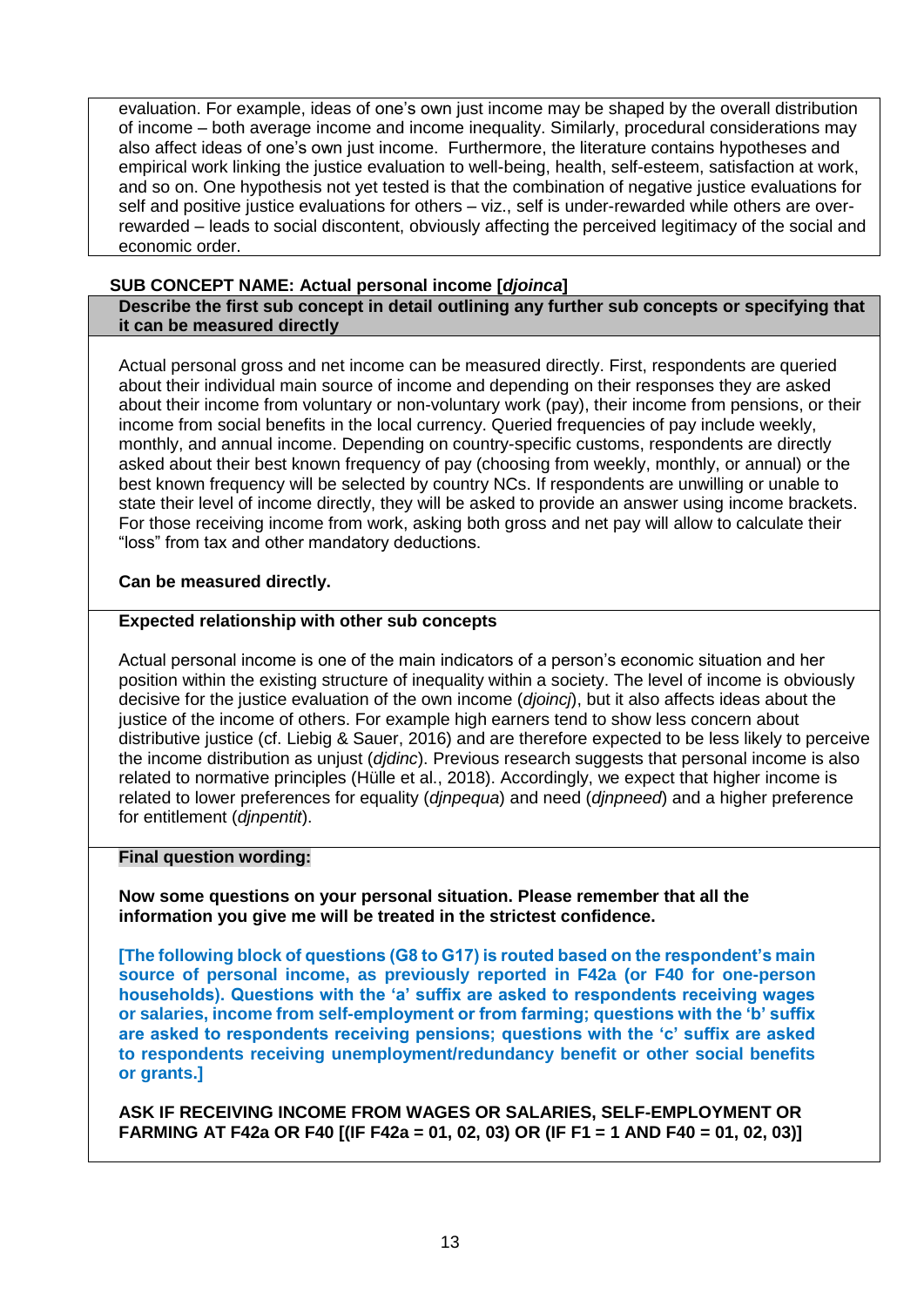evaluation. For example, ideas of one's own just income may be shaped by the overall distribution of income – both average income and income inequality. Similarly, procedural considerations may also affect ideas of one's own just income. Furthermore, the literature contains hypotheses and empirical work linking the justice evaluation to well-being, health, self-esteem, satisfaction at work, and so on. One hypothesis not yet tested is that the combination of negative justice evaluations for self and positive justice evaluations for others – viz., self is under-rewarded while others are over-rewarded – leads to social discontent, obviously affecting the perceived legitimacy of the social and economic order.

**SUB CONCEPT NAME: Actual personal income [*djoinca*]**

**Describe the first sub concept in detail outlining any further sub concepts or specifying that it can be measured directly**

Actual personal gross and net income can be measured directly. First, respondents are queried about their individual main source of income and depending on their responses they are asked about their income from voluntary or non-voluntary work (pay), their income from pensions, or their income from social benefits in the local currency. Queried frequencies of pay include weekly, monthly, and annual income. Depending on country-specific customs, respondents are directly asked about their best known frequency of pay (choosing from weekly, monthly, or annual) or the best known frequency will be selected by country NCs. If respondents are unwilling or unable to state their level of income directly, they will be asked to provide an answer using income brackets. For those receiving income from work, asking both gross and net pay will allow to calculate their "loss" from tax and other mandatory deductions.

**Can be measured directly.**

**Expected relationship with other sub concepts**

Actual personal income is one of the main indicators of a person's economic situation and her position within the existing structure of inequality within a society. The level of income is obviously decisive for the justice evaluation of the own income (*djoincj*), but it also affects ideas about the justice of the income of others. For example high earners tend to show less concern about distributive justice (cf. Liebig & Sauer, 2016) and are therefore expected to be less likely to perceive the income distribution as unjust (*djdinc*). Previous research suggests that personal income is also related to normative principles (Hülle et al., 2018). Accordingly, we expect that higher income is related to lower preferences for equality (*djnpequa*) and need (*djnpneed*) and a higher preference for entitlement (*djnpentit*).

**Final question wording:**

**Now some questions on your personal situation. Please remember that all the information you give me will be treated in the strictest confidence.**

**[The following block of questions (G8 to G17) is routed based on the respondent's main source of personal income, as previously reported in F42a (or F40 for one-person households). Questions with the 'a' suffix are asked to respondents receiving wages or salaries, income from self-employment or from farming; questions with the 'b' suffix are asked to respondents receiving pensions; questions with the 'c' suffix are asked to respondents receiving unemployment/redundancy benefit or other social benefits or grants.]**

**ASK IF RECEIVING INCOME FROM WAGES OR SALARIES, SELF-EMPLOYMENT OR FARMING AT F42a OR F40 [(IF F42a = 01, 02, 03) OR (IF F1 = 1 AND F40 = 01, 02, 03)]**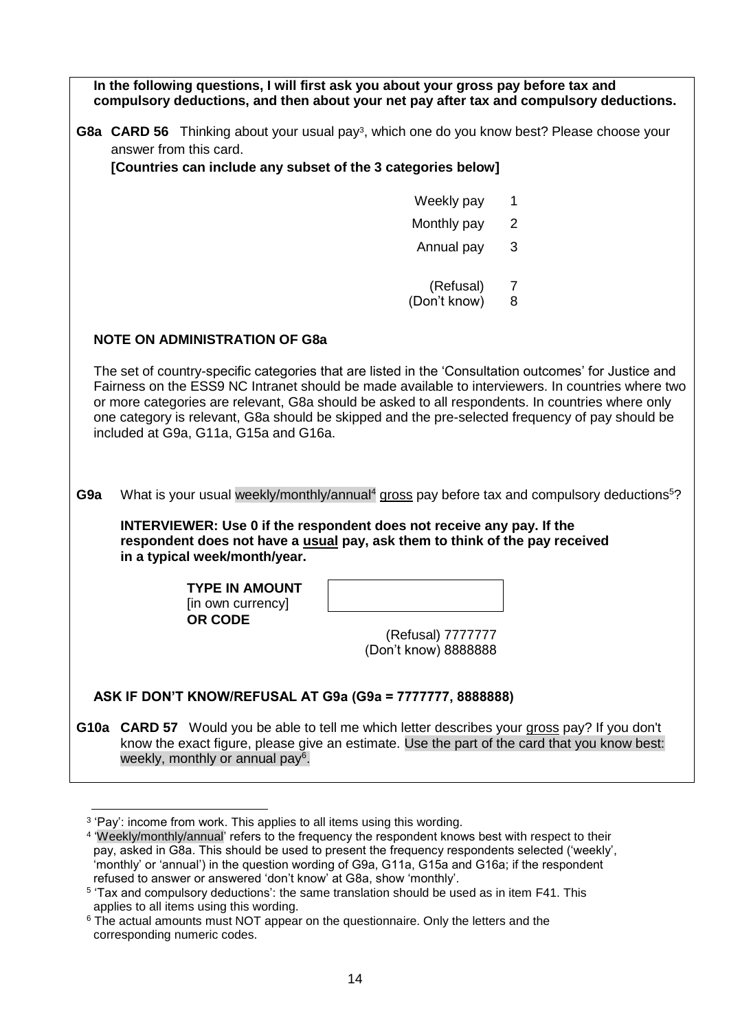**In the following questions, I will first ask you about your gross pay before tax and compulsory deductions, and then about your net pay after tax and compulsory deductions.**

**G8a** **CARD 56** Thinking about your usual pay[3], which one do you know best? Please choose your answer from this card.

**[Countries can include any subset of the 3 categories below]**

| | |
|---|---|
| Weekly pay | 1 |
| Monthly pay | 2 |
| Annual pay | 3 |
| (Refusal) | 7 |
| (Don't know) | 8 |

**NOTE ON ADMINISTRATION OF G8a**

The set of country-specific categories that are listed in the 'Consultation outcomes' for Justice and Fairness on the ESS9 NC Intranet should be made available to interviewers. In countries where two or more categories are relevant, G8a should be asked to all respondents. In countries where only one category is relevant, G8a should be skipped and the pre-selected frequency of pay should be included at G9a, G11a, G15a and G16a.

**G9a** What is your usual weekly/monthly/annual[4] <u>gross</u> pay before tax and compulsory deductions[5]?

**INTERVIEWER: Use 0 if the respondent does not receive any pay. If the respondent does not have a <u>usual</u> pay, ask them to think of the pay received in a typical week/month/year.**

**TYPE IN AMOUNT** [in own currency] **OR CODE**

(Refusal) 7777777
(Don't know) 8888888

**ASK IF DON'T KNOW/REFUSAL AT G9a (G9a = 7777777, 8888888)**

**G10a** **CARD 57** Would you be able to tell me which letter describes your <u>gross</u> pay? If you don't know the exact figure, please give an estimate. Use the part of the card that you know best: weekly, monthly or annual pay[6].

---

[3] 'Pay': income from work. This applies to all items using this wording.

[4] 'Weekly/monthly/annual' refers to the frequency the respondent knows best with respect to their pay, asked in G8a. This should be used to present the frequency respondents selected ('weekly', 'monthly' or 'annual') in the question wording of G9a, G11a, G15a and G16a; if the respondent refused to answer or answered 'don't know' at G8a, show 'monthly'.

[5] 'Tax and compulsory deductions': the same translation should be used as in item F41. This applies to all items using this wording.

[6] The actual amounts must NOT appear on the questionnaire. Only the letters and the corresponding numeric codes.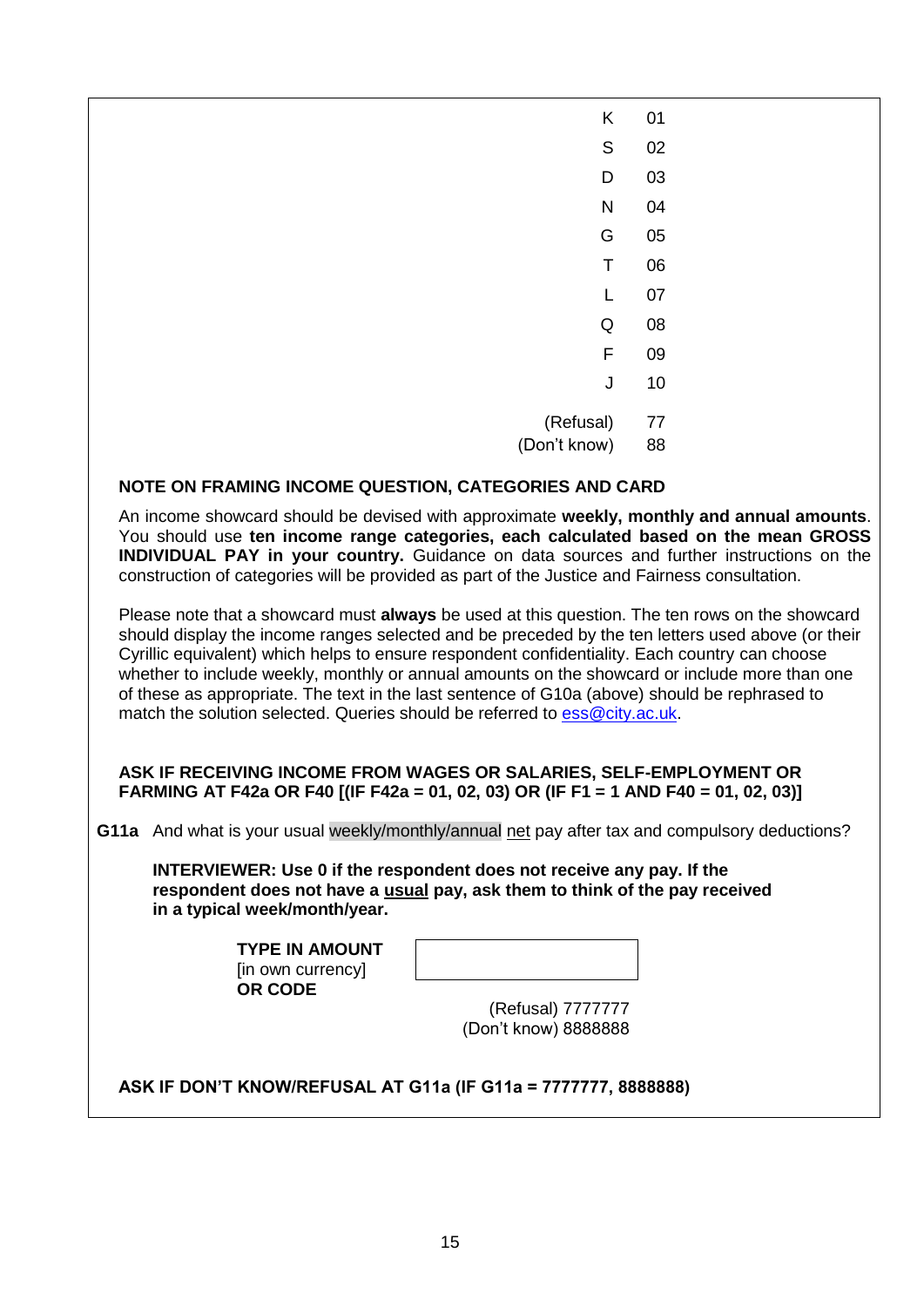| | |
|---|---|
| K | 01 |
| S | 02 |
| D | 03 |
| N | 04 |
| G | 05 |
| T | 06 |
| L | 07 |
| Q | 08 |
| F | 09 |
| J | 10 |
| (Refusal) | 77 |
| (Don't know) | 88 |

**NOTE ON FRAMING INCOME QUESTION, CATEGORIES AND CARD**

An income showcard should be devised with approximate **weekly, monthly and annual amounts**. You should use **ten income range categories, each calculated based on the mean GROSS INDIVIDUAL PAY in your country.** Guidance on data sources and further instructions on the construction of categories will be provided as part of the Justice and Fairness consultation.

Please note that a showcard must **always** be used at this question. The ten rows on the showcard should display the income ranges selected and be preceded by the ten letters used above (or their Cyrillic equivalent) which helps to ensure respondent confidentiality. Each country can choose whether to include weekly, monthly or annual amounts on the showcard or include more than one of these as appropriate. The text in the last sentence of G10a (above) should be rephrased to match the solution selected. Queries should be referred to ess@city.ac.uk.

**ASK IF RECEIVING INCOME FROM WAGES OR SALARIES, SELF-EMPLOYMENT OR FARMING AT F42a OR F40 [(IF F42a = 01, 02, 03) OR (IF F1 = 1 AND F40 = 01, 02, 03)]**

**G11a** And what is your usual weekly/monthly/annual net pay after tax and compulsory deductions?

**INTERVIEWER: Use 0 if the respondent does not receive any pay. If the respondent does not have a usual pay, ask them to think of the pay received in a typical week/month/year.**

**TYPE IN AMOUNT**
[in own currency]
**OR CODE**

(Refusal) 7777777
(Don't know) 8888888

**ASK IF DON'T KNOW/REFUSAL AT G11a (IF G11a = 7777777, 8888888)**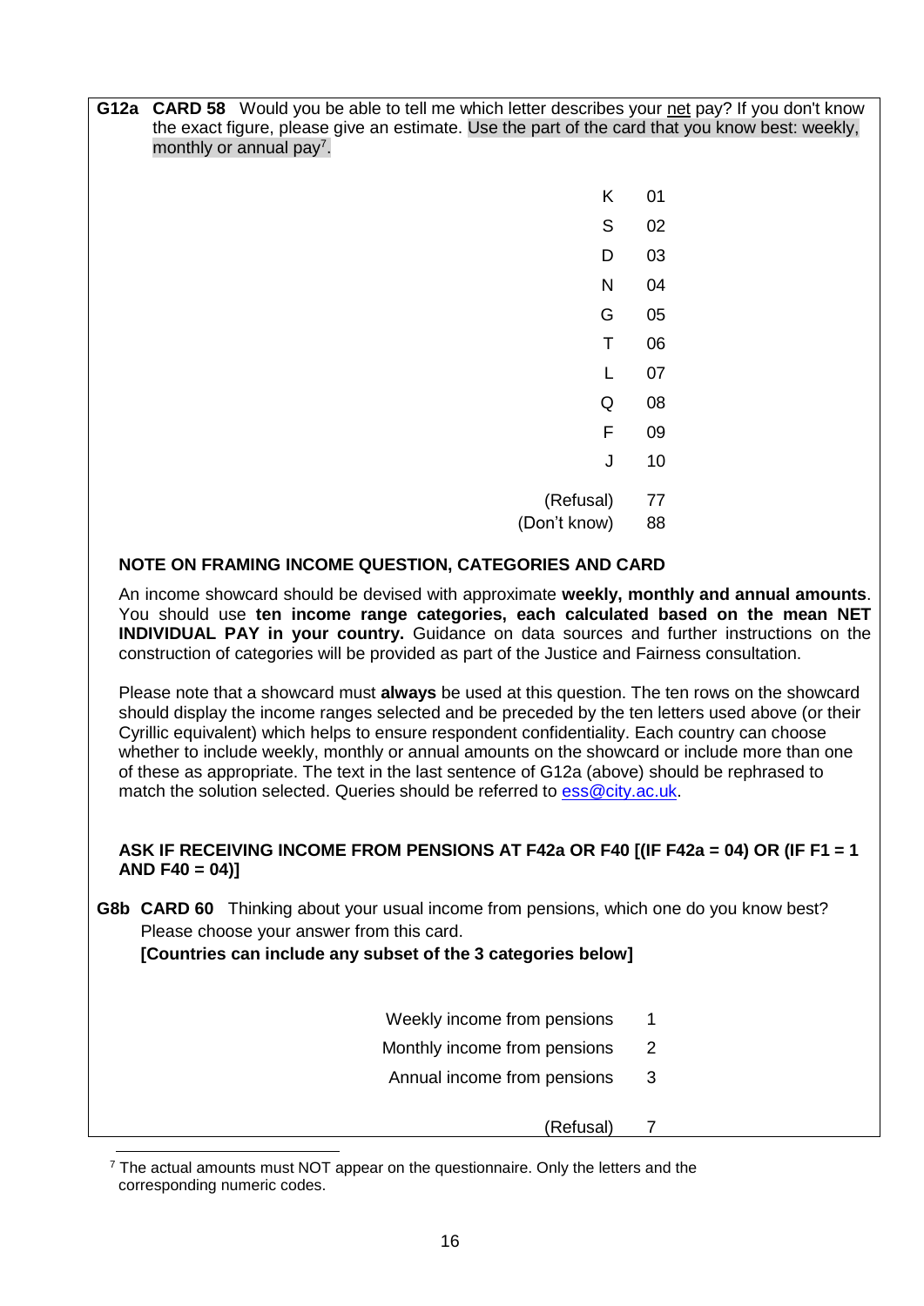**G12a** **CARD 58** Would you be able to tell me which letter describes your net pay? If you don't know the exact figure, please give an estimate. Use the part of the card that you know best: weekly, monthly or annual pay[7].

| | |
|---|---|
| K | 01 |
| S | 02 |
| D | 03 |
| N | 04 |
| G | 05 |
| T | 06 |
| L | 07 |
| Q | 08 |
| F | 09 |
| J | 10 |
| (Refusal) | 77 |
| (Don't know) | 88 |

**NOTE ON FRAMING INCOME QUESTION, CATEGORIES AND CARD**

An income showcard should be devised with approximate **weekly, monthly and annual amounts**. You should use **ten income range categories, each calculated based on the mean NET INDIVIDUAL PAY in your country.** Guidance on data sources and further instructions on the construction of categories will be provided as part of the Justice and Fairness consultation.

Please note that a showcard must **always** be used at this question. The ten rows on the showcard should display the income ranges selected and be preceded by the ten letters used above (or their Cyrillic equivalent) which helps to ensure respondent confidentiality. Each country can choose whether to include weekly, monthly or annual amounts on the showcard or include more than one of these as appropriate. The text in the last sentence of G12a (above) should be rephrased to match the solution selected. Queries should be referred to ess@city.ac.uk.

**ASK IF RECEIVING INCOME FROM PENSIONS AT F42a OR F40 [(IF F42a = 04) OR (IF F1 = 1 AND F40 = 04)]**

**G8b** **CARD 60** Thinking about your usual income from pensions, which one do you know best? Please choose your answer from this card.
**[Countries can include any subset of the 3 categories below]**

| | |
|---|---|
| Weekly income from pensions | 1 |
| Monthly income from pensions | 2 |
| Annual income from pensions | 3 |
| (Refusal) | 7 |

[7] The actual amounts must NOT appear on the questionnaire. Only the letters and the corresponding numeric codes.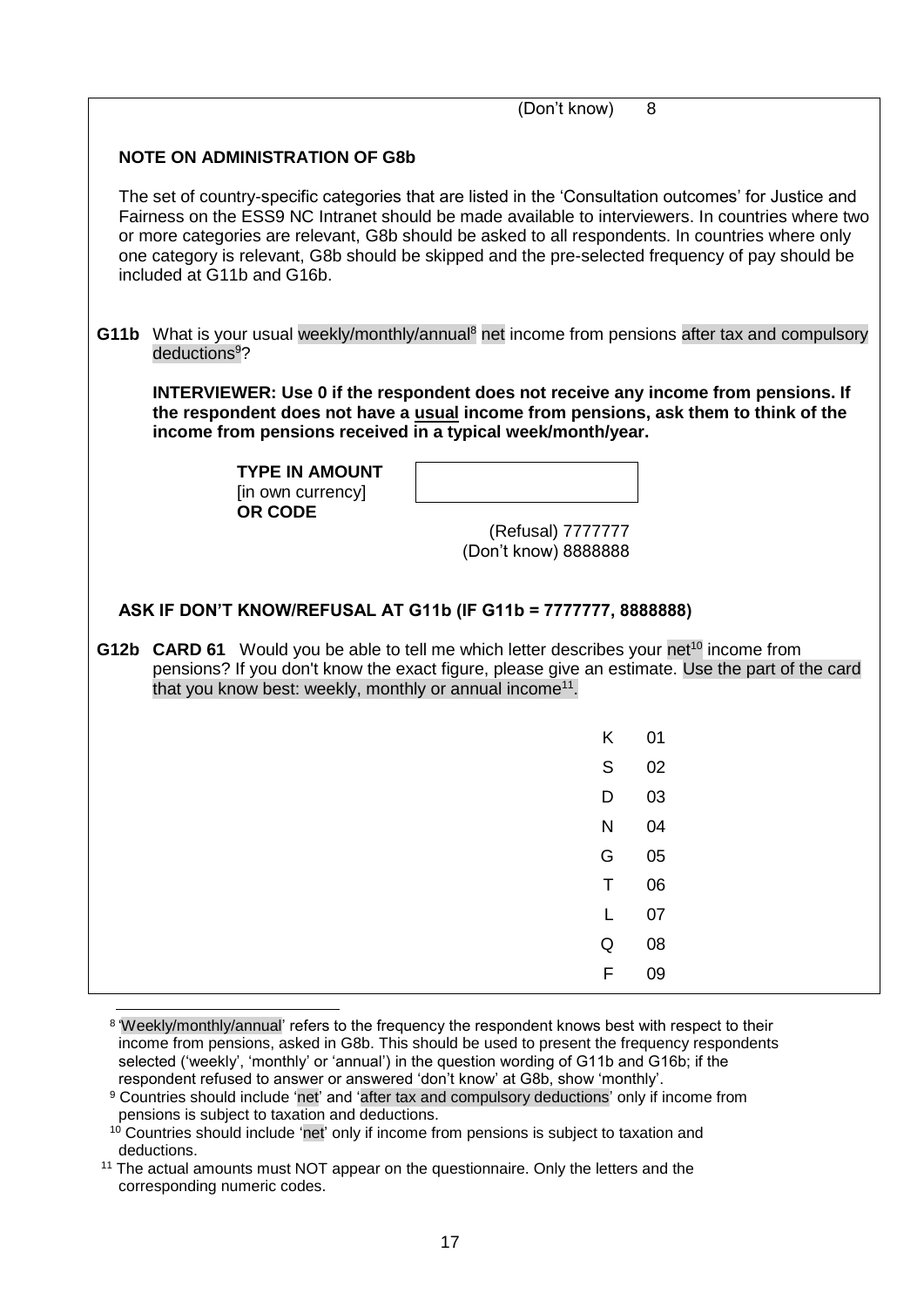(Don't know) 8

**NOTE ON ADMINISTRATION OF G8b**

The set of country-specific categories that are listed in the 'Consultation outcomes' for Justice and Fairness on the ESS9 NC Intranet should be made available to interviewers. In countries where two or more categories are relevant, G8b should be asked to all respondents. In countries where only one category is relevant, G8b should be skipped and the pre-selected frequency of pay should be included at G11b and G16b.

**G11b** What is your usual weekly/monthly/annual[8] net income from pensions after tax and compulsory deductions[9]?

**INTERVIEWER: Use 0 if the respondent does not receive any income from pensions. If the respondent does not have a usual income from pensions, ask them to think of the income from pensions received in a typical week/month/year.**

**TYPE IN AMOUNT** [in own currency] **OR CODE**

(Refusal) 7777777
(Don't know) 8888888

**ASK IF DON'T KNOW/REFUSAL AT G11b (IF G11b = 7777777, 8888888)**

**G12b** **CARD 61** Would you be able to tell me which letter describes your net[10] income from pensions? If you don't know the exact figure, please give an estimate. Use the part of the card that you know best: weekly, monthly or annual income[11].

| | |
|---|---|
| K | 01 |
| S | 02 |
| D | 03 |
| N | 04 |
| G | 05 |
| T | 06 |
| L | 07 |
| Q | 08 |
| F | 09 |

[8] 'Weekly/monthly/annual' refers to the frequency the respondent knows best with respect to their income from pensions, asked in G8b. This should be used to present the frequency respondents selected ('weekly', 'monthly' or 'annual') in the question wording of G11b and G16b; if the respondent refused to answer or answered 'don't know' at G8b, show 'monthly'.

[9] Countries should include 'net' and 'after tax and compulsory deductions' only if income from pensions is subject to taxation and deductions.

[10] Countries should include 'net' only if income from pensions is subject to taxation and deductions.

[11] The actual amounts must NOT appear on the questionnaire. Only the letters and the corresponding numeric codes.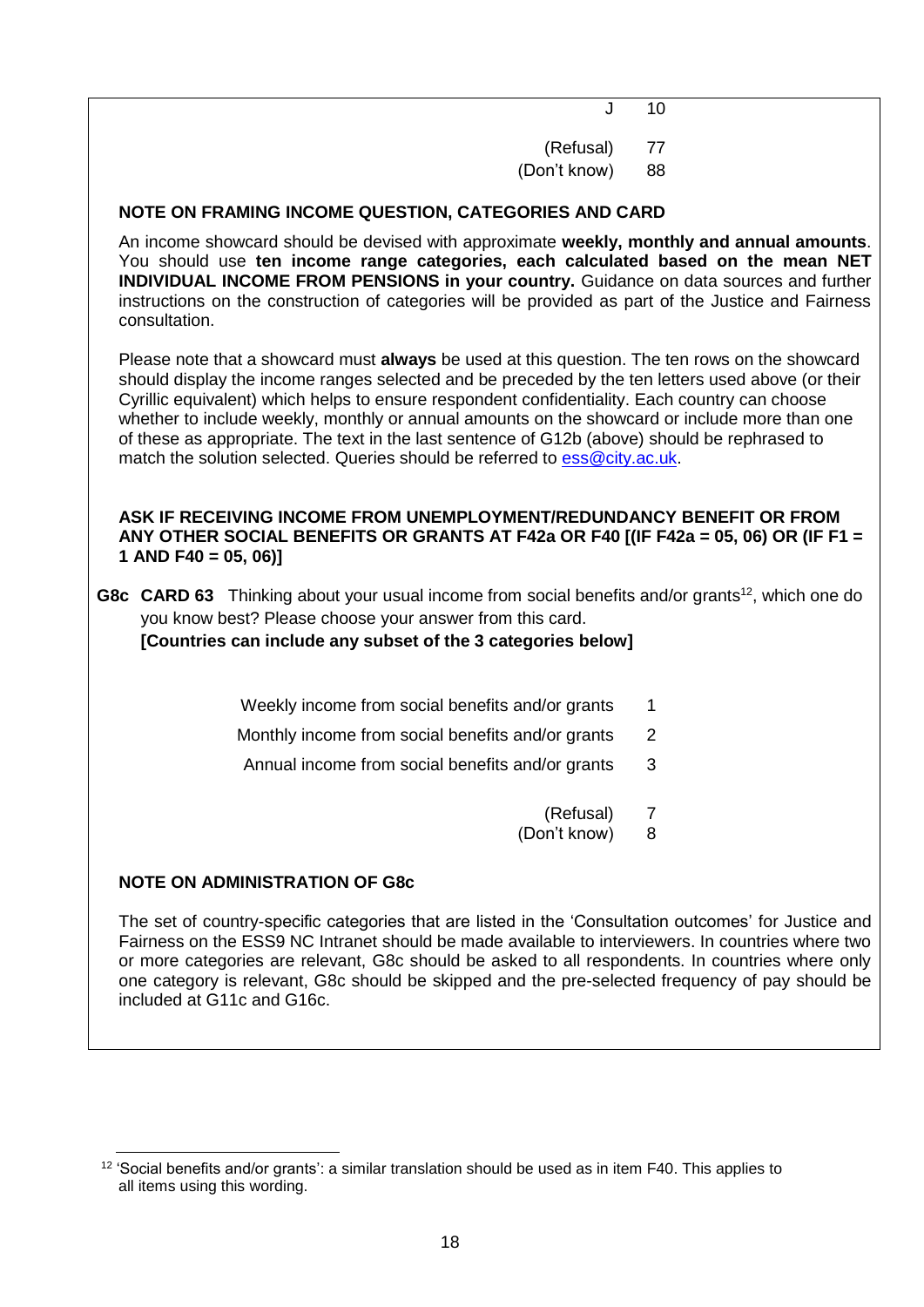| | |
|---|---|
| J | 10 |
| (Refusal) | 77 |
| (Don't know) | 88 |

**NOTE ON FRAMING INCOME QUESTION, CATEGORIES AND CARD**

An income showcard should be devised with approximate **weekly, monthly and annual amounts**. You should use **ten income range categories, each calculated based on the mean NET INDIVIDUAL INCOME FROM PENSIONS in your country.** Guidance on data sources and further instructions on the construction of categories will be provided as part of the Justice and Fairness consultation.

Please note that a showcard must **always** be used at this question. The ten rows on the showcard should display the income ranges selected and be preceded by the ten letters used above (or their Cyrillic equivalent) which helps to ensure respondent confidentiality. Each country can choose whether to include weekly, monthly or annual amounts on the showcard or include more than one of these as appropriate. The text in the last sentence of G12b (above) should be rephrased to match the solution selected. Queries should be referred to ess@city.ac.uk.

**ASK IF RECEIVING INCOME FROM UNEMPLOYMENT/REDUNDANCY BENEFIT OR FROM ANY OTHER SOCIAL BENEFITS OR GRANTS AT F42a OR F40 [(IF F42a = 05, 06) OR (IF F1 = 1 AND F40 = 05, 06)]**

**G8c CARD 63** Thinking about your usual income from social benefits and/or grants[12], which one do you know best? Please choose your answer from this card.
**[Countries can include any subset of the 3 categories below]**

| | |
|---|---|
| Weekly income from social benefits and/or grants | 1 |
| Monthly income from social benefits and/or grants | 2 |
| Annual income from social benefits and/or grants | 3 |
| (Refusal) | 7 |
| (Don't know) | 8 |

**NOTE ON ADMINISTRATION OF G8c**

The set of country-specific categories that are listed in the 'Consultation outcomes' for Justice and Fairness on the ESS9 NC Intranet should be made available to interviewers. In countries where two or more categories are relevant, G8c should be asked to all respondents. In countries where only one category is relevant, G8c should be skipped and the pre-selected frequency of pay should be included at G11c and G16c.

[12] 'Social benefits and/or grants': a similar translation should be used as in item F40. This applies to all items using this wording.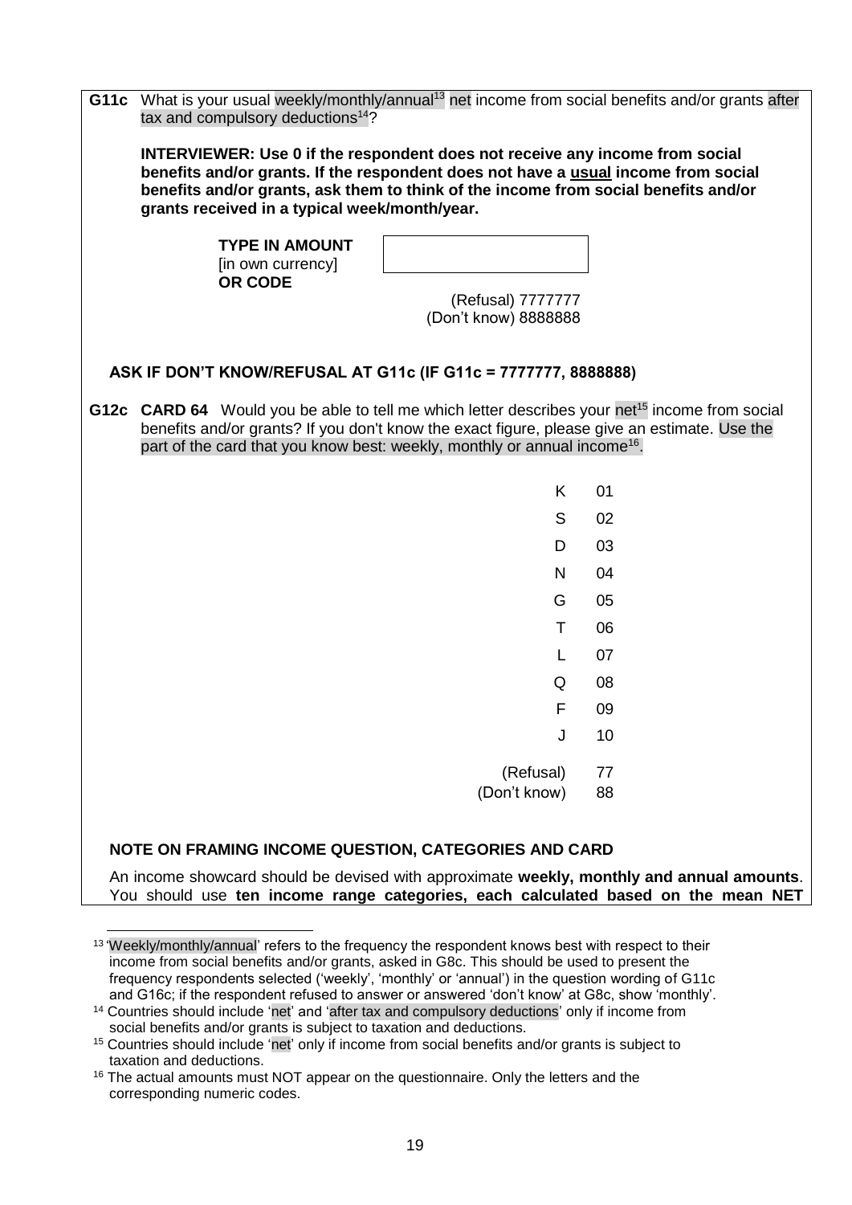**G11c** What is your usual weekly/monthly/annual[13] net income from social benefits and/or grants after tax and compulsory deductions[14]?

**INTERVIEWER: Use 0 if the respondent does not receive any income from social benefits and/or grants. If the respondent does not have a usual income from social benefits and/or grants, ask them to think of the income from social benefits and/or grants received in a typical week/month/year.**

**TYPE IN AMOUNT** [in own currency] **OR CODE**

(Refusal) 7777777
(Don't know) 8888888

**ASK IF DON'T KNOW/REFUSAL AT G11c (IF G11c = 7777777, 8888888)**

**G12c CARD 64** Would you be able to tell me which letter describes your net[15] income from social benefits and/or grants? If you don't know the exact figure, please give an estimate. Use the part of the card that you know best: weekly, monthly or annual income[16].

| | |
|---|---|
| K | 01 |
| S | 02 |
| D | 03 |
| N | 04 |
| G | 05 |
| T | 06 |
| L | 07 |
| Q | 08 |
| F | 09 |
| J | 10 |
| (Refusal) | 77 |
| (Don't know) | 88 |

**NOTE ON FRAMING INCOME QUESTION, CATEGORIES AND CARD**

An income showcard should be devised with approximate **weekly, monthly and annual amounts**. You should use **ten income range categories, each calculated based on the mean NET**

---

[13] 'Weekly/monthly/annual' refers to the frequency the respondent knows best with respect to their income from social benefits and/or grants, asked in G8c. This should be used to present the frequency respondents selected ('weekly', 'monthly' or 'annual') in the question wording of G11c and G16c; if the respondent refused to answer or answered 'don't know' at G8c, show 'monthly'.

[14] Countries should include 'net' and 'after tax and compulsory deductions' only if income from social benefits and/or grants is subject to taxation and deductions.

[15] Countries should include 'net' only if income from social benefits and/or grants is subject to taxation and deductions.

[16] The actual amounts must NOT appear on the questionnaire. Only the letters and the corresponding numeric codes.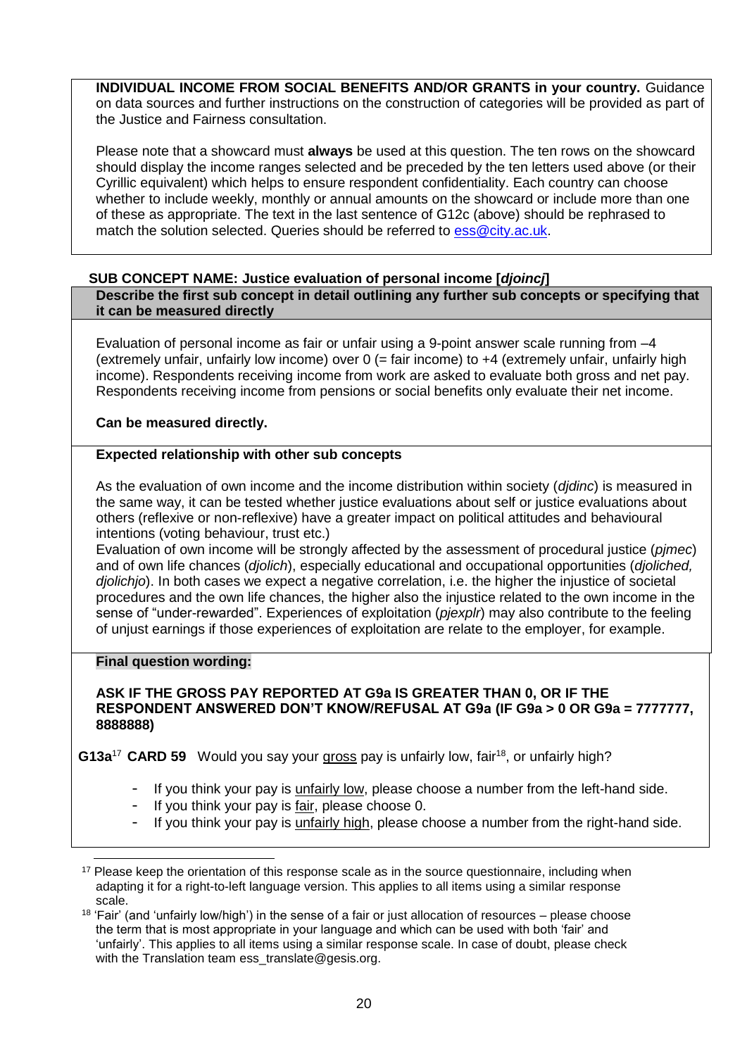**INDIVIDUAL INCOME FROM SOCIAL BENEFITS AND/OR GRANTS in your country.** Guidance on data sources and further instructions on the construction of categories will be provided as part of the Justice and Fairness consultation.

Please note that a showcard must **always** be used at this question. The ten rows on the showcard should display the income ranges selected and be preceded by the ten letters used above (or their Cyrillic equivalent) which helps to ensure respondent confidentiality. Each country can choose whether to include weekly, monthly or annual amounts on the showcard or include more than one of these as appropriate. The text in the last sentence of G12c (above) should be rephrased to match the solution selected. Queries should be referred to ess@city.ac.uk.

**SUB CONCEPT NAME: Justice evaluation of personal income [*djoincj*]**

**Describe the first sub concept in detail outlining any further sub concepts or specifying that it can be measured directly**

Evaluation of personal income as fair or unfair using a 9-point answer scale running from –4 (extremely unfair, unfairly low income) over 0 (= fair income) to +4 (extremely unfair, unfairly high income). Respondents receiving income from work are asked to evaluate both gross and net pay. Respondents receiving income from pensions or social benefits only evaluate their net income.

**Can be measured directly.**

**Expected relationship with other sub concepts**

As the evaluation of own income and the income distribution within society (*djdinc*) is measured in the same way, it can be tested whether justice evaluations about self or justice evaluations about others (reflexive or non-reflexive) have a greater impact on political attitudes and behavioural intentions (voting behaviour, trust etc.)

Evaluation of own income will be strongly affected by the assessment of procedural justice (*pjmec*) and of own life chances (*djolich*), especially educational and occupational opportunities (*djoliched, djolichjo*). In both cases we expect a negative correlation, i.e. the higher the injustice of societal procedures and the own life chances, the higher also the injustice related to the own income in the sense of "under-rewarded". Experiences of exploitation (*pjexplr*) may also contribute to the feeling of unjust earnings if those experiences of exploitation are relate to the employer, for example.

**Final question wording:**

**ASK IF THE GROSS PAY REPORTED AT G9a IS GREATER THAN 0, OR IF THE RESPONDENT ANSWERED DON'T KNOW/REFUSAL AT G9a (IF G9a > 0 OR G9a = 7777777, 8888888)**

**G13a**[17] **CARD 59** Would you say your gross pay is unfairly low, fair[18], or unfairly high?

- If you think your pay is unfairly low, please choose a number from the left-hand side.
- If you think your pay is fair, please choose 0.
- If you think your pay is unfairly high, please choose a number from the right-hand side.

---

[17] Please keep the orientation of this response scale as in the source questionnaire, including when adapting it for a right-to-left language version. This applies to all items using a similar response scale.

[18] 'Fair' (and 'unfairly low/high') in the sense of a fair or just allocation of resources – please choose the term that is most appropriate in your language and which can be used with both 'fair' and 'unfairly'. This applies to all items using a similar response scale. In case of doubt, please check with the Translation team ess_translate@gesis.org.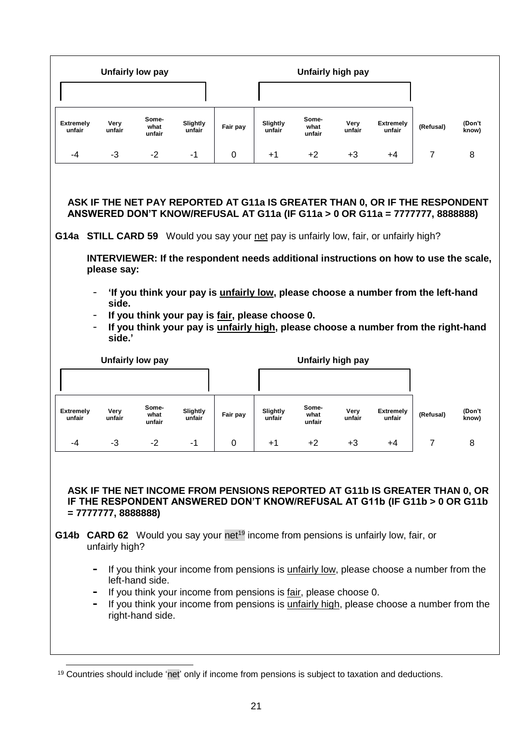| Unfairly low pay | | | | | Unfairly high pay | | | | | |
|---|---|---|---|---|---|---|---|---|---|---|
| **Extremely unfair** | **Very unfair** | **Some-what unfair** | **Slightly unfair** | **Fair pay** | **Slightly unfair** | **Some-what unfair** | **Very unfair** | **Extremely unfair** | **(Refusal)** | **(Don't know)** |
| -4 | -3 | -2 | -1 | 0 | +1 | +2 | +3 | +4 | 7 | 8 |

**ASK IF THE NET PAY REPORTED AT G11a IS GREATER THAN 0, OR IF THE RESPONDENT ANSWERED DON'T KNOW/REFUSAL AT G11a (IF G11a > 0 OR G11a = 7777777, 8888888)**

**G14a STILL CARD 59** Would you say your net pay is unfairly low, fair, or unfairly high?

**INTERVIEWER: If the respondent needs additional instructions on how to use the scale, please say:**

- **'If you think your pay is unfairly low, please choose a number from the left-hand side.**
- **If you think your pay is fair, please choose 0.**
- **If you think your pay is unfairly high, please choose a number from the right-hand side.'**

| Unfairly low pay | | | | | Unfairly high pay | | | | | |
|---|---|---|---|---|---|---|---|---|---|---|
| **Extremely unfair** | **Very unfair** | **Some-what unfair** | **Slightly unfair** | **Fair pay** | **Slightly unfair** | **Some-what unfair** | **Very unfair** | **Extremely unfair** | **(Refusal)** | **(Don't know)** |
| -4 | -3 | -2 | -1 | 0 | +1 | +2 | +3 | +4 | 7 | 8 |

**ASK IF THE NET INCOME FROM PENSIONS REPORTED AT G11b IS GREATER THAN 0, OR IF THE RESPONDENT ANSWERED DON'T KNOW/REFUSAL AT G11b (IF G11b > 0 OR G11b = 7777777, 8888888)**

**G14b CARD 62** Would you say your net[19] income from pensions is unfairly low, fair, or unfairly high?

- If you think your income from pensions is unfairly low, please choose a number from the left-hand side.
- If you think your income from pensions is fair, please choose 0.
- If you think your income from pensions is unfairly high, please choose a number from the right-hand side.

[19] Countries should include 'net' only if income from pensions is subject to taxation and deductions.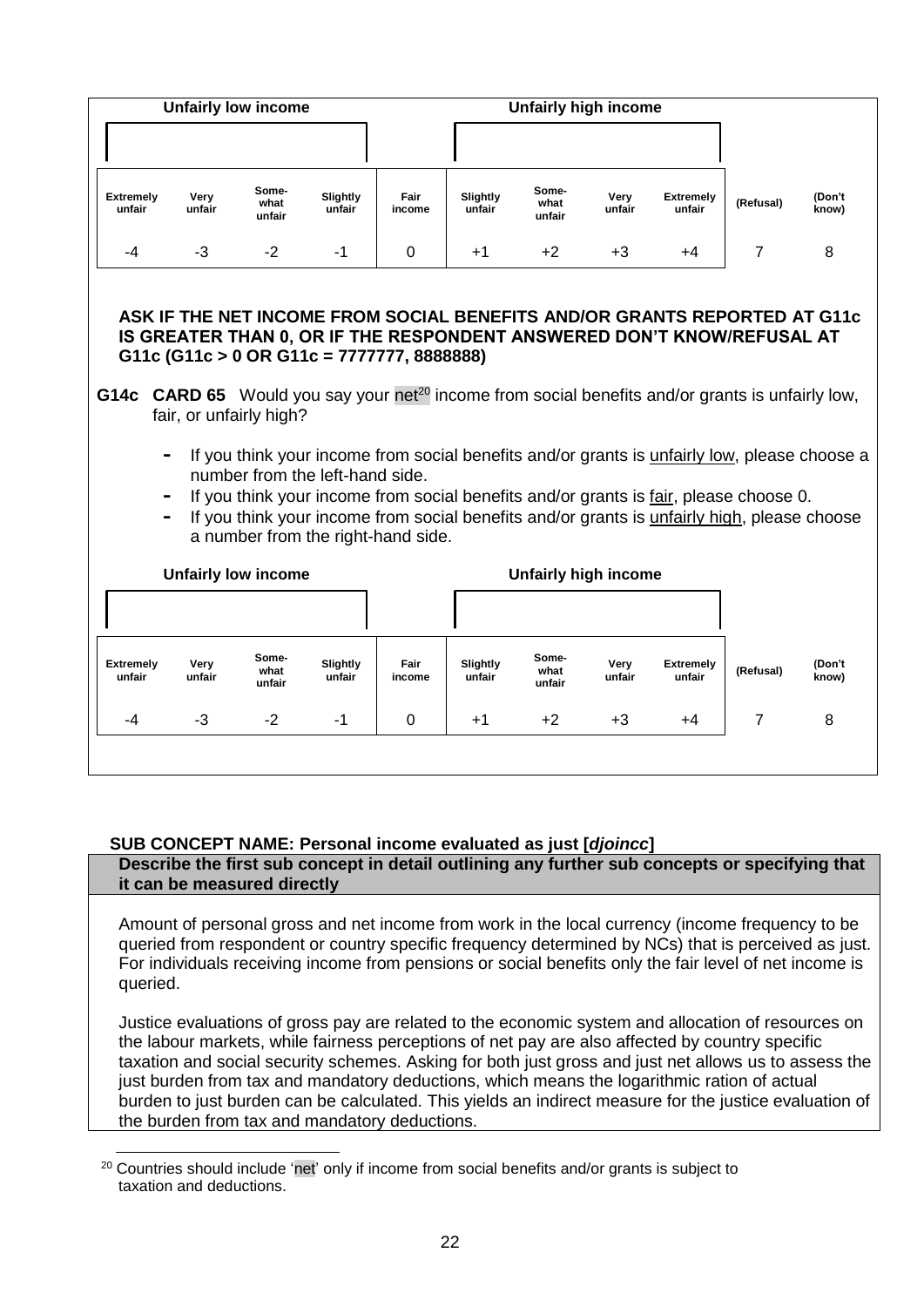| Unfairly low income | | | | | Unfairly high income | | | | | |
|---|---|---|---|---|---|---|---|---|---|---|
| Extremely unfair | Very unfair | Some-what unfair | Slightly unfair | Fair income | Slightly unfair | Some-what unfair | Very unfair | Extremely unfair | (Refusal) | (Don't know) |
| -4 | -3 | -2 | -1 | 0 | +1 | +2 | +3 | +4 | 7 | 8 |

**ASK IF THE NET INCOME FROM SOCIAL BENEFITS AND/OR GRANTS REPORTED AT G11c IS GREATER THAN 0, OR IF THE RESPONDENT ANSWERED DON'T KNOW/REFUSAL AT G11c (G11c > 0 OR G11c = 7777777, 8888888)**

**G14c CARD 65** Would you say your net[20] income from social benefits and/or grants is unfairly low, fair, or unfairly high?

- If you think your income from social benefits and/or grants is unfairly low, please choose a number from the left-hand side.
- If you think your income from social benefits and/or grants is fair, please choose 0.
- If you think your income from social benefits and/or grants is unfairly high, please choose a number from the right-hand side.

| Unfairly low income | | | | | Unfairly high income | | | | | |
|---|---|---|---|---|---|---|---|---|---|---|
| Extremely unfair | Very unfair | Some-what unfair | Slightly unfair | Fair income | Slightly unfair | Some-what unfair | Very unfair | Extremely unfair | (Refusal) | (Don't know) |
| -4 | -3 | -2 | -1 | 0 | +1 | +2 | +3 | +4 | 7 | 8 |

**SUB CONCEPT NAME: Personal income evaluated as just [*djoincc*]**

**Describe the first sub concept in detail outlining any further sub concepts or specifying that it can be measured directly**

Amount of personal gross and net income from work in the local currency (income frequency to be queried from respondent or country specific frequency determined by NCs) that is perceived as just. For individuals receiving income from pensions or social benefits only the fair level of net income is queried.

Justice evaluations of gross pay are related to the economic system and allocation of resources on the labour markets, while fairness perceptions of net pay are also affected by country specific taxation and social security schemes. Asking for both just gross and just net allows us to assess the just burden from tax and mandatory deductions, which means the logarithmic ration of actual burden to just burden can be calculated. This yields an indirect measure for the justice evaluation of the burden from tax and mandatory deductions.

[20] Countries should include 'net' only if income from social benefits and/or grants is subject to taxation and deductions.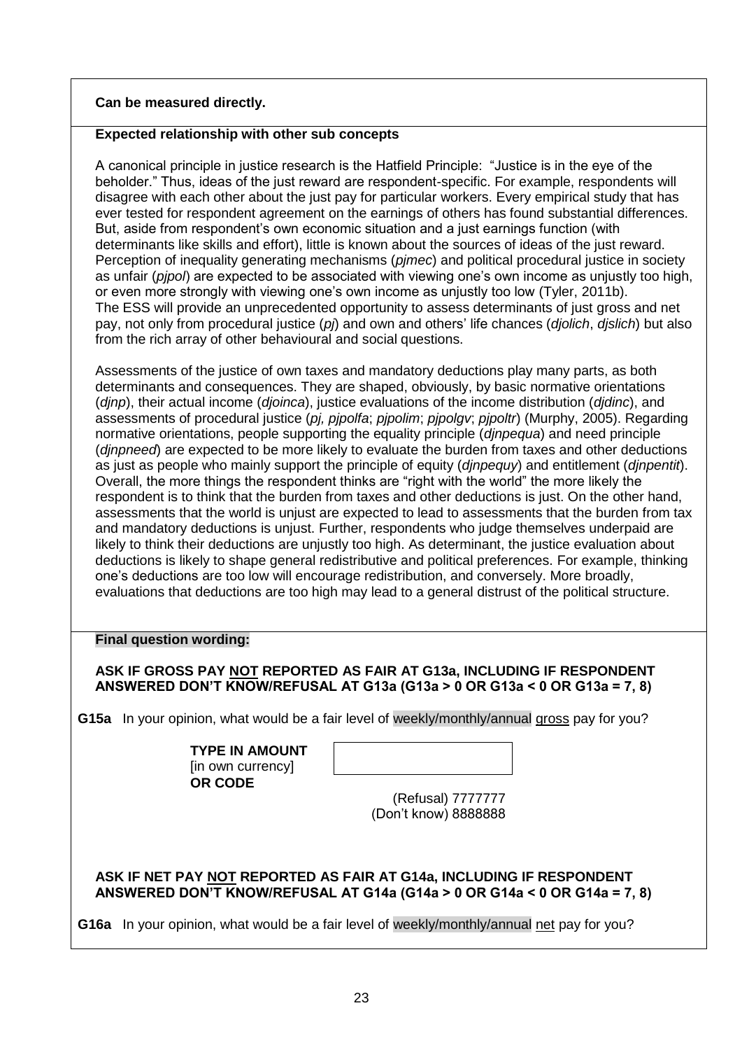**Can be measured directly.**

**Expected relationship with other sub concepts**

A canonical principle in justice research is the Hatfield Principle: "Justice is in the eye of the beholder." Thus, ideas of the just reward are respondent-specific. For example, respondents will disagree with each other about the just pay for particular workers. Every empirical study that has ever tested for respondent agreement on the earnings of others has found substantial differences. But, aside from respondent's own economic situation and a just earnings function (with determinants like skills and effort), little is known about the sources of ideas of the just reward. Perception of inequality generating mechanisms (*pjmec*) and political procedural justice in society as unfair (*pjpol*) are expected to be associated with viewing one's own income as unjustly too high, or even more strongly with viewing one's own income as unjustly too low (Tyler, 2011b). The ESS will provide an unprecedented opportunity to assess determinants of just gross and net pay, not only from procedural justice (*pj*) and own and others' life chances (*djolich*, *djslich*) but also from the rich array of other behavioural and social questions.

Assessments of the justice of own taxes and mandatory deductions play many parts, as both determinants and consequences. They are shaped, obviously, by basic normative orientations (*djnp*), their actual income (*djoinca*), justice evaluations of the income distribution (*djdinc*), and assessments of procedural justice (*pj, pjpolfa*; *pjpolim*; *pjpolgv*; *pjpoltr*) (Murphy, 2005). Regarding normative orientations, people supporting the equality principle (*djnpequa*) and need principle (*djnpneed*) are expected to be more likely to evaluate the burden from taxes and other deductions as just as people who mainly support the principle of equity (*djnpequy*) and entitlement (*djnpentit*). Overall, the more things the respondent thinks are "right with the world" the more likely the respondent is to think that the burden from taxes and other deductions is just. On the other hand, assessments that the world is unjust are expected to lead to assessments that the burden from tax and mandatory deductions is unjust. Further, respondents who judge themselves underpaid are likely to think their deductions are unjustly too high. As determinant, the justice evaluation about deductions is likely to shape general redistributive and political preferences. For example, thinking one's deductions are too low will encourage redistribution, and conversely. More broadly, evaluations that deductions are too high may lead to a general distrust of the political structure.

**Final question wording:**

**ASK IF GROSS PAY NOT REPORTED AS FAIR AT G13a, INCLUDING IF RESPONDENT ANSWERED DON'T KNOW/REFUSAL AT G13a (G13a > 0 OR G13a < 0 OR G13a = 7, 8)**

**G15a** In your opinion, what would be a fair level of weekly/monthly/annual gross pay for you?

**TYPE IN AMOUNT**
[in own currency]
**OR CODE**

(Refusal) 7777777
(Don't know) 8888888

**ASK IF NET PAY NOT REPORTED AS FAIR AT G14a, INCLUDING IF RESPONDENT ANSWERED DON'T KNOW/REFUSAL AT G14a (G14a > 0 OR G14a < 0 OR G14a = 7, 8)**

**G16a** In your opinion, what would be a fair level of weekly/monthly/annual net pay for you?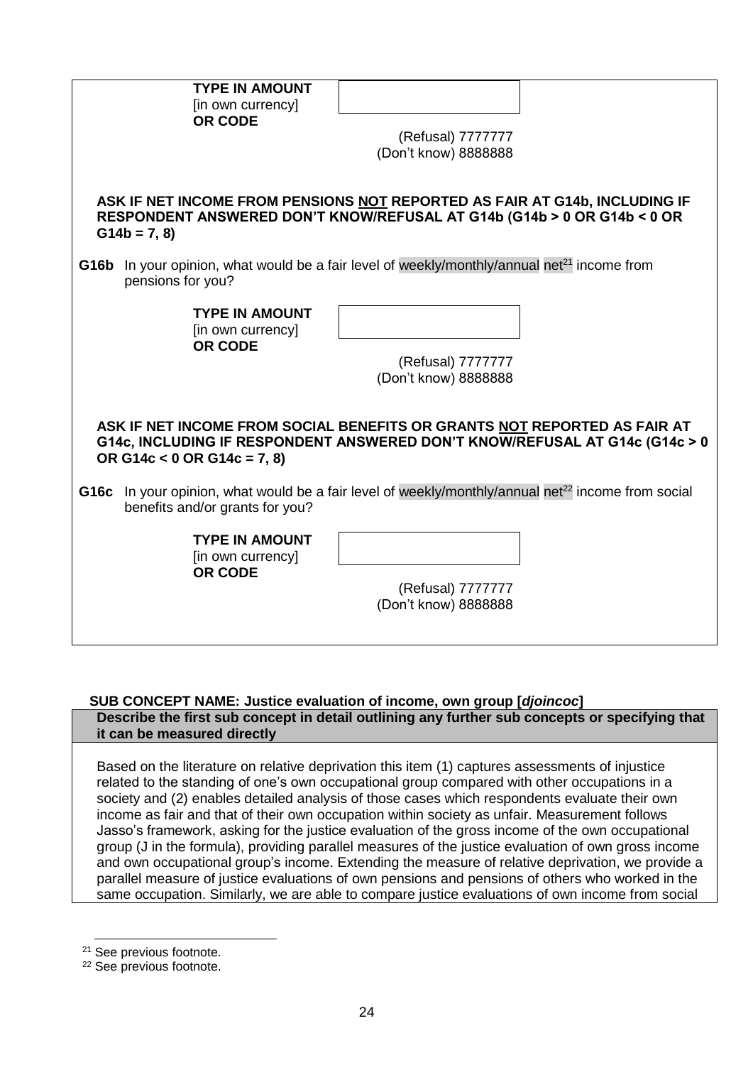**TYPE IN AMOUNT**
[in own currency]
**OR CODE**

(Refusal) 7777777
(Don't know) 8888888

**ASK IF NET INCOME FROM PENSIONS NOT REPORTED AS FAIR AT G14b, INCLUDING IF RESPONDENT ANSWERED DON'T KNOW/REFUSAL AT G14b (G14b > 0 OR G14b < 0 OR G14b = 7, 8)**

**G16b** In your opinion, what would be a fair level of weekly/monthly/annual net[21] income from pensions for you?

**TYPE IN AMOUNT**
[in own currency]
**OR CODE**

(Refusal) 7777777
(Don't know) 8888888

**ASK IF NET INCOME FROM SOCIAL BENEFITS OR GRANTS NOT REPORTED AS FAIR AT G14c, INCLUDING IF RESPONDENT ANSWERED DON'T KNOW/REFUSAL AT G14c (G14c > 0 OR G14c < 0 OR G14c = 7, 8)**

**G16c** In your opinion, what would be a fair level of weekly/monthly/annual net[22] income from social benefits and/or grants for you?

**TYPE IN AMOUNT**
[in own currency]
**OR CODE**

(Refusal) 7777777
(Don't know) 8888888

**SUB CONCEPT NAME: Justice evaluation of income, own group [*djoincoc*]**

**Describe the first sub concept in detail outlining any further sub concepts or specifying that it can be measured directly**

Based on the literature on relative deprivation this item (1) captures assessments of injustice related to the standing of one's own occupational group compared with other occupations in a society and (2) enables detailed analysis of those cases which respondents evaluate their own income as fair and that of their own occupation within society as unfair. Measurement follows Jasso's framework, asking for the justice evaluation of the gross income of the own occupational group (J in the formula), providing parallel measures of the justice evaluation of own gross income and own occupational group's income. Extending the measure of relative deprivation, we provide a parallel measure of justice evaluations of own pensions and pensions of others who worked in the same occupation. Similarly, we are able to compare justice evaluations of own income from social

[21] See previous footnote.

[22] See previous footnote.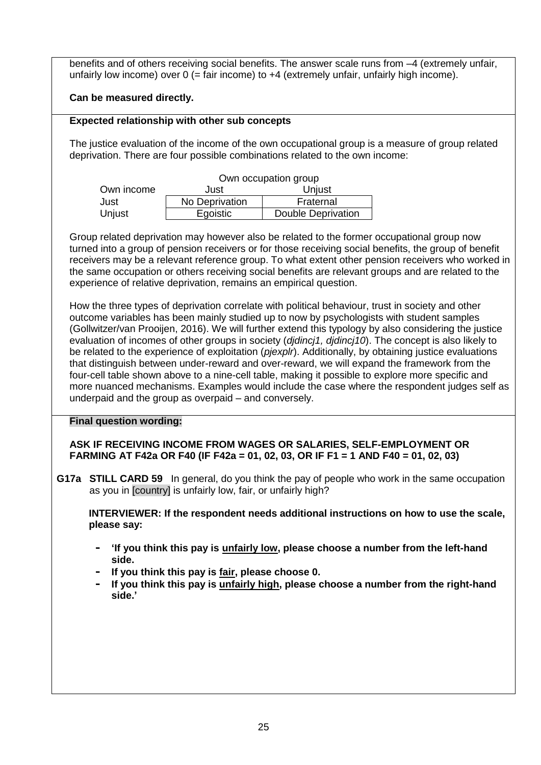benefits and of others receiving social benefits. The answer scale runs from –4 (extremely unfair, unfairly low income) over 0 (= fair income) to +4 (extremely unfair, unfairly high income).

**Can be measured directly.**

**Expected relationship with other sub concepts**

The justice evaluation of the income of the own occupational group is a measure of group related deprivation. There are four possible combinations related to the own income:

| | Own occupation group | |
|---|---|---|
| Own income | Just | Unjust |
| Just | No Deprivation | Fraternal |
| Unjust | Egoistic | Double Deprivation |

Group related deprivation may however also be related to the former occupational group now turned into a group of pension receivers or for those receiving social benefits, the group of benefit receivers may be a relevant reference group. To what extent other pension receivers who worked in the same occupation or others receiving social benefits are relevant groups and are related to the experience of relative deprivation, remains an empirical question.

How the three types of deprivation correlate with political behaviour, trust in society and other outcome variables has been mainly studied up to now by psychologists with student samples (Gollwitzer/van Prooijen, 2016). We will further extend this typology by also considering the justice evaluation of incomes of other groups in society (*djdincj1, djdincj10*). The concept is also likely to be related to the experience of exploitation (*pjexplr*). Additionally, by obtaining justice evaluations that distinguish between under-reward and over-reward, we will expand the framework from the four-cell table shown above to a nine-cell table, making it possible to explore more specific and more nuanced mechanisms. Examples would include the case where the respondent judges self as underpaid and the group as overpaid – and conversely.

**Final question wording:**

**ASK IF RECEIVING INCOME FROM WAGES OR SALARIES, SELF-EMPLOYMENT OR FARMING AT F42a OR F40 (IF F42a = 01, 02, 03, OR IF F1 = 1 AND F40 = 01, 02, 03)**

**G17a** **STILL CARD 59** In general, do you think the pay of people who work in the same occupation as you in [country] is unfairly low, fair, or unfairly high?

**INTERVIEWER: If the respondent needs additional instructions on how to use the scale, please say:**

- **'If you think this pay is unfairly low, please choose a number from the left-hand side.**
- **If you think this pay is fair, please choose 0.**
- **If you think this pay is unfairly high, please choose a number from the right-hand side.'**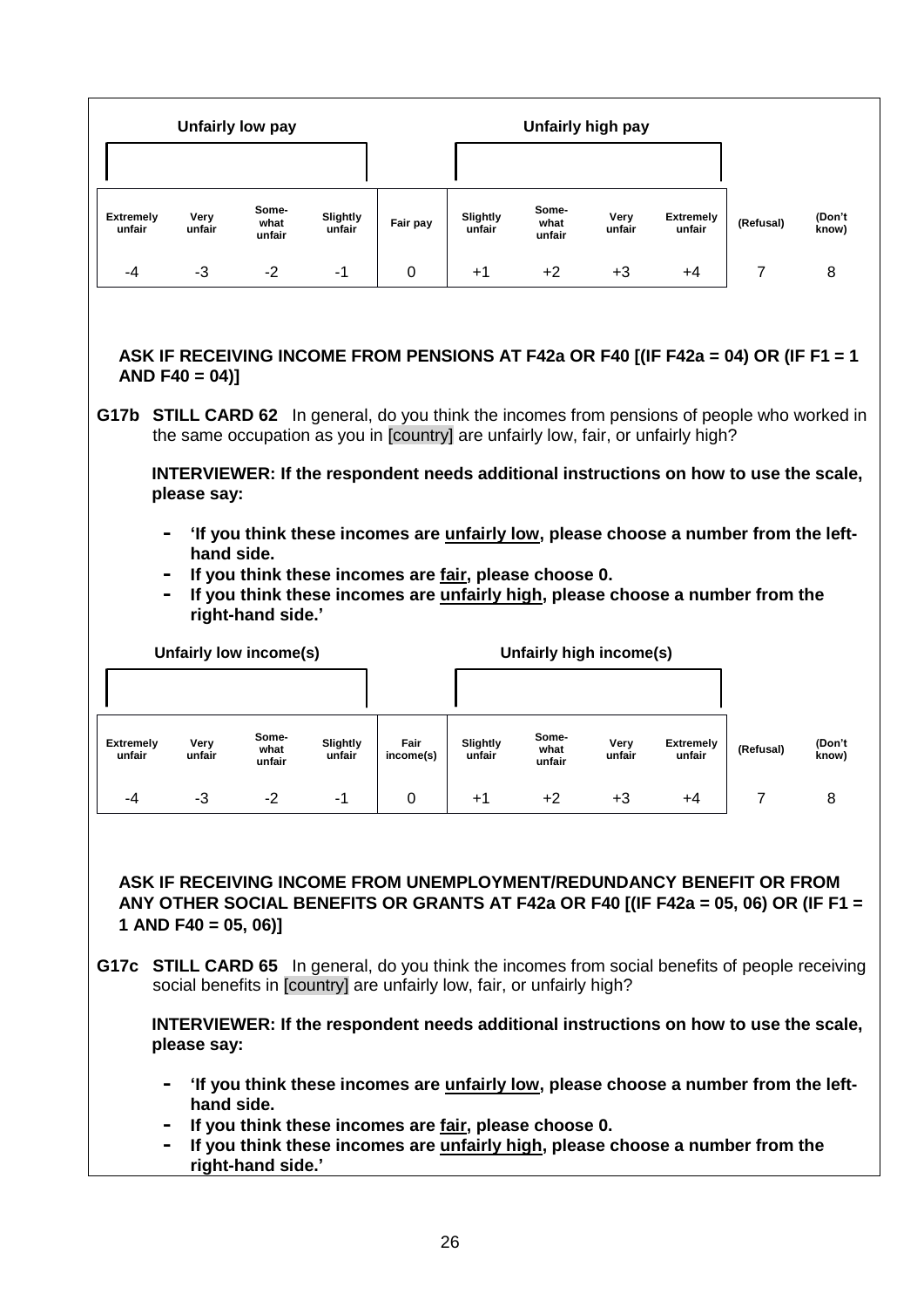| Unfairly low pay | | | | | Unfairly high pay | | | | | |
|---|---|---|---|---|---|---|---|---|---|---|
| Extremely unfair | Very unfair | Some-what unfair | Slightly unfair | Fair pay | Slightly unfair | Some-what unfair | Very unfair | Extremely unfair | (Refusal) | (Don't know) |
| -4 | -3 | -2 | -1 | 0 | +1 | +2 | +3 | +4 | 7 | 8 |

**ASK IF RECEIVING INCOME FROM PENSIONS AT F42a OR F40 [(IF F42a = 04) OR (IF F1 = 1 AND F40 = 04)]**

**G17b STILL CARD 62** In general, do you think the incomes from pensions of people who worked in the same occupation as you in [country] are unfairly low, fair, or unfairly high?

**INTERVIEWER: If the respondent needs additional instructions on how to use the scale, please say:**

- **'If you think these incomes are <u>unfairly low</u>, please choose a number from the left-hand side.**
- **If you think these incomes are <u>fair</u>, please choose 0.**
- **If you think these incomes are <u>unfairly high</u>, please choose a number from the right-hand side.'**

| Unfairly low income(s) | | | | | Unfairly high income(s) | | | | | |
|---|---|---|---|---|---|---|---|---|---|---|
| Extremely unfair | Very unfair | Some-what unfair | Slightly unfair | Fair income(s) | Slightly unfair | Some-what unfair | Very unfair | Extremely unfair | (Refusal) | (Don't know) |
| -4 | -3 | -2 | -1 | 0 | +1 | +2 | +3 | +4 | 7 | 8 |

**ASK IF RECEIVING INCOME FROM UNEMPLOYMENT/REDUNDANCY BENEFIT OR FROM ANY OTHER SOCIAL BENEFITS OR GRANTS AT F42a OR F40 [(IF F42a = 05, 06) OR (IF F1 = 1 AND F40 = 05, 06)]**

**G17c STILL CARD 65** In general, do you think the incomes from social benefits of people receiving social benefits in [country] are unfairly low, fair, or unfairly high?

**INTERVIEWER: If the respondent needs additional instructions on how to use the scale, please say:**

- **'If you think these incomes are <u>unfairly low</u>, please choose a number from the left-hand side.**
- **If you think these incomes are <u>fair</u>, please choose 0.**
- **If you think these incomes are <u>unfairly high</u>, please choose a number from the right-hand side.'**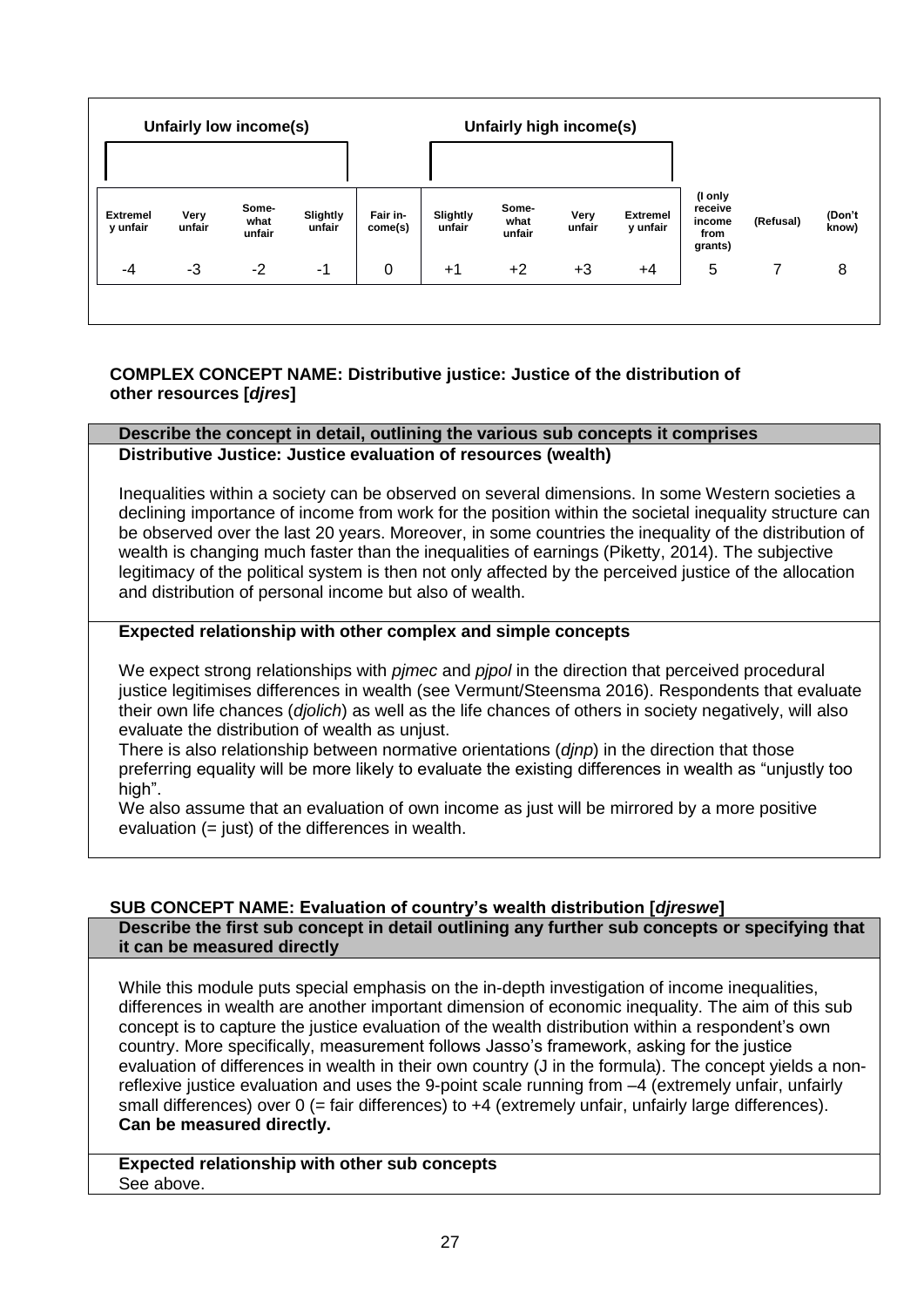| Unfairly low income(s) | | | | | Unfairly high income(s) | | | | | | |
|---|---|---|---|---|---|---|---|---|---|---|---|
| Extremely unfair | Very unfair | Somewhat unfair | Slightly unfair | Fair income(s) | Slightly unfair | Somewhat unfair | Very unfair | Extremely unfair | (I only receive income from grants) | (Refusal) | (Don't know) |
| -4 | -3 | -2 | -1 | 0 | +1 | +2 | +3 | +4 | 5 | 7 | 8 |

**COMPLEX CONCEPT NAME: Distributive justice: Justice of the distribution of other resources [*djres*]**

| Describe the concept in detail, outlining the various sub concepts it comprises |
|---|
| **Distributive Justice: Justice evaluation of resources (wealth)**<br><br>Inequalities within a society can be observed on several dimensions. In some Western societies a declining importance of income from work for the position within the societal inequality structure can be observed over the last 20 years. Moreover, in some countries the inequality of the distribution of wealth is changing much faster than the inequalities of earnings (Piketty, 2014). The subjective legitimacy of the political system is then not only affected by the perceived justice of the allocation and distribution of personal income but also of wealth. |
| **Expected relationship with other complex and simple concepts** |
| We expect strong relationships with *pjmec* and *pjpol* in the direction that perceived procedural justice legitimises differences in wealth (see Vermunt/Steensma 2016). Respondents that evaluate their own life chances (*djolich*) as well as the life chances of others in society negatively, will also evaluate the distribution of wealth as unjust.<br>There is also relationship between normative orientations (*djnp*) in the direction that those preferring equality will be more likely to evaluate the existing differences in wealth as "unjustly too high".<br>We also assume that an evaluation of own income as just will be mirrored by a more positive evaluation (= just) of the differences in wealth. |

**SUB CONCEPT NAME: Evaluation of country's wealth distribution [*djreswe*]**

| Describe the first sub concept in detail outlining any further sub concepts or specifying that it can be measured directly |
|---|
| While this module puts special emphasis on the in-depth investigation of income inequalities, differences in wealth are another important dimension of economic inequality. The aim of this sub concept is to capture the justice evaluation of the wealth distribution within a respondent's own country. More specifically, measurement follows Jasso's framework, asking for the justice evaluation of differences in wealth in their own country (J in the formula). The concept yields a non-reflexive justice evaluation and uses the 9-point scale running from –4 (extremely unfair, unfairly small differences) over 0 (= fair differences) to +4 (extremely unfair, unfairly large differences).<br>**Can be measured directly.** |
| **Expected relationship with other sub concepts** |
| See above. |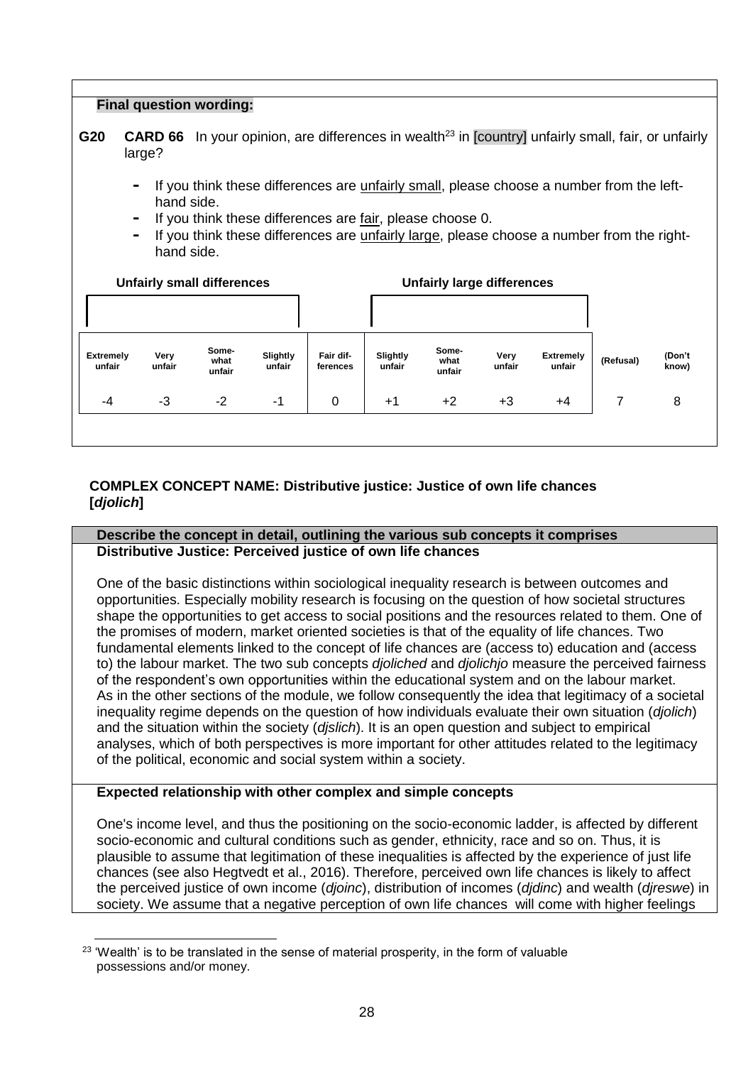**Final question wording:**

**G20** **CARD 66** In your opinion, are differences in wealth[23] in [country] unfairly small, fair, or unfairly large?

- If you think these differences are unfairly small, please choose a number from the left-hand side.
- If you think these differences are fair, please choose 0.
- If you think these differences are unfairly large, please choose a number from the right-hand side.

| Unfairly small differences | | | | | Unfairly large differences | | | | | |
|---|---|---|---|---|---|---|---|---|---|---|
| **Extremely unfair** | **Very unfair** | **Some-what unfair** | **Slightly unfair** | **Fair dif-ferences** | **Slightly unfair** | **Some-what unfair** | **Very unfair** | **Extremely unfair** | **(Refusal)** | **(Don't know)** |
| -4 | -3 | -2 | -1 | 0 | +1 | +2 | +3 | +4 | 7 | 8 |

**COMPLEX CONCEPT NAME: Distributive justice: Justice of own life chances [*djolich*]**

**Describe the concept in detail, outlining the various sub concepts it comprises**

**Distributive Justice: Perceived justice of own life chances**

One of the basic distinctions within sociological inequality research is between outcomes and opportunities. Especially mobility research is focusing on the question of how societal structures shape the opportunities to get access to social positions and the resources related to them. One of the promises of modern, market oriented societies is that of the equality of life chances. Two fundamental elements linked to the concept of life chances are (access to) education and (access to) the labour market. The two sub concepts *djoliched* and *djolichjo* measure the perceived fairness of the respondent's own opportunities within the educational system and on the labour market. As in the other sections of the module, we follow consequently the idea that legitimacy of a societal inequality regime depends on the question of how individuals evaluate their own situation (*djolich*) and the situation within the society (*djslich*). It is an open question and subject to empirical analyses, which of both perspectives is more important for other attitudes related to the legitimacy of the political, economic and social system within a society.

**Expected relationship with other complex and simple concepts**

One's income level, and thus the positioning on the socio-economic ladder, is affected by different socio-economic and cultural conditions such as gender, ethnicity, race and so on. Thus, it is plausible to assume that legitimation of these inequalities is affected by the experience of just life chances (see also Hegtvedt et al., 2016). Therefore, perceived own life chances is likely to affect the perceived justice of own income (*djoinc*), distribution of incomes (*djdinc*) and wealth (*djreswe*) in society. We assume that a negative perception of own life chances will come with higher feelings

[23] 'Wealth' is to be translated in the sense of material prosperity, in the form of valuable possessions and/or money.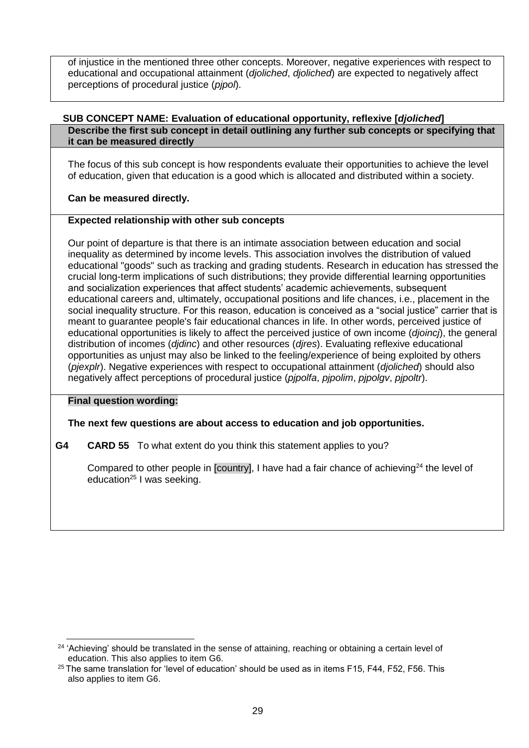of injustice in the mentioned three other concepts. Moreover, negative experiences with respect to educational and occupational attainment (*djoliched*, *djoliched*) are expected to negatively affect perceptions of procedural justice (*pjpol*).

**SUB CONCEPT NAME: Evaluation of educational opportunity, reflexive [*djoliched*]**

**Describe the first sub concept in detail outlining any further sub concepts or specifying that it can be measured directly**

The focus of this sub concept is how respondents evaluate their opportunities to achieve the level of education, given that education is a good which is allocated and distributed within a society.

**Can be measured directly.**

**Expected relationship with other sub concepts**

Our point of departure is that there is an intimate association between education and social inequality as determined by income levels. This association involves the distribution of valued educational "goods" such as tracking and grading students. Research in education has stressed the crucial long-term implications of such distributions; they provide differential learning opportunities and socialization experiences that affect students' academic achievements, subsequent educational careers and, ultimately, occupational positions and life chances, i.e., placement in the social inequality structure. For this reason, education is conceived as a "social justice" carrier that is meant to guarantee people's fair educational chances in life. In other words, perceived justice of educational opportunities is likely to affect the perceived justice of own income (*djoincj*), the general distribution of incomes (*djdinc*) and other resources (*djres*). Evaluating reflexive educational opportunities as unjust may also be linked to the feeling/experience of being exploited by others (*pjexplr*). Negative experiences with respect to occupational attainment (*djoliched*) should also negatively affect perceptions of procedural justice (*pjpolfa*, *pjpolim*, *pjpolgv*, *pjpoltr*).

**Final question wording:**

**The next few questions are about access to education and job opportunities.**

**G4** **CARD 55** To what extent do you think this statement applies to you?

Compared to other people in [country], I have had a fair chance of achieving[24] the level of education[25] I was seeking.

---

[24] 'Achieving' should be translated in the sense of attaining, reaching or obtaining a certain level of education. This also applies to item G6.

[25] The same translation for 'level of education' should be used as in items F15, F44, F52, F56. This also applies to item G6.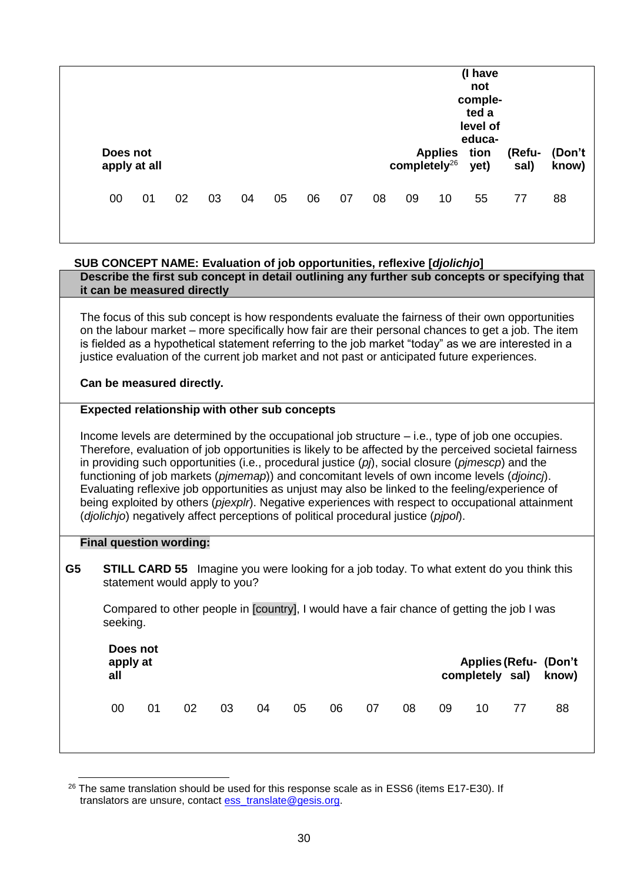| Does not apply at all | | | | | | | | | Applies completely[26] | | (I have not completed a level of education yet) | (Refusal) | (Don't know) |
|---|---|---|---|---|---|---|---|---|---|---|---|---|---|
| 00 | 01 | 02 | 03 | 04 | 05 | 06 | 07 | 08 | 09 | 10 | 55 | 77 | 88 |

**SUB CONCEPT NAME: Evaluation of job opportunities, reflexive [*djolichjo*]**

**Describe the first sub concept in detail outlining any further sub concepts or specifying that it can be measured directly**

The focus of this sub concept is how respondents evaluate the fairness of their own opportunities on the labour market – more specifically how fair are their personal chances to get a job. The item is fielded as a hypothetical statement referring to the job market "today" as we are interested in a justice evaluation of the current job market and not past or anticipated future experiences.

**Can be measured directly.**

**Expected relationship with other sub concepts**

Income levels are determined by the occupational job structure – i.e., type of job one occupies. Therefore, evaluation of job opportunities is likely to be affected by the perceived societal fairness in providing such opportunities (i.e., procedural justice (*pj*), social closure (*pjmescp*) and the functioning of job markets (*pjmemap*)) and concomitant levels of own income levels (*djoincj*). Evaluating reflexive job opportunities as unjust may also be linked to the feeling/experience of being exploited by others (*pjexplr*). Negative experiences with respect to occupational attainment (*djolichjo*) negatively affect perceptions of political procedural justice (*pjpol*).

**Final question wording:**

**G5** **STILL CARD 55** Imagine you were looking for a job today. To what extent do you think this statement would apply to you?

Compared to other people in [country], I would have a fair chance of getting the job I was seeking.

| Does not apply at all | | | | | | | | | | Applies completely | (Refusal) | (Don't know) |
|---|---|---|---|---|---|---|---|---|---|---|---|---|
| 00 | 01 | 02 | 03 | 04 | 05 | 06 | 07 | 08 | 09 | 10 | 77 | 88 |

[26] The same translation should be used for this response scale as in ESS6 (items E17-E30). If translators are unsure, contact ess_translate@gesis.org.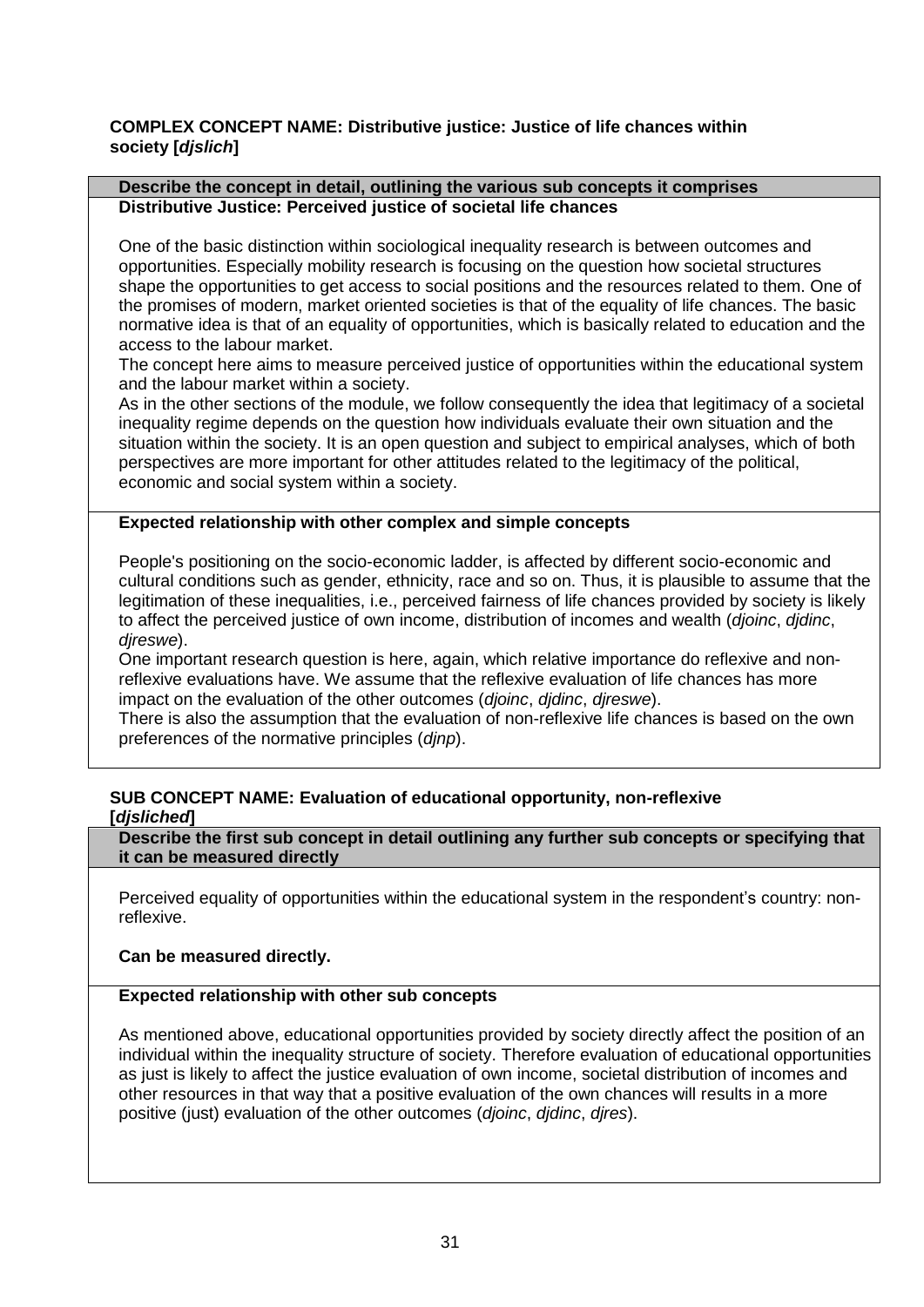**COMPLEX CONCEPT NAME: Distributive justice: Justice of life chances within society [*djslich*]**

**Describe the concept in detail, outlining the various sub concepts it comprises**

**Distributive Justice: Perceived justice of societal life chances**

One of the basic distinction within sociological inequality research is between outcomes and opportunities. Especially mobility research is focusing on the question how societal structures shape the opportunities to get access to social positions and the resources related to them. One of the promises of modern, market oriented societies is that of the equality of life chances. The basic normative idea is that of an equality of opportunities, which is basically related to education and the access to the labour market.

The concept here aims to measure perceived justice of opportunities within the educational system and the labour market within a society.

As in the other sections of the module, we follow consequently the idea that legitimacy of a societal inequality regime depends on the question how individuals evaluate their own situation and the situation within the society. It is an open question and subject to empirical analyses, which of both perspectives are more important for other attitudes related to the legitimacy of the political, economic and social system within a society.

**Expected relationship with other complex and simple concepts**

People's positioning on the socio-economic ladder, is affected by different socio-economic and cultural conditions such as gender, ethnicity, race and so on. Thus, it is plausible to assume that the legitimation of these inequalities, i.e., perceived fairness of life chances provided by society is likely to affect the perceived justice of own income, distribution of incomes and wealth (*djoinc*, *djdinc*, *djreswe*).

One important research question is here, again, which relative importance do reflexive and non-reflexive evaluations have. We assume that the reflexive evaluation of life chances has more impact on the evaluation of the other outcomes (*djoinc*, *djdinc*, *djreswe*).

There is also the assumption that the evaluation of non-reflexive life chances is based on the own preferences of the normative principles (*djnp*).

**SUB CONCEPT NAME: Evaluation of educational opportunity, non-reflexive [*djsliched*]**

**Describe the first sub concept in detail outlining any further sub concepts or specifying that it can be measured directly**

Perceived equality of opportunities within the educational system in the respondent's country: non-reflexive.

**Can be measured directly.**

**Expected relationship with other sub concepts**

As mentioned above, educational opportunities provided by society directly affect the position of an individual within the inequality structure of society. Therefore evaluation of educational opportunities as just is likely to affect the justice evaluation of own income, societal distribution of incomes and other resources in that way that a positive evaluation of the own chances will results in a more positive (just) evaluation of the other outcomes (*djoinc*, *djdinc*, *djres*).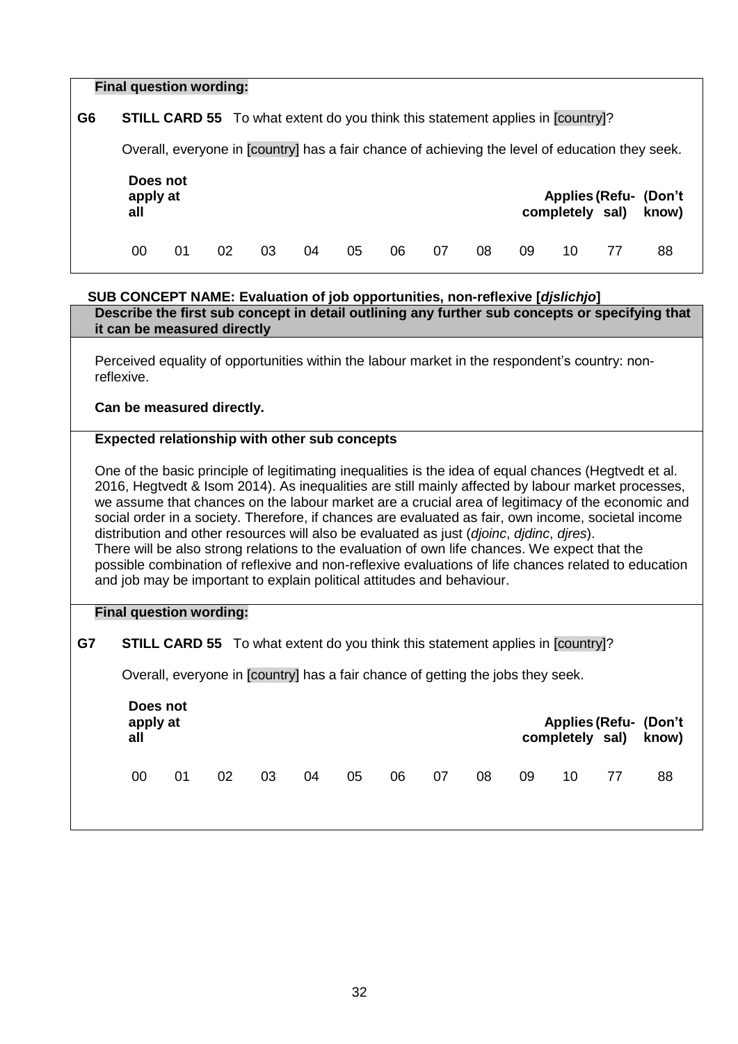**Final question wording:**

**G6** **STILL CARD 55** To what extent do you think this statement applies in [country]?

Overall, everyone in [country] has a fair chance of achieving the level of education they seek.

| Does not apply at all | | | | | | | | | | Applies completely | (Refusal) | (Don't know) |
|---|---|---|---|---|---|---|---|---|---|---|---|---|
| 00 | 01 | 02 | 03 | 04 | 05 | 06 | 07 | 08 | 09 | 10 | 77 | 88 |

**SUB CONCEPT NAME: Evaluation of job opportunities, non-reflexive [*djslichjo*]**

**Describe the first sub concept in detail outlining any further sub concepts or specifying that it can be measured directly**

Perceived equality of opportunities within the labour market in the respondent's country: non-reflexive.

**Can be measured directly.**

**Expected relationship with other sub concepts**

One of the basic principle of legitimating inequalities is the idea of equal chances (Hegtvedt et al. 2016, Hegtvedt & Isom 2014). As inequalities are still mainly affected by labour market processes, we assume that chances on the labour market are a crucial area of legitimacy of the economic and social order in a society. Therefore, if chances are evaluated as fair, own income, societal income distribution and other resources will also be evaluated as just (*djoinc*, *djdinc*, *djres*).
There will be also strong relations to the evaluation of own life chances. We expect that the possible combination of reflexive and non-reflexive evaluations of life chances related to education and job may be important to explain political attitudes and behaviour.

**Final question wording:**

**G7** **STILL CARD 55** To what extent do you think this statement applies in [country]?

Overall, everyone in [country] has a fair chance of getting the jobs they seek.

| Does not apply at all | | | | | | | | | | Applies completely | (Refusal) | (Don't know) |
|---|---|---|---|---|---|---|---|---|---|---|---|---|
| 00 | 01 | 02 | 03 | 04 | 05 | 06 | 07 | 08 | 09 | 10 | 77 | 88 |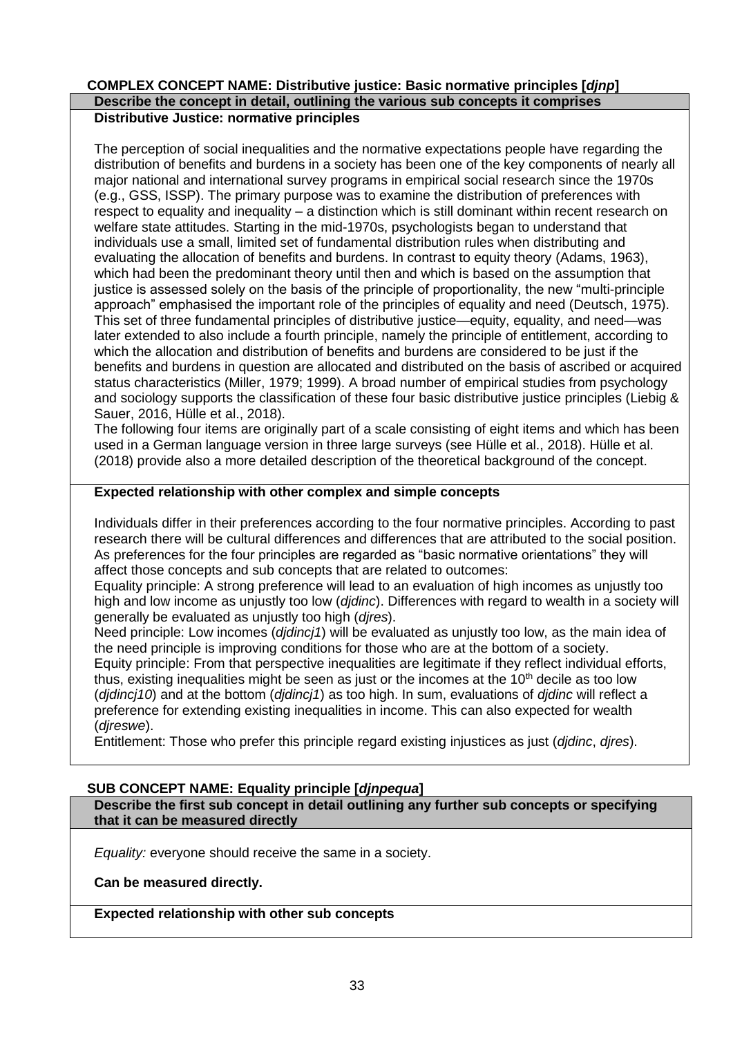**COMPLEX CONCEPT NAME: Distributive justice: Basic normative principles [*djnp*]**

**Describe the concept in detail, outlining the various sub concepts it comprises**

**Distributive Justice: normative principles**

The perception of social inequalities and the normative expectations people have regarding the distribution of benefits and burdens in a society has been one of the key components of nearly all major national and international survey programs in empirical social research since the 1970s (e.g., GSS, ISSP). The primary purpose was to examine the distribution of preferences with respect to equality and inequality – a distinction which is still dominant within recent research on welfare state attitudes. Starting in the mid-1970s, psychologists began to understand that individuals use a small, limited set of fundamental distribution rules when distributing and evaluating the allocation of benefits and burdens. In contrast to equity theory (Adams, 1963), which had been the predominant theory until then and which is based on the assumption that justice is assessed solely on the basis of the principle of proportionality, the new "multi-principle approach" emphasised the important role of the principles of equality and need (Deutsch, 1975). This set of three fundamental principles of distributive justice—equity, equality, and need—was later extended to also include a fourth principle, namely the principle of entitlement, according to which the allocation and distribution of benefits and burdens are considered to be just if the benefits and burdens in question are allocated and distributed on the basis of ascribed or acquired status characteristics (Miller, 1979; 1999). A broad number of empirical studies from psychology and sociology supports the classification of these four basic distributive justice principles (Liebig & Sauer, 2016, Hülle et al., 2018).
The following four items are originally part of a scale consisting of eight items and which has been used in a German language version in three large surveys (see Hülle et al., 2018). Hülle et al. (2018) provide also a more detailed description of the theoretical background of the concept.

**Expected relationship with other complex and simple concepts**

Individuals differ in their preferences according to the four normative principles. According to past research there will be cultural differences and differences that are attributed to the social position. As preferences for the four principles are regarded as "basic normative orientations" they will affect those concepts and sub concepts that are related to outcomes:
Equality principle: A strong preference will lead to an evaluation of high incomes as unjustly too high and low income as unjustly too low (*djdinc*). Differences with regard to wealth in a society will generally be evaluated as unjustly too high (*djres*).
Need principle: Low incomes (*djdincj1*) will be evaluated as unjustly too low, as the main idea of the need principle is improving conditions for those who are at the bottom of a society.
Equity principle: From that perspective inequalities are legitimate if they reflect individual efforts, thus, existing inequalities might be seen as just or the incomes at the 10th decile as too low (*djdincj10*) and at the bottom (*djdincj1*) as too high. In sum, evaluations of *djdinc* will reflect a preference for extending existing inequalities in income. This can also expected for wealth (*djreswe*).
Entitlement: Those who prefer this principle regard existing injustices as just (*djdinc*, *djres*).

**SUB CONCEPT NAME: Equality principle [*djnpequa*]**

**Describe the first sub concept in detail outlining any further sub concepts or specifying that it can be measured directly**

*Equality:* everyone should receive the same in a society.

**Can be measured directly.**

**Expected relationship with other sub concepts**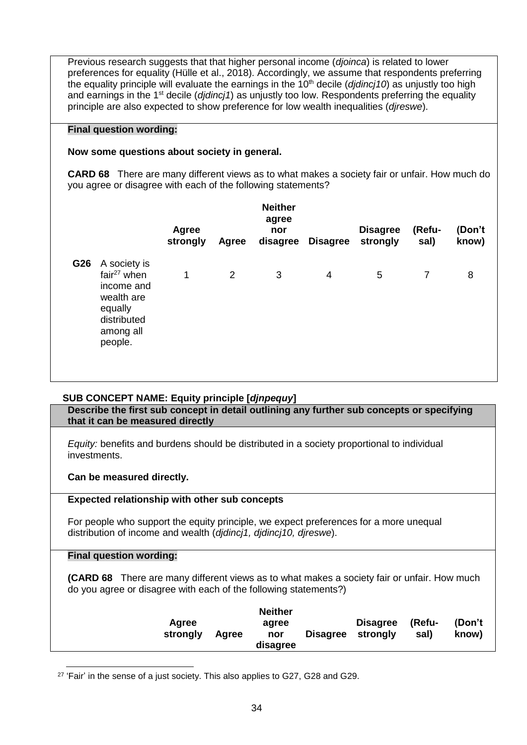Previous research suggests that that higher personal income (*djoinca*) is related to lower preferences for equality (Hülle et al., 2018). Accordingly, we assume that respondents preferring the equality principle will evaluate the earnings in the 10th decile (*djdincj10*) as unjustly too high and earnings in the 1st decile (*djdincj1*) as unjustly too low. Respondents preferring the equality principle are also expected to show preference for low wealth inequalities (*djreswe*).

**Final question wording:**

**Now some questions about society in general.**

**CARD 68** There are many different views as to what makes a society fair or unfair. How much do you agree or disagree with each of the following statements?

| | | Agree strongly | Agree | Neither agree nor disagree | Disagree | Disagree strongly | (Refusal) | (Don't know) |
|---|---|---|---|---|---|---|---|---|
| **G26** | A society is fair[27] when income and wealth are equally distributed among all people. | 1 | 2 | 3 | 4 | 5 | 7 | 8 |

**SUB CONCEPT NAME: Equity principle [*djnpequy*]**

**Describe the first sub concept in detail outlining any further sub concepts or specifying that it can be measured directly**

*Equity:* benefits and burdens should be distributed in a society proportional to individual investments.

**Can be measured directly.**

**Expected relationship with other sub concepts**

For people who support the equity principle, we expect preferences for a more unequal distribution of income and wealth (*djdincj1, djdincj10, djreswe*).

**Final question wording:**

**(CARD 68** There are many different views as to what makes a society fair or unfair. How much do you agree or disagree with each of the following statements?)

| | | Agree strongly | Agree | Neither agree nor disagree | Disagree | Disagree strongly | (Refusal) | (Don't know) |
|---|---|---|---|---|---|---|---|---|

[27] 'Fair' in the sense of a just society. This also applies to G27, G28 and G29.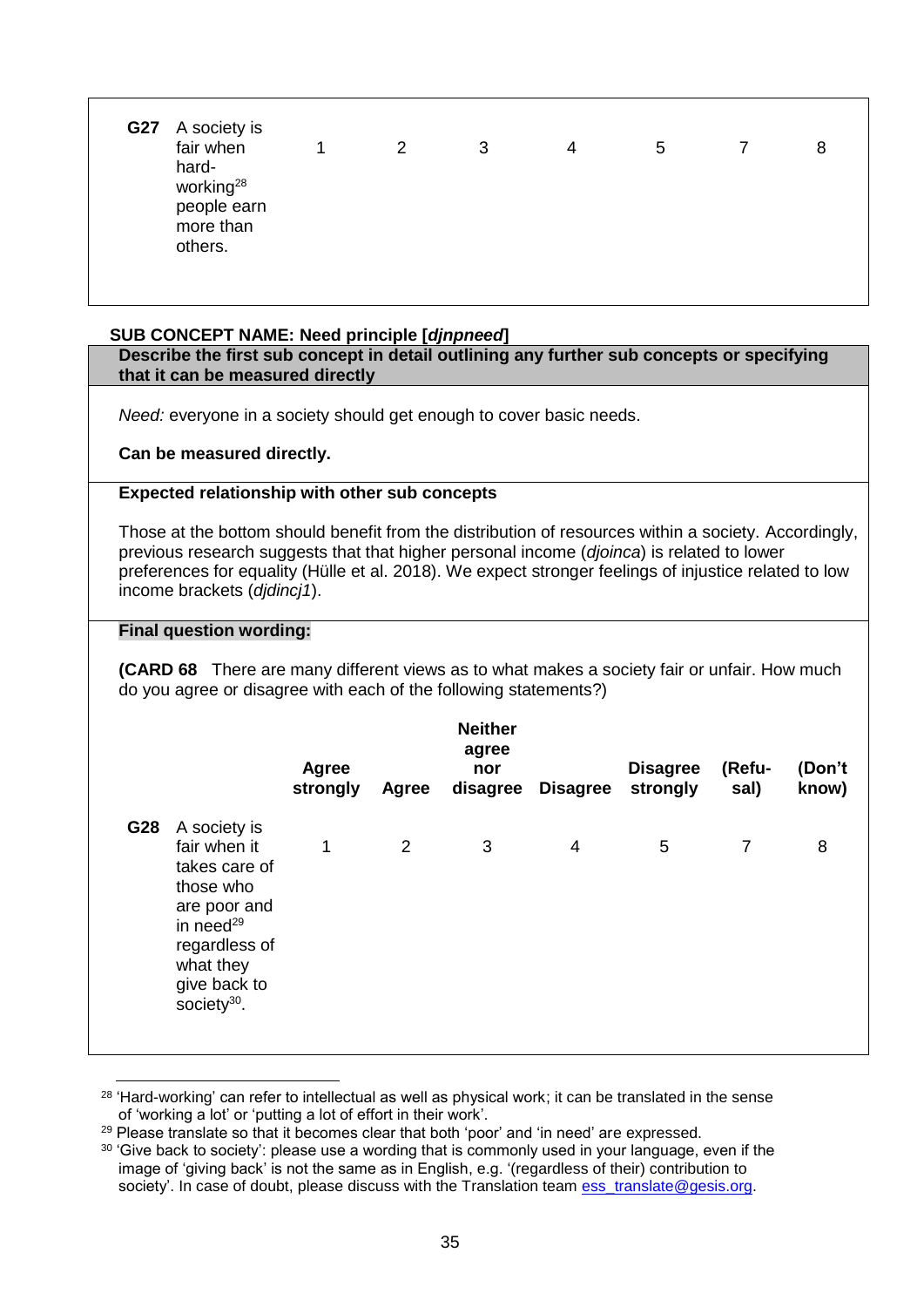| | | | | | | | | |
|---|---|---|---|---|---|---|---|---|
| **G27** | A society is fair when hard-working[28] people earn more than others. | 1 | 2 | 3 | 4 | 5 | 7 | 8 |

**SUB CONCEPT NAME: Need principle [*djnpneed*]**

**Describe the first sub concept in detail outlining any further sub concepts or specifying that it can be measured directly**

*Need:* everyone in a society should get enough to cover basic needs.

**Can be measured directly.**

**Expected relationship with other sub concepts**

Those at the bottom should benefit from the distribution of resources within a society. Accordingly, previous research suggests that that higher personal income (*djoinca*) is related to lower preferences for equality (Hülle et al. 2018). We expect stronger feelings of injustice related to low income brackets (*djdincj1*).

**Final question wording:**

**(CARD 68** There are many different views as to what makes a society fair or unfair. How much do you agree or disagree with each of the following statements?)

| | | Agree strongly | Agree | Neither agree nor disagree | Disagree | Disagree strongly | (Refusal) | (Don't know) |
|---|---|---|---|---|---|---|---|---|
| **G28** | A society is fair when it takes care of those who are poor and in need[29] regardless of what they give back to society[30]. | 1 | 2 | 3 | 4 | 5 | 7 | 8 |

[28] 'Hard-working' can refer to intellectual as well as physical work; it can be translated in the sense of 'working a lot' or 'putting a lot of effort in their work'.

[29] Please translate so that it becomes clear that both 'poor' and 'in need' are expressed.

[30] 'Give back to society': please use a wording that is commonly used in your language, even if the image of 'giving back' is not the same as in English, e.g. '(regardless of their) contribution to society'. In case of doubt, please discuss with the Translation team ess_translate@gesis.org.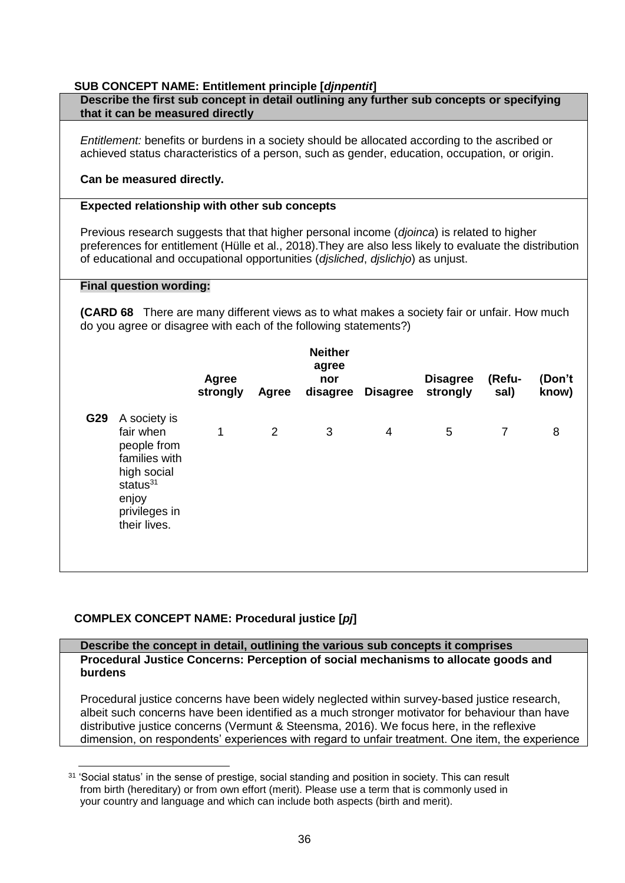**SUB CONCEPT NAME: Entitlement principle [*djnpentit*]**

**Describe the first sub concept in detail outlining any further sub concepts or specifying that it can be measured directly**

*Entitlement:* benefits or burdens in a society should be allocated according to the ascribed or achieved status characteristics of a person, such as gender, education, occupation, or origin.

**Can be measured directly.**

**Expected relationship with other sub concepts**

Previous research suggests that that higher personal income (*djoinca*) is related to higher preferences for entitlement (Hülle et al., 2018).They are also less likely to evaluate the distribution of educational and occupational opportunities (*djsliched*, *djslichjo*) as unjust.

**Final question wording:**

**(CARD 68** There are many different views as to what makes a society fair or unfair. How much do you agree or disagree with each of the following statements?)

| | | Agree strongly | Agree | Neither agree nor disagree | Disagree | Disagree strongly | (Refusal) | (Don't know) |
|---|---|---|---|---|---|---|---|---|
| **G29** | A society is fair when people from families with high social status[31] enjoy privileges in their lives. | 1 | 2 | 3 | 4 | 5 | 7 | 8 |

**COMPLEX CONCEPT NAME: Procedural justice [*pj*]**

**Describe the concept in detail, outlining the various sub concepts it comprises**

**Procedural Justice Concerns: Perception of social mechanisms to allocate goods and burdens**

Procedural justice concerns have been widely neglected within survey-based justice research, albeit such concerns have been identified as a much stronger motivator for behaviour than have distributive justice concerns (Vermunt & Steensma, 2016). We focus here, in the reflexive dimension, on respondents' experiences with regard to unfair treatment. One item, the experience

[31] 'Social status' in the sense of prestige, social standing and position in society. This can result from birth (hereditary) or from own effort (merit). Please use a term that is commonly used in your country and language and which can include both aspects (birth and merit).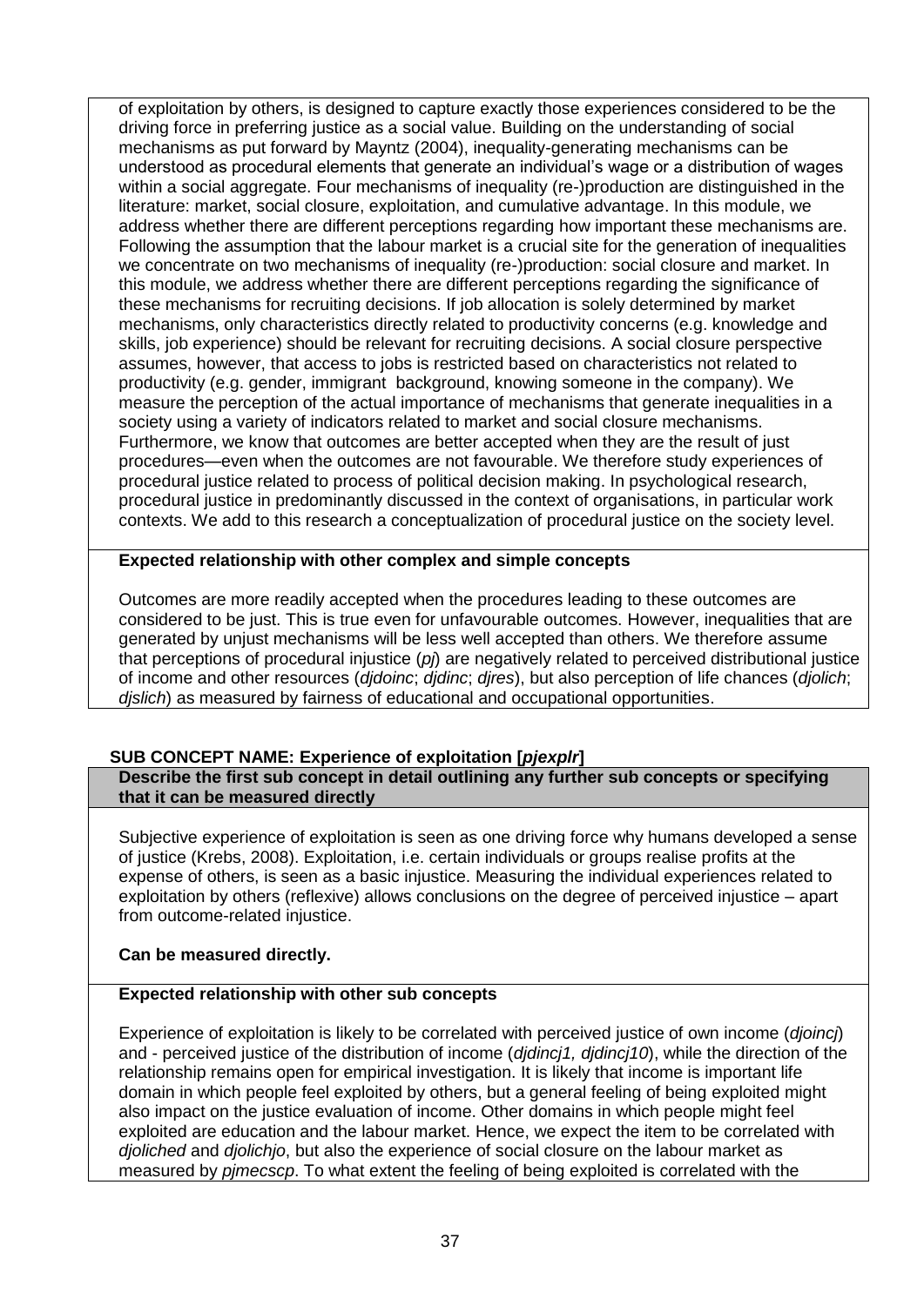of exploitation by others, is designed to capture exactly those experiences considered to be the driving force in preferring justice as a social value. Building on the understanding of social mechanisms as put forward by Mayntz (2004), inequality-generating mechanisms can be understood as procedural elements that generate an individual's wage or a distribution of wages within a social aggregate. Four mechanisms of inequality (re-)production are distinguished in the literature: market, social closure, exploitation, and cumulative advantage. In this module, we address whether there are different perceptions regarding how important these mechanisms are. Following the assumption that the labour market is a crucial site for the generation of inequalities we concentrate on two mechanisms of inequality (re-)production: social closure and market. In this module, we address whether there are different perceptions regarding the significance of these mechanisms for recruiting decisions. If job allocation is solely determined by market mechanisms, only characteristics directly related to productivity concerns (e.g. knowledge and skills, job experience) should be relevant for recruiting decisions. A social closure perspective assumes, however, that access to jobs is restricted based on characteristics not related to productivity (e.g. gender, immigrant background, knowing someone in the company). We measure the perception of the actual importance of mechanisms that generate inequalities in a society using a variety of indicators related to market and social closure mechanisms. Furthermore, we know that outcomes are better accepted when they are the result of just procedures—even when the outcomes are not favourable. We therefore study experiences of procedural justice related to process of political decision making. In psychological research, procedural justice in predominantly discussed in the context of organisations, in particular work contexts. We add to this research a conceptualization of procedural justice on the society level.

**Expected relationship with other complex and simple concepts**

Outcomes are more readily accepted when the procedures leading to these outcomes are considered to be just. This is true even for unfavourable outcomes. However, inequalities that are generated by unjust mechanisms will be less well accepted than others. We therefore assume that perceptions of procedural injustice (*pj*) are negatively related to perceived distributional justice of income and other resources (*djdoinc*; *djdinc*; *djres*), but also perception of life chances (*djolich*; *djslich*) as measured by fairness of educational and occupational opportunities.

**SUB CONCEPT NAME: Experience of exploitation [*pjexplr*]**

**Describe the first sub concept in detail outlining any further sub concepts or specifying that it can be measured directly**

Subjective experience of exploitation is seen as one driving force why humans developed a sense of justice (Krebs, 2008). Exploitation, i.e. certain individuals or groups realise profits at the expense of others, is seen as a basic injustice. Measuring the individual experiences related to exploitation by others (reflexive) allows conclusions on the degree of perceived injustice – apart from outcome-related injustice.

**Can be measured directly.**

**Expected relationship with other sub concepts**

Experience of exploitation is likely to be correlated with perceived justice of own income (*djoincj*) and - perceived justice of the distribution of income (*djdincj1, djdincj10*), while the direction of the relationship remains open for empirical investigation. It is likely that income is important life domain in which people feel exploited by others, but a general feeling of being exploited might also impact on the justice evaluation of income. Other domains in which people might feel exploited are education and the labour market. Hence, we expect the item to be correlated with *djoliched* and *djolichjo*, but also the experience of social closure on the labour market as measured by *pjmecscp*. To what extent the feeling of being exploited is correlated with the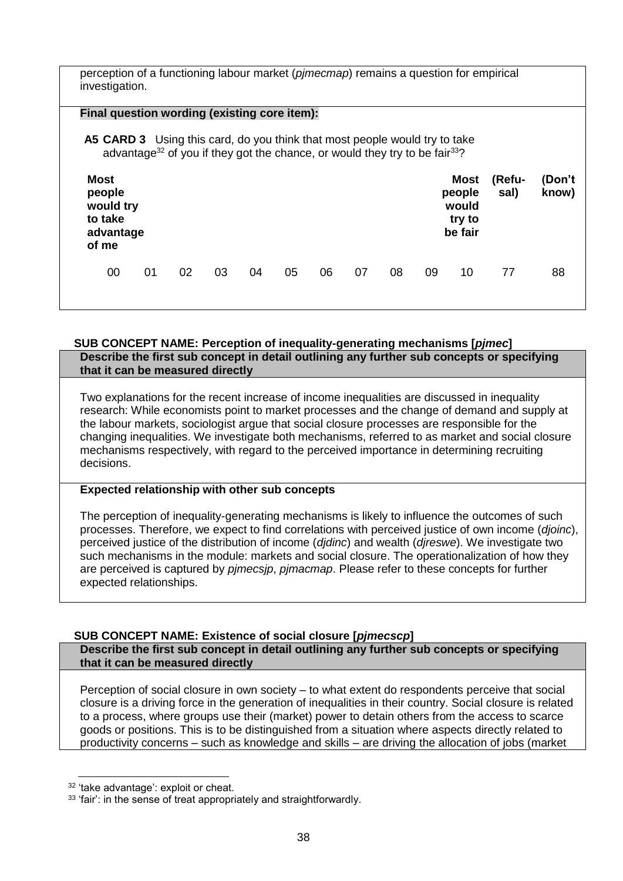perception of a functioning labour market (*pjmecmap*) remains a question for empirical investigation.

**Final question wording (existing core item):**

**A5 CARD 3** Using this card, do you think that most people would try to take advantage[32] of you if they got the chance, or would they try to be fair[33]?

| **Most people would try to take advantage of me** | | | | | | | | | | **Most people would try to be fair** | **(Refusal)** | **(Don't know)** |
|---|---|---|---|---|---|---|---|---|---|---|---|---|
| 00 | 01 | 02 | 03 | 04 | 05 | 06 | 07 | 08 | 09 | 10 | 77 | 88 |

**SUB CONCEPT NAME: Perception of inequality-generating mechanisms [*pjmec*]**

**Describe the first sub concept in detail outlining any further sub concepts or specifying that it can be measured directly**

Two explanations for the recent increase of income inequalities are discussed in inequality research: While economists point to market processes and the change of demand and supply at the labours markets, sociologist argue that social closure processes are responsible for the changing inequalities. We investigate both mechanisms, referred to as market and social closure mechanisms respectively, with regard to the perceived importance in determining recruiting decisions.

**Expected relationship with other sub concepts**

The perception of inequality-generating mechanisms is likely to influence the outcomes of such processes. Therefore, we expect to find correlations with perceived justice of own income (*djoinc*), perceived justice of the distribution of income (*djdinc*) and wealth (*djreswe*). We investigate two such mechanisms in the module: markets and social closure. The operationalization of how they are perceived is captured by *pjmecsjp*, *pjmacmap*. Please refer to these concepts for further expected relationships.

**SUB CONCEPT NAME: Existence of social closure [*pjmecscp*]**

**Describe the first sub concept in detail outlining any further sub concepts or specifying that it can be measured directly**

Perception of social closure in own society – to what extent do respondents perceive that social closure is a driving force in the generation of inequalities in their country. Social closure is related to a process, where groups use their (market) power to detain others from the access to scarce goods or positions. This is to be distinguished from a situation where aspects directly related to productivity concerns – such as knowledge and skills – are driving the allocation of jobs (market

---

[32] 'take advantage': exploit or cheat.

[33] 'fair': in the sense of treat appropriately and straightforwardly.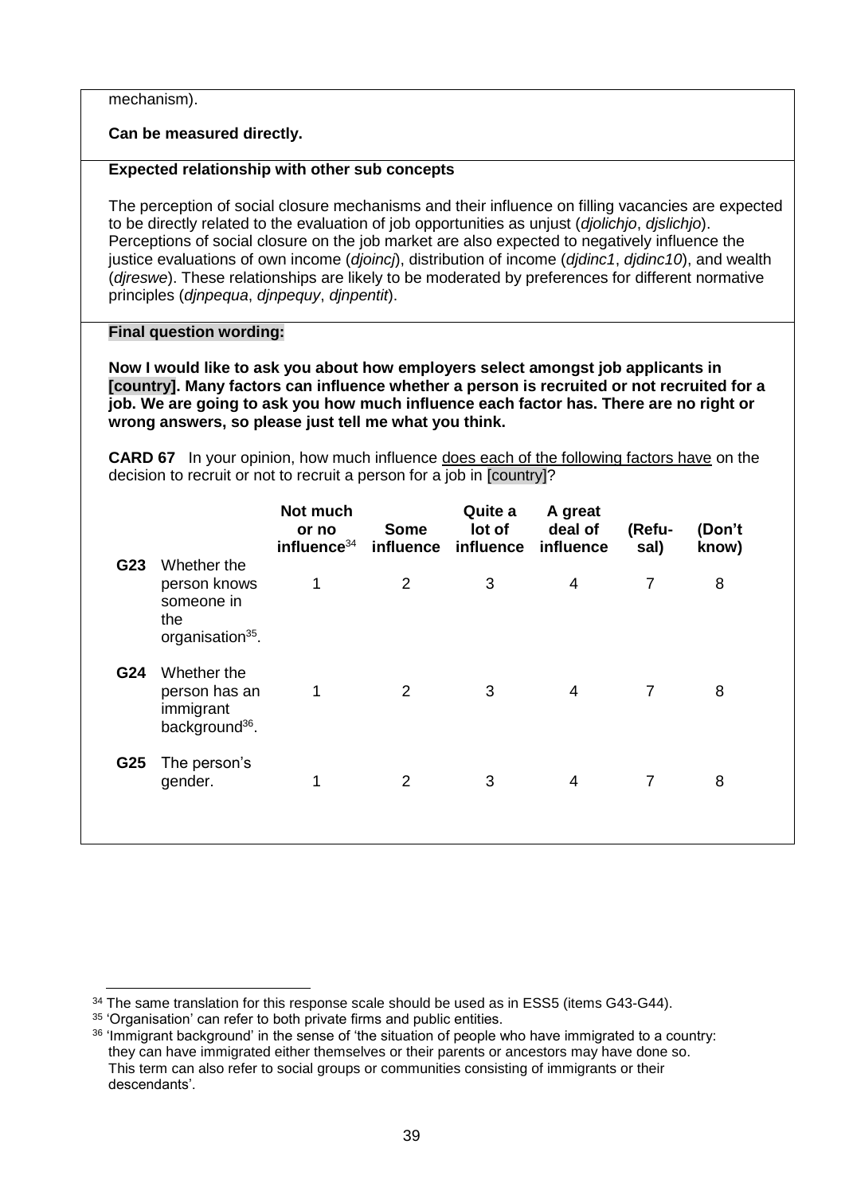mechanism).

**Can be measured directly.**

**Expected relationship with other sub concepts**

The perception of social closure mechanisms and their influence on filling vacancies are expected to be directly related to the evaluation of job opportunities as unjust (*djolichjo*, *djslichjo*). Perceptions of social closure on the job market are also expected to negatively influence the justice evaluations of own income (*djoincj*), distribution of income (*djdinc1*, *djdinc10*), and wealth (*djreswe*). These relationships are likely to be moderated by preferences for different normative principles (*djnpequa*, *djnpequy*, *djnpentit*).

**Final question wording:**

**Now I would like to ask you about how employers select amongst job applicants in [country]. Many factors can influence whether a person is recruited or not recruited for a job. We are going to ask you how much influence each factor has. There are no right or wrong answers, so please just tell me what you think.**

**CARD 67** In your opinion, how much influence does each of the following factors have on the decision to recruit or not to recruit a person for a job in [country]?

| | | Not much or no influence[34] | Some influence | Quite a lot of influence | A great deal of influence | (Refusal) | (Don't know) |
|---|---|---|---|---|---|---|---|
| **G23** | Whether the person knows someone in the organisation[35]. | 1 | 2 | 3 | 4 | 7 | 8 |
| **G24** | Whether the person has an immigrant background[36]. | 1 | 2 | 3 | 4 | 7 | 8 |
| **G25** | The person's gender. | 1 | 2 | 3 | 4 | 7 | 8 |

[34] The same translation for this response scale should be used as in ESS5 (items G43-G44).

[35] 'Organisation' can refer to both private firms and public entities.

[36] 'Immigrant background' in the sense of 'the situation of people who have immigrated to a country: they can have immigrated either themselves or their parents or ancestors may have done so. This term can also refer to social groups or communities consisting of immigrants or their descendants'.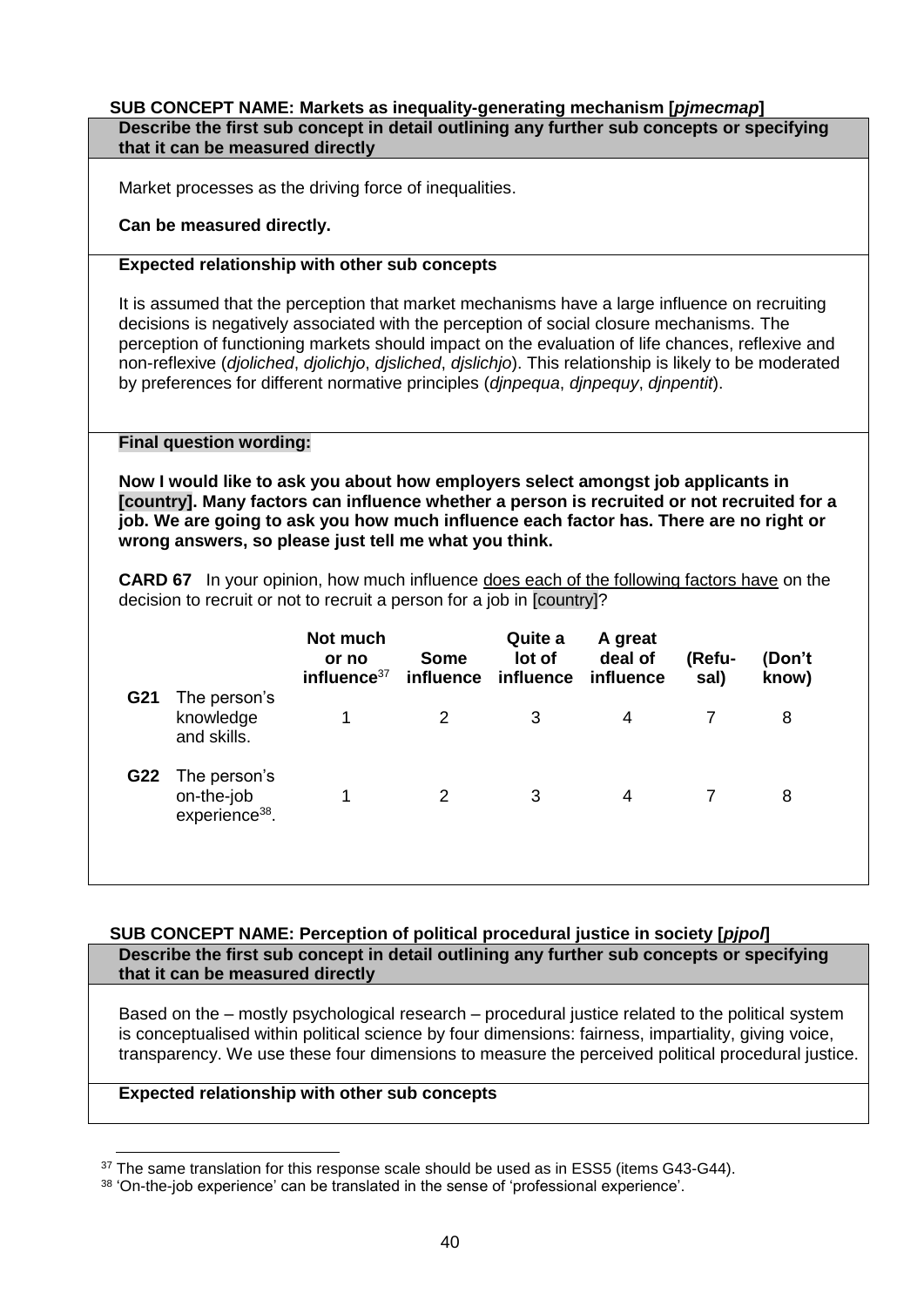**SUB CONCEPT NAME: Markets as inequality-generating mechanism [*pjmecmap*]**

**Describe the first sub concept in detail outlining any further sub concepts or specifying that it can be measured directly**

Market processes as the driving force of inequalities.

**Can be measured directly.**

**Expected relationship with other sub concepts**

It is assumed that the perception that market mechanisms have a large influence on recruiting decisions is negatively associated with the perception of social closure mechanisms. The perception of functioning markets should impact on the evaluation of life chances, reflexive and non-reflexive (*djoliched*, *djolichjo*, *djsliched*, *djslichjo*). This relationship is likely to be moderated by preferences for different normative principles (*djnpequa*, *djnpequy*, *djnpentit*).

**Final question wording:**

**Now I would like to ask you about how employers select amongst job applicants in [country]. Many factors can influence whether a person is recruited or not recruited for a job. We are going to ask you how much influence each factor has. There are no right or wrong answers, so please just tell me what you think.**

**CARD 67** In your opinion, how much influence does each of the following factors have on the decision to recruit or not to recruit a person for a job in [country]?

| | | Not much or no influence[37] | Some influence | Quite a lot of influence | A great deal of influence | (Refusal) | (Don't know) |
|---|---|---|---|---|---|---|---|
| **G21** | The person's knowledge and skills. | 1 | 2 | 3 | 4 | 7 | 8 |
| **G22** | The person's on-the-job experience[38]. | 1 | 2 | 3 | 4 | 7 | 8 |

**SUB CONCEPT NAME: Perception of political procedural justice in society [*pjpol*]**

**Describe the first sub concept in detail outlining any further sub concepts or specifying that it can be measured directly**

Based on the – mostly psychological research – procedural justice related to the political system is conceptualised within political science by four dimensions: fairness, impartiality, giving voice, transparency. We use these four dimensions to measure the perceived political procedural justice.

**Expected relationship with other sub concepts**

---

[37] The same translation for this response scale should be used as in ESS5 (items G43-G44).

[38] 'On-the-job experience' can be translated in the sense of 'professional experience'.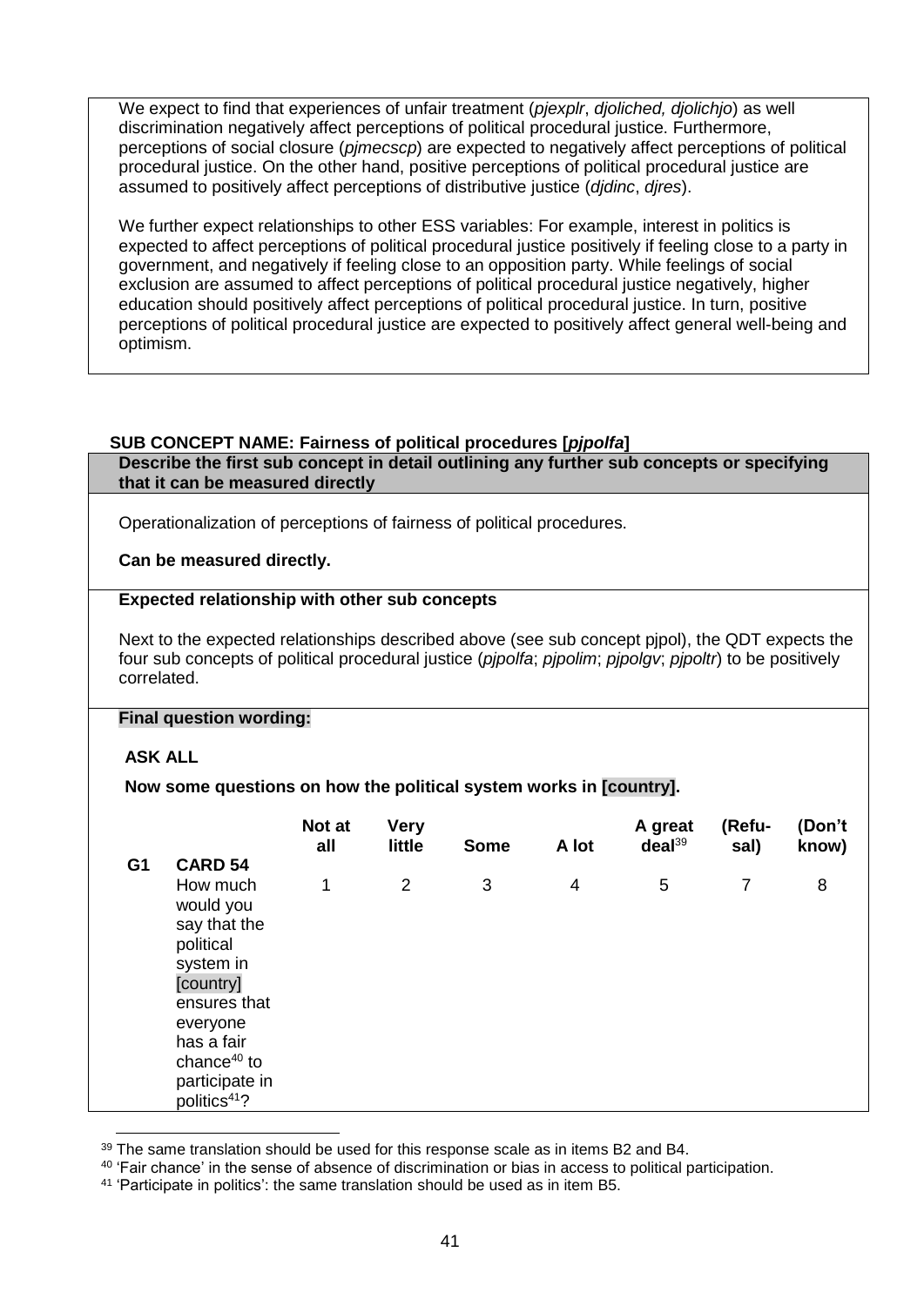We expect to find that experiences of unfair treatment (*pjexplr*, *djoliched, djolichjo*) as well discrimination negatively affect perceptions of political procedural justice. Furthermore, perceptions of social closure (*pjmecscp*) are expected to negatively affect perceptions of political procedural justice. On the other hand, positive perceptions of political procedural justice are assumed to positively affect perceptions of distributive justice (*djdinc*, *djres*).

We further expect relationships to other ESS variables: For example, interest in politics is expected to affect perceptions of political procedural justice positively if feeling close to a party in government, and negatively if feeling close to an opposition party. While feelings of social exclusion are assumed to affect perceptions of political procedural justice negatively, higher education should positively affect perceptions of political procedural justice. In turn, positive perceptions of political procedural justice are expected to positively affect general well-being and optimism.

**SUB CONCEPT NAME: Fairness of political procedures [*pjpolfa*]**

**Describe the first sub concept in detail outlining any further sub concepts or specifying that it can be measured directly**

Operationalization of perceptions of fairness of political procedures.

**Can be measured directly.**

**Expected relationship with other sub concepts**

Next to the expected relationships described above (see sub concept pjpol), the QDT expects the four sub concepts of political procedural justice (*pjpolfa*; *pjpolim*; *pjpolgv*; *pjpoltr*) to be positively correlated.

**Final question wording:**

**ASK ALL**

**Now some questions on how the political system works in [country].**

| | | Not at all | Very little | Some | A lot | A great deal[39] | (Refusal) | (Don't know) |
|---|---|---|---|---|---|---|---|---|
| **G1** | **CARD 54** How much would you say that the political system in [country] ensures that everyone has a fair chance[40] to participate in politics[41]? | 1 | 2 | 3 | 4 | 5 | 7 | 8 |

[39] The same translation should be used for this response scale as in items B2 and B4.

[40] 'Fair chance' in the sense of absence of discrimination or bias in access to political participation.

[41] 'Participate in politics': the same translation should be used as in item B5.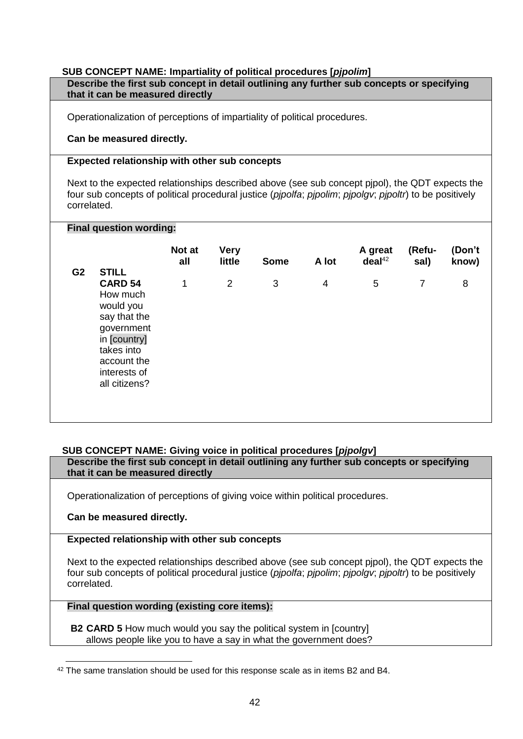**SUB CONCEPT NAME: Impartiality of political procedures [*pjpolim*]**

**Describe the first sub concept in detail outlining any further sub concepts or specifying that it can be measured directly**

Operationalization of perceptions of impartiality of political procedures.

**Can be measured directly.**

**Expected relationship with other sub concepts**

Next to the expected relationships described above (see sub concept pjpol), the QDT expects the four sub concepts of political procedural justice (*pjpolfa*; *pjpolim*; *pjpolgv*; *pjpoltr*) to be positively correlated.

**Final question wording:**

| | | Not at all | Very little | Some | A lot | A great deal[42] | (Refu-sal) | (Don't know) |
|---|---|---|---|---|---|---|---|---|
| **G2** | **STILL CARD 54** How much would you say that the government in [country] takes into account the interests of all citizens? | 1 | 2 | 3 | 4 | 5 | 7 | 8 |

**SUB CONCEPT NAME: Giving voice in political procedures [*pjpolgv*]**

**Describe the first sub concept in detail outlining any further sub concepts or specifying that it can be measured directly**

Operationalization of perceptions of giving voice within political procedures.

**Can be measured directly.**

**Expected relationship with other sub concepts**

Next to the expected relationships described above (see sub concept pjpol), the QDT expects the four sub concepts of political procedural justice (*pjpolfa*; *pjpolim*; *pjpolgv*; *pjpoltr*) to be positively correlated.

**Final question wording (existing core items):**

**B2 CARD 5** How much would you say the political system in [country] allows people like you to have a say in what the government does?

[42] The same translation should be used for this response scale as in items B2 and B4.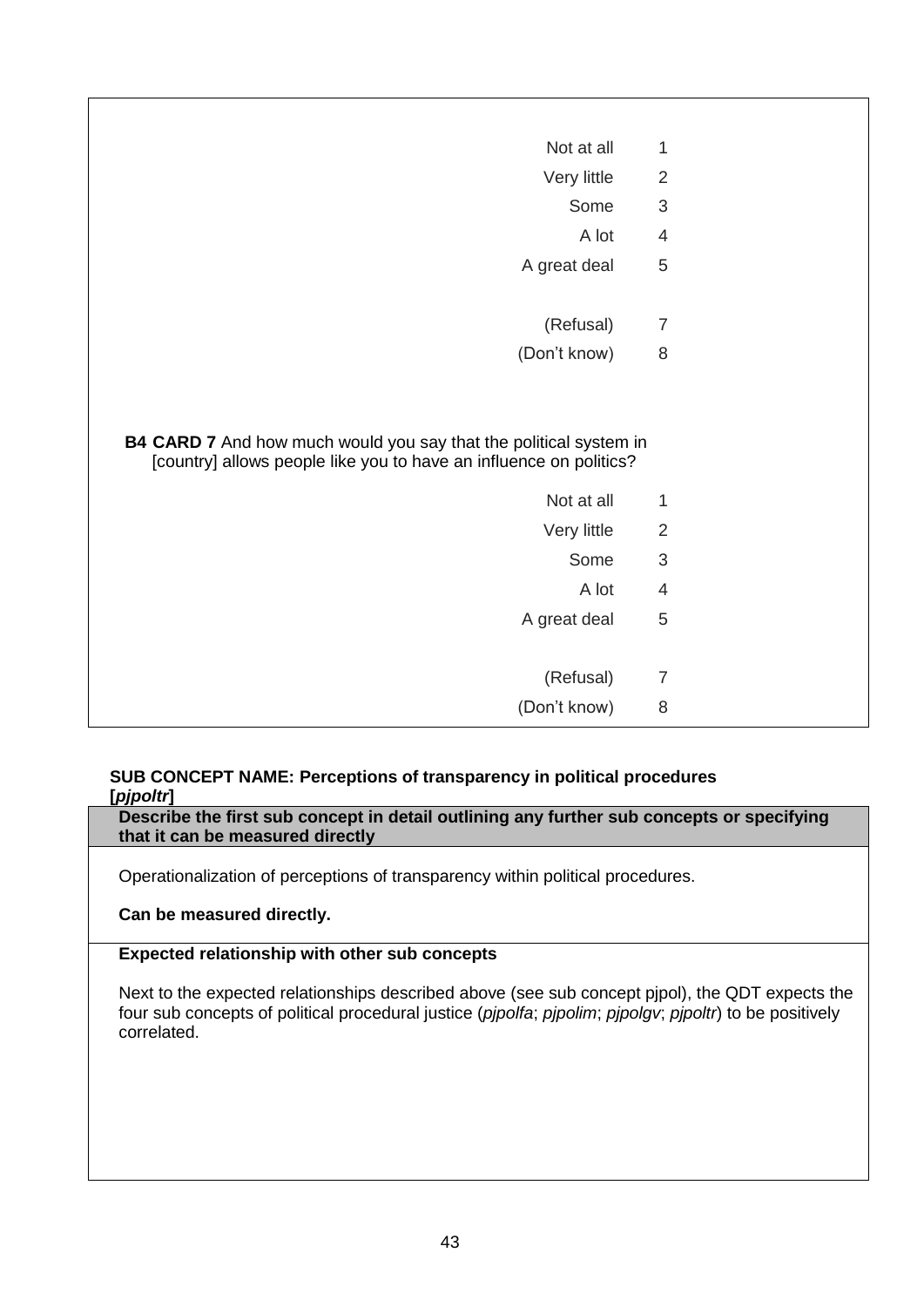| | |
|---|---|
| Not at all | 1 |
| Very little | 2 |
| Some | 3 |
| A lot | 4 |
| A great deal | 5 |
| (Refusal) | 7 |
| (Don't know) | 8 |

**B4 CARD 7** And how much would you say that the political system in [country] allows people like you to have an influence on politics?

| | |
|---|---|
| Not at all | 1 |
| Very little | 2 |
| Some | 3 |
| A lot | 4 |
| A great deal | 5 |
| (Refusal) | 7 |
| (Don't know) | 8 |

**SUB CONCEPT NAME: Perceptions of transparency in political procedures [*pjpoltr*]**

**Describe the first sub concept in detail outlining any further sub concepts or specifying that it can be measured directly**

Operationalization of perceptions of transparency within political procedures.

**Can be measured directly.**

**Expected relationship with other sub concepts**

Next to the expected relationships described above (see sub concept pjpol), the QDT expects the four sub concepts of political procedural justice (*pjpolfa*; *pjpolim*; *pjpolgv*; *pjpoltr*) to be positively correlated.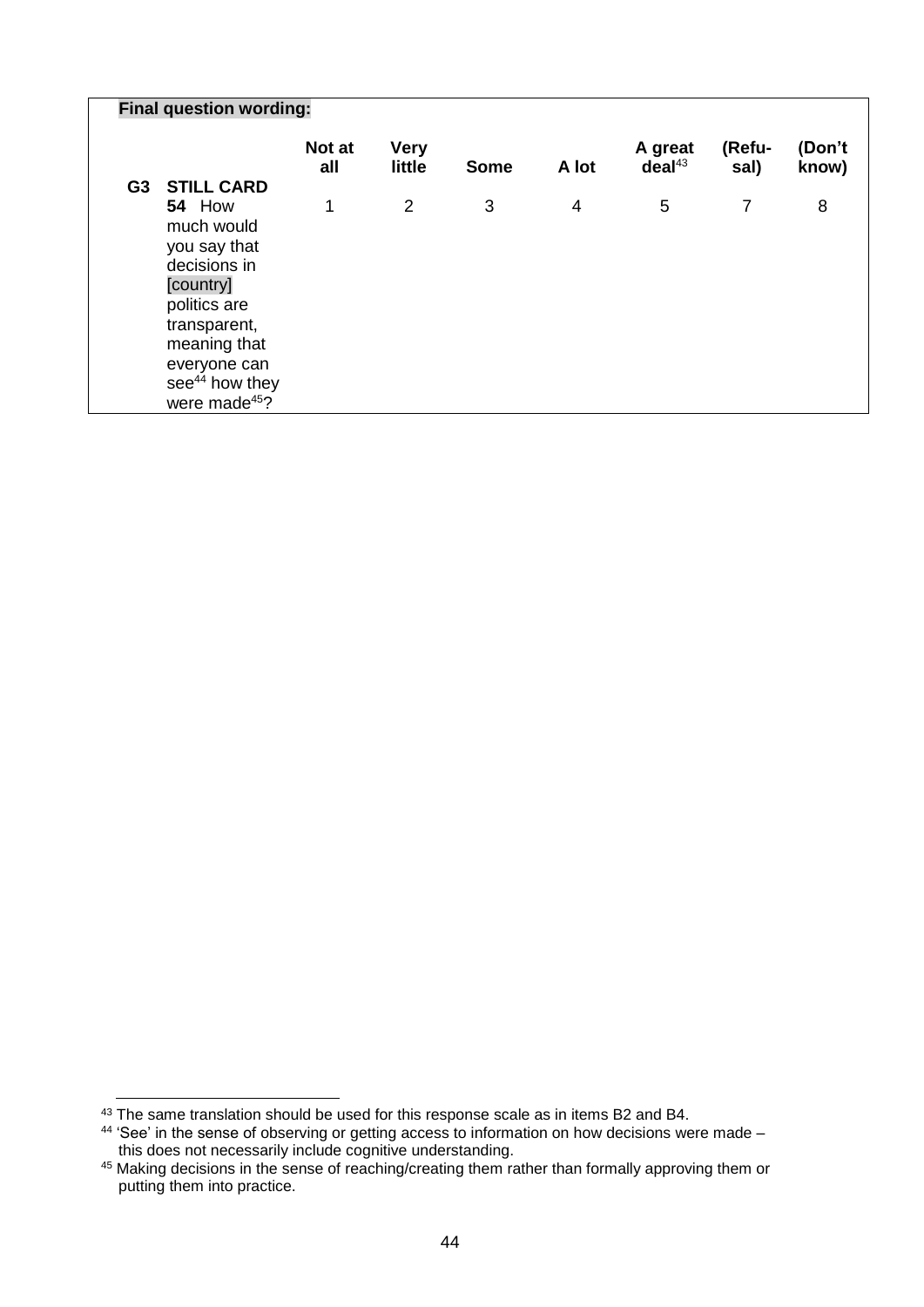**Final question wording:**

| | | Not at all | Very little | Some | A lot | A great deal[43] | (Refu-sal) | (Don't know) |
|---|---|---|---|---|---|---|---|---|
| G3 | **STILL CARD 54** How much would you say that decisions in [country] politics are transparent, meaning that everyone can see[44] how they were made[45]? | 1 | 2 | 3 | 4 | 5 | 7 | 8 |

---

[43] The same translation should be used for this response scale as in items B2 and B4.

[44] 'See' in the sense of observing or getting access to information on how decisions were made – this does not necessarily include cognitive understanding.

[45] Making decisions in the sense of reaching/creating them rather than formally approving them or putting them into practice.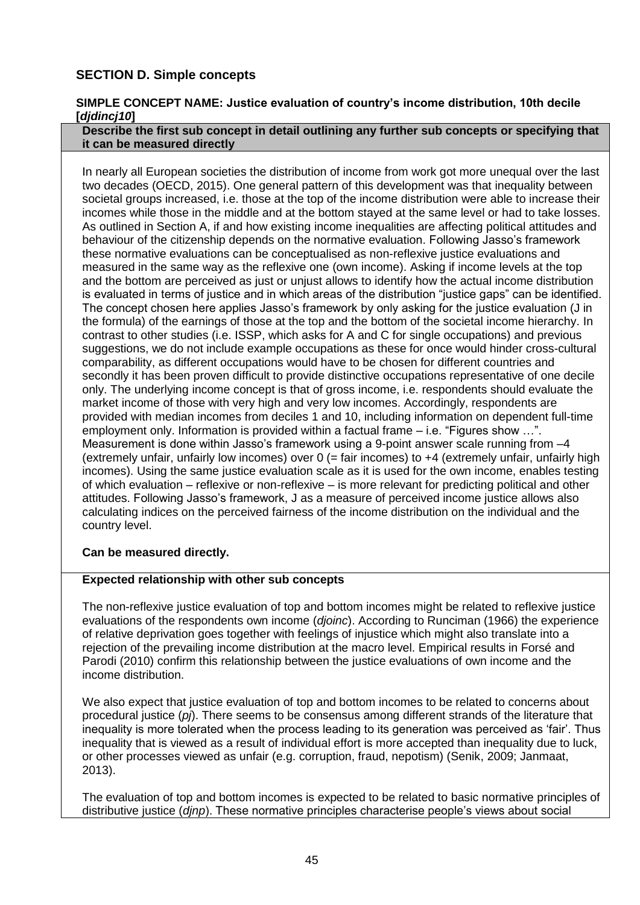## SECTION D. Simple concepts

**SIMPLE CONCEPT NAME: Justice evaluation of country's income distribution, 10th decile [*djdincj10*]**

**Describe the first sub concept in detail outlining any further sub concepts or specifying that it can be measured directly**

In nearly all European societies the distribution of income from work got more unequal over the last two decades (OECD, 2015). One general pattern of this development was that inequality between societal groups increased, i.e. those at the top of the income distribution were able to increase their incomes while those in the middle and at the bottom stayed at the same level or had to take losses. As outlined in Section A, if and how existing income inequalities are affecting political attitudes and behaviour of the citizenship depends on the normative evaluation. Following Jasso's framework these normative evaluations can be conceptualised as non-reflexive justice evaluations and measured in the same way as the reflexive one (own income). Asking if income levels at the top and the bottom are perceived as just or unjust allows to identify how the actual income distribution is evaluated in terms of justice and in which areas of the distribution "justice gaps" can be identified. The concept chosen here applies Jasso's framework by only asking for the justice evaluation (J in the formula) of the earnings of those at the top and the bottom of the societal income hierarchy. In contrast to other studies (i.e. ISSP, which asks for A and C for single occupations) and previous suggestions, we do not include example occupations as these for once would hinder cross-cultural comparability, as different occupations would have to be chosen for different countries and secondly it has been proven difficult to provide distinctive occupations representative of one decile only. The underlying income concept is that of gross income, i.e. respondents should evaluate the market income of those with very high and very low incomes. Accordingly, respondents are provided with median incomes from deciles 1 and 10, including information on dependent full-time employment only. Information is provided within a factual frame – i.e. "Figures show …". Measurement is done within Jasso's framework using a 9-point answer scale running from –4 (extremely unfair, unfairly low incomes) over 0 (= fair incomes) to +4 (extremely unfair, unfairly high incomes). Using the same justice evaluation scale as it is used for the own income, enables testing of which evaluation – reflexive or non-reflexive – is more relevant for predicting political and other attitudes. Following Jasso's framework, J as a measure of perceived income justice allows also calculating indices on the perceived fairness of the income distribution on the individual and the country level.

**Can be measured directly.**

**Expected relationship with other sub concepts**

The non-reflexive justice evaluation of top and bottom incomes might be related to reflexive justice evaluations of the respondents own income (*djoinc*). According to Runciman (1966) the experience of relative deprivation goes together with feelings of injustice which might also translate into a rejection of the prevailing income distribution at the macro level. Empirical results in Forsé and Parodi (2010) confirm this relationship between the justice evaluations of own income and the income distribution.

We also expect that justice evaluation of top and bottom incomes to be related to concerns about procedural justice (*pj*). There seems to be consensus among different strands of the literature that inequality is more tolerated when the process leading to its generation was perceived as 'fair'. Thus inequality that is viewed as a result of individual effort is more accepted than inequality due to luck, or other processes viewed as unfair (e.g. corruption, fraud, nepotism) (Senik, 2009; Janmaat, 2013).

The evaluation of top and bottom incomes is expected to be related to basic normative principles of distributive justice (*djnp*). These normative principles characterise people's views about social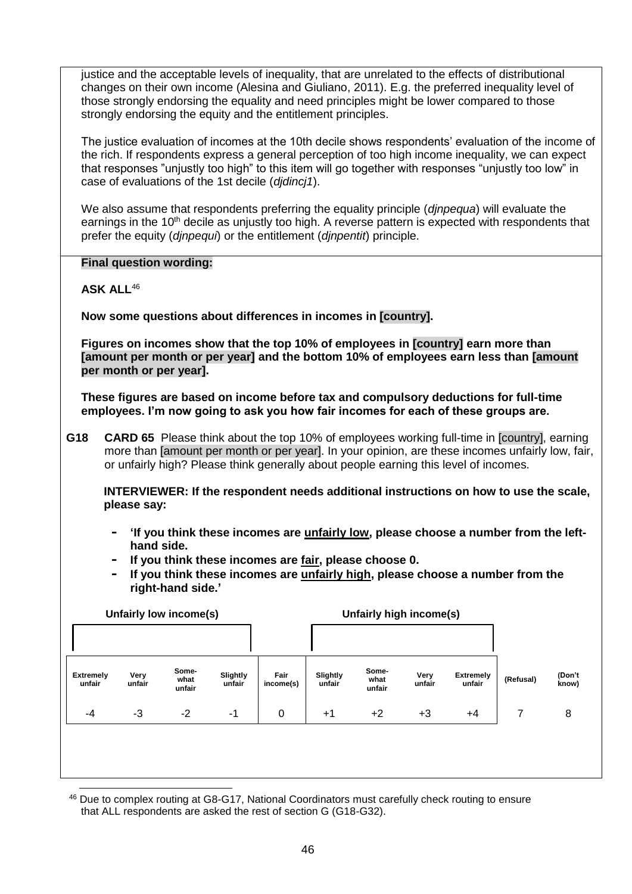justice and the acceptable levels of inequality, that are unrelated to the effects of distributional changes on their own income (Alesina and Giuliano, 2011). E.g. the preferred inequality level of those strongly endorsing the equality and need principles might be lower compared to those strongly endorsing the equity and the entitlement principles.

The justice evaluation of incomes at the 10th decile shows respondents' evaluation of the income of the rich. If respondents express a general perception of too high income inequality, we can expect that responses "unjustly too high" to this item will go together with responses "unjustly too low" in case of evaluations of the 1st decile (*djdincj1*).

We also assume that respondents preferring the equality principle (*djnpequa*) will evaluate the earnings in the 10th decile as unjustly too high. A reverse pattern is expected with respondents that prefer the equity (*djnpequi*) or the entitlement (*djnpentit*) principle.

**Final question wording:**

**ASK ALL**[46]

**Now some questions about differences in incomes in [country].**

**Figures on incomes show that the top 10% of employees in [country] earn more than [amount per month or per year] and the bottom 10% of employees earn less than [amount per month or per year].**

**These figures are based on income before tax and compulsory deductions for full-time employees. I'm now going to ask you how fair incomes for each of these groups are.**

**G18** **CARD 65** Please think about the top 10% of employees working full-time in [country], earning more than [amount per month or per year]. In your opinion, are these incomes unfairly low, fair, or unfairly high? Please think generally about people earning this level of incomes.

**INTERVIEWER: If the respondent needs additional instructions on how to use the scale, please say:**

- **'If you think these incomes are unfairly low, please choose a number from the left-hand side.**
- **If you think these incomes are fair, please choose 0.**
- **If you think these incomes are unfairly high, please choose a number from the right-hand side.'**

| Unfairly low income(s) | | | | | Unfairly high income(s) | | | | | |
|---|---|---|---|---|---|---|---|---|---|---|
| **Extremely unfair** | **Very unfair** | **Some-what unfair** | **Slightly unfair** | **Fair income(s)** | **Slightly unfair** | **Some-what unfair** | **Very unfair** | **Extremely unfair** | **(Refusal)** | **(Don't know)** |
| -4 | -3 | -2 | -1 | 0 | +1 | +2 | +3 | +4 | 7 | 8 |

[46] Due to complex routing at G8-G17, National Coordinators must carefully check routing to ensure that ALL respondents are asked the rest of section G (G18-G32).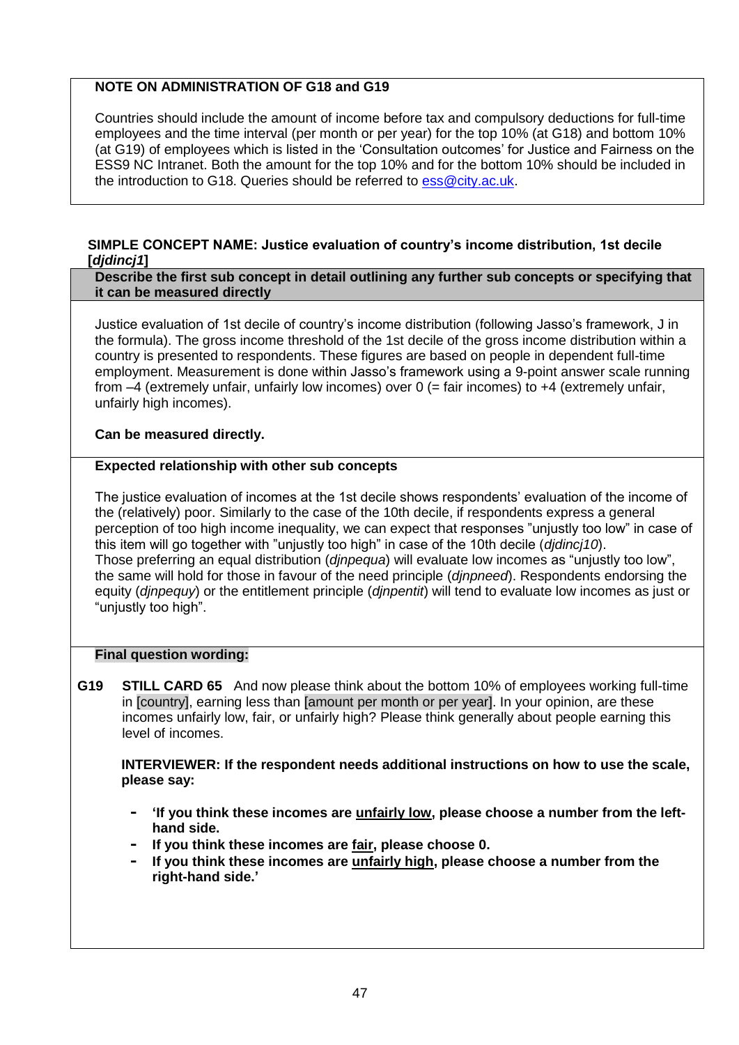**NOTE ON ADMINISTRATION OF G18 and G19**

Countries should include the amount of income before tax and compulsory deductions for full-time employees and the time interval (per month or per year) for the top 10% (at G18) and bottom 10% (at G19) of employees which is listed in the 'Consultation outcomes' for Justice and Fairness on the ESS9 NC Intranet. Both the amount for the top 10% and for the bottom 10% should be included in the introduction to G18. Queries should be referred to ess@city.ac.uk.

**SIMPLE CONCEPT NAME: Justice evaluation of country's income distribution, 1st decile [*djdincj1*]**

**Describe the first sub concept in detail outlining any further sub concepts or specifying that it can be measured directly**

Justice evaluation of 1st decile of country's income distribution (following Jasso's framework, J in the formula). The gross income threshold of the 1st decile of the gross income distribution within a country is presented to respondents. These figures are based on people in dependent full-time employment. Measurement is done within Jasso's framework using a 9-point answer scale running from –4 (extremely unfair, unfairly low incomes) over 0 (= fair incomes) to +4 (extremely unfair, unfairly high incomes).

**Can be measured directly.**

**Expected relationship with other sub concepts**

The justice evaluation of incomes at the 1st decile shows respondents' evaluation of the income of the (relatively) poor. Similarly to the case of the 10th decile, if respondents express a general perception of too high income inequality, we can expect that responses "unjustly too low" in case of this item will go together with "unjustly too high" in case of the 10th decile (*djdincj10*).
Those preferring an equal distribution (*djnpequa*) will evaluate low incomes as "unjustly too low", the same will hold for those in favour of the need principle (*djnpneed*). Respondents endorsing the equity (*djnpequy*) or the entitlement principle (*djnpentit*) will tend to evaluate low incomes as just or "unjustly too high".

**Final question wording:**

**G19** **STILL CARD 65** And now please think about the bottom 10% of employees working full-time in [country], earning less than [amount per month or per year]. In your opinion, are these incomes unfairly low, fair, or unfairly high? Please think generally about people earning this level of incomes.

**INTERVIEWER: If the respondent needs additional instructions on how to use the scale, please say:**

- **'If you think these incomes are unfairly low, please choose a number from the left-hand side.**
- **If you think these incomes are fair, please choose 0.**
- **If you think these incomes are unfairly high, please choose a number from the right-hand side.'**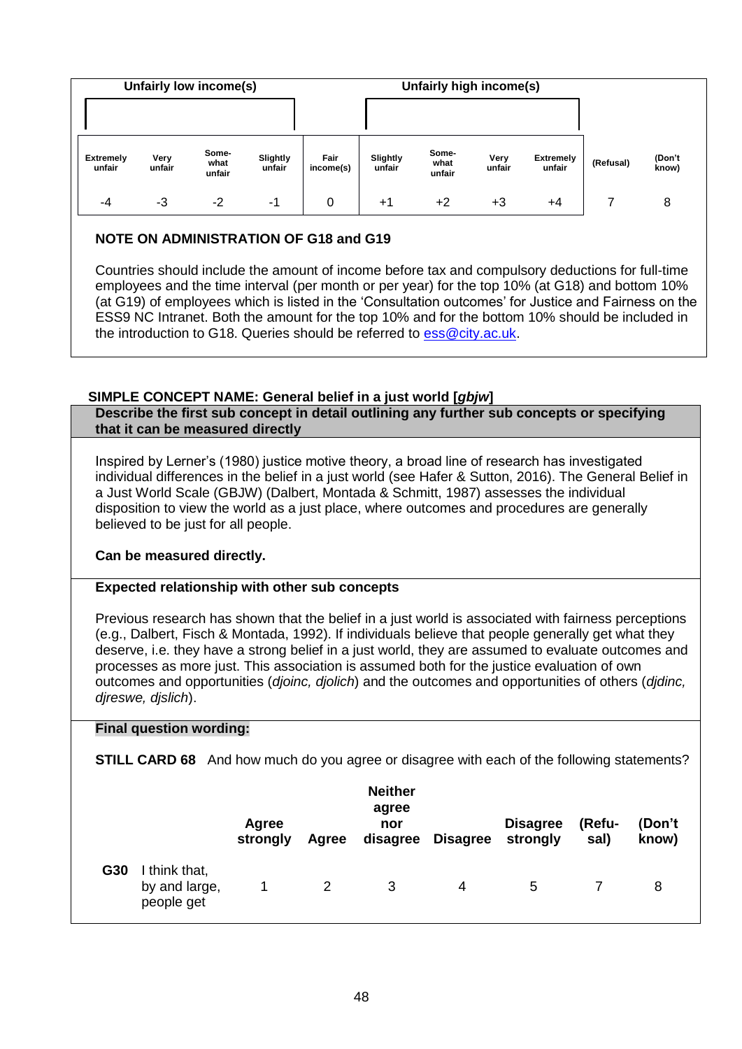| Unfairly low income(s) | | | | | Unfairly high income(s) | | | | | |
|---|---|---|---|---|---|---|---|---|---|---|
| Extremely unfair | Very unfair | Some-what unfair | Slightly unfair | Fair income(s) | Slightly unfair | Some-what unfair | Very unfair | Extremely unfair | (Refusal) | (Don't know) |
| -4 | -3 | -2 | -1 | 0 | +1 | +2 | +3 | +4 | 7 | 8 |

**NOTE ON ADMINISTRATION OF G18 and G19**

Countries should include the amount of income before tax and compulsory deductions for full-time employees and the time interval (per month or per year) for the top 10% (at G18) and bottom 10% (at G19) of employees which is listed in the 'Consultation outcomes' for Justice and Fairness on the ESS9 NC Intranet. Both the amount for the top 10% and for the bottom 10% should be included in the introduction to G18. Queries should be referred to ess@city.ac.uk.

**SIMPLE CONCEPT NAME: General belief in a just world [*gbjw*]**

**Describe the first sub concept in detail outlining any further sub concepts or specifying that it can be measured directly**

Inspired by Lerner's (1980) justice motive theory, a broad line of research has investigated individual differences in the belief in a just world (see Hafer & Sutton, 2016). The General Belief in a Just World Scale (GBJW) (Dalbert, Montada & Schmitt, 1987) assesses the individual disposition to view the world as a just place, where outcomes and procedures are generally believed to be just for all people.

**Can be measured directly.**

**Expected relationship with other sub concepts**

Previous research has shown that the belief in a just world is associated with fairness perceptions (e.g., Dalbert, Fisch & Montada, 1992). If individuals believe that people generally get what they deserve, i.e. they have a strong belief in a just world, they are assumed to evaluate outcomes and processes as more just. This association is assumed both for the justice evaluation of own outcomes and opportunities (*djoinc, djolich*) and the outcomes and opportunities of others (*djdinc, djreswe, djslich*).

**Final question wording:**

**STILL CARD 68** And how much do you agree or disagree with each of the following statements?

| | | Agree strongly | Agree | Neither agree nor disagree | Disagree | Disagree strongly | (Refu-sal) | (Don't know) |
|---|---|---|---|---|---|---|---|---|
| **G30** | I think that, by and large, people get | 1 | 2 | 3 | 4 | 5 | 7 | 8 |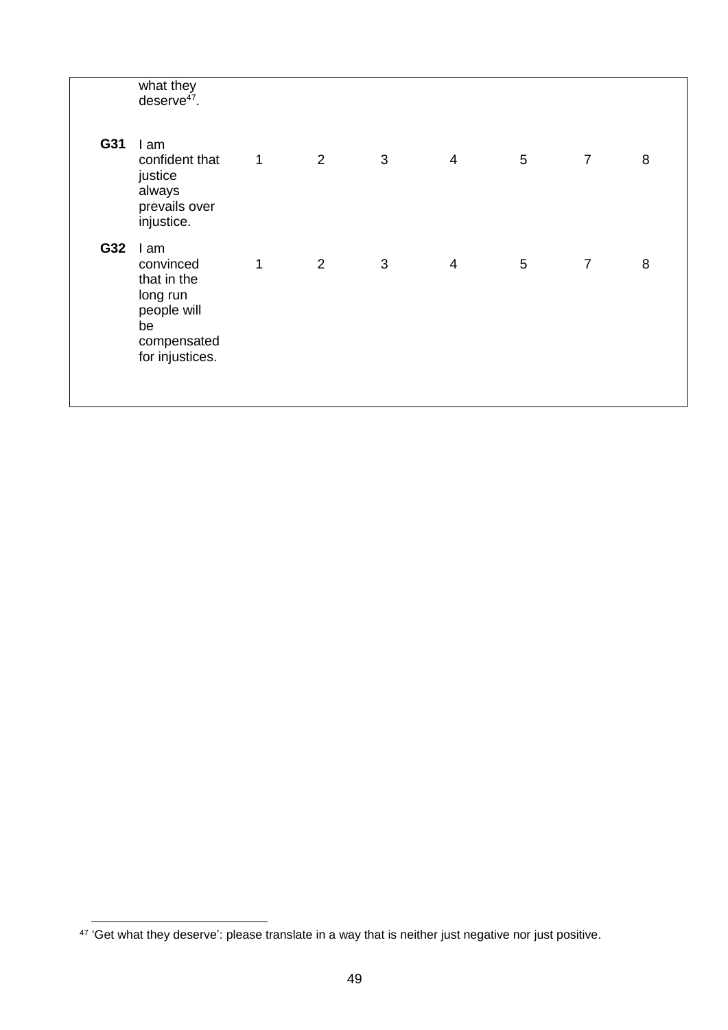| | | | | | | | | |
|---|---|---|---|---|---|---|---|---|
| | what they deserve[47]. | | | | | | | |
| **G31** | I am confident that justice always prevails over injustice. | 1 | 2 | 3 | 4 | 5 | 7 | 8 |
| **G32** | I am convinced that in the long run people will be compensated for injustices. | 1 | 2 | 3 | 4 | 5 | 7 | 8 |

[47] 'Get what they deserve': please translate in a way that is neither just negative nor just positive.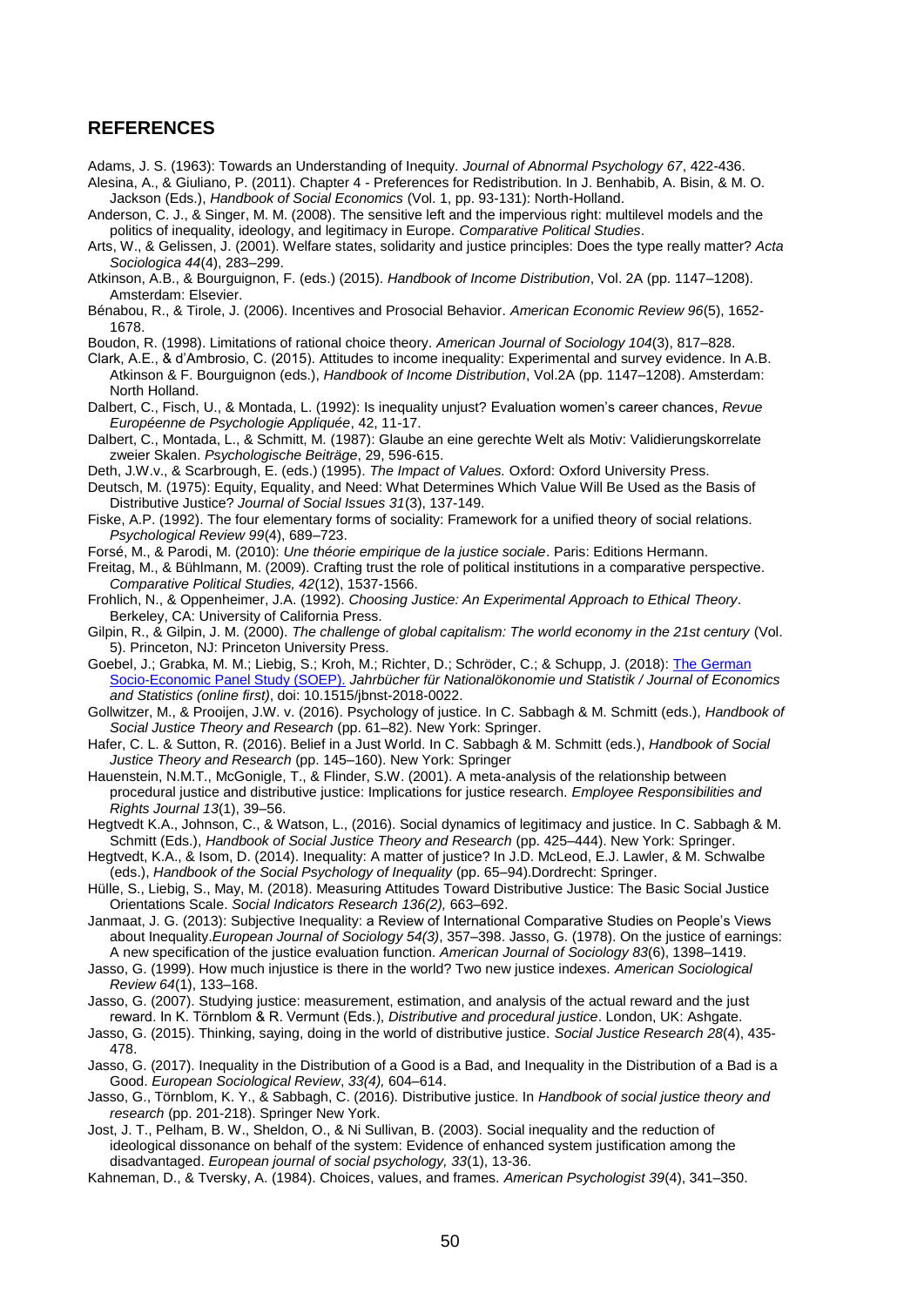## REFERENCES

Adams, J. S. (1963): Towards an Understanding of Inequity. *Journal of Abnormal Psychology 67*, 422-436.

Alesina, A., & Giuliano, P. (2011). Chapter 4 - Preferences for Redistribution. In J. Benhabib, A. Bisin, & M. O. Jackson (Eds.), *Handbook of Social Economics* (Vol. 1, pp. 93-131): North-Holland.

Anderson, C. J., & Singer, M. M. (2008). The sensitive left and the impervious right: multilevel models and the politics of inequality, ideology, and legitimacy in Europe. *Comparative Political Studies*.

Arts, W., & Gelissen, J. (2001). Welfare states, solidarity and justice principles: Does the type really matter? *Acta Sociologica 44*(4), 283–299.

Atkinson, A.B., & Bourguignon, F. (eds.) (2015). *Handbook of Income Distribution*, Vol. 2A (pp. 1147–1208). Amsterdam: Elsevier.

Bénabou, R., & Tirole, J. (2006). Incentives and Prosocial Behavior. *American Economic Review 96*(5), 1652-1678.

Boudon, R. (1998). Limitations of rational choice theory. *American Journal of Sociology 104*(3), 817–828.

Clark, A.E., & d'Ambrosio, C. (2015). Attitudes to income inequality: Experimental and survey evidence. In A.B. Atkinson & F. Bourguignon (eds.), *Handbook of Income Distribution*, Vol.2A (pp. 1147–1208). Amsterdam: North Holland.

Dalbert, C., Fisch, U., & Montada, L. (1992): Is inequality unjust? Evaluation women's career chances, *Revue Européenne de Psychologie Appliquée*, 42, 11-17.

Dalbert, C., Montada, L., & Schmitt, M. (1987): Glaube an eine gerechte Welt als Motiv: Validierungskorrelate zweier Skalen. *Psychologische Beiträge*, 29, 596-615.

Deth, J.W.v., & Scarbrough, E. (eds.) (1995). *The Impact of Values.* Oxford: Oxford University Press.

Deutsch, M. (1975): Equity, Equality, and Need: What Determines Which Value Will Be Used as the Basis of Distributive Justice? *Journal of Social Issues 31*(3), 137-149.

Fiske, A.P. (1992). The four elementary forms of sociality: Framework for a unified theory of social relations. *Psychological Review 99*(4), 689–723.

Forsé, M., & Parodi, M. (2010): *Une théorie empirique de la justice sociale*. Paris: Editions Hermann.

Freitag, M., & Bühlmann, M. (2009). Crafting trust the role of political institutions in a comparative perspective. *Comparative Political Studies, 42*(12), 1537-1566.

Frohlich, N., & Oppenheimer, J.A. (1992). *Choosing Justice: An Experimental Approach to Ethical Theory*. Berkeley, CA: University of California Press.

Gilpin, R., & Gilpin, J. M. (2000). *The challenge of global capitalism: The world economy in the 21st century* (Vol. 5). Princeton, NJ: Princeton University Press.

Goebel, J.; Grabka, M. M.; Liebig, S.; Kroh, M.; Richter, D.; Schröder, C.; & Schupp, J. (2018): The German Socio-Economic Panel Study (SOEP). *Jahrbücher für Nationalökonomie und Statistik / Journal of Economics and Statistics (online first)*, doi: 10.1515/jbnst-2018-0022.

Gollwitzer, M., & Prooijen, J.W. v. (2016). Psychology of justice. In C. Sabbagh & M. Schmitt (eds.), *Handbook of Social Justice Theory and Research* (pp. 61–82). New York: Springer.

Hafer, C. L. & Sutton, R. (2016). Belief in a Just World. In C. Sabbagh & M. Schmitt (eds.), *Handbook of Social Justice Theory and Research* (pp. 145–160). New York: Springer

Hauenstein, N.M.T., McGonigle, T., & Flinder, S.W. (2001). A meta-analysis of the relationship between procedural justice and distributive justice: Implications for justice research. *Employee Responsibilities and Rights Journal 13*(1), 39–56.

Hegtvedt K.A., Johnson, C., & Watson, L., (2016). Social dynamics of legitimacy and justice. In C. Sabbagh & M. Schmitt (Eds.), *Handbook of Social Justice Theory and Research* (pp. 425–444). New York: Springer.

Hegtvedt, K.A., & Isom, D. (2014). Inequality: A matter of justice? In J.D. McLeod, E.J. Lawler, & M. Schwalbe (eds.), *Handbook of the Social Psychology of Inequality* (pp. 65–94).Dordrecht: Springer.

Hülle, S., Liebig, S., May, M. (2018). Measuring Attitudes Toward Distributive Justice: The Basic Social Justice Orientations Scale. *Social Indicators Research 136(2),* 663–692.

Janmaat, J. G. (2013): Subjective Inequality: a Review of International Comparative Studies on People's Views about Inequality.*European Journal of Sociology 54(3)*, 357–398. Jasso, G. (1978). On the justice of earnings: A new specification of the justice evaluation function. *American Journal of Sociology 83*(6), 1398–1419.

Jasso, G. (1999). How much injustice is there in the world? Two new justice indexes. *American Sociological Review 64*(1), 133–168.

Jasso, G. (2007). Studying justice: measurement, estimation, and analysis of the actual reward and the just reward. In K. Törnblom & R. Vermunt (Eds.), *Distributive and procedural justice*. London, UK: Ashgate.

Jasso, G. (2015). Thinking, saying, doing in the world of distributive justice. *Social Justice Research 28*(4), 435-478.

Jasso, G. (2017). Inequality in the Distribution of a Good is a Bad, and Inequality in the Distribution of a Bad is a Good. *European Sociological Review*, *33(4),* 604–614.

Jasso, G., Törnblom, K. Y., & Sabbagh, C. (2016). Distributive justice. In *Handbook of social justice theory and research* (pp. 201-218). Springer New York.

Jost, J. T., Pelham, B. W., Sheldon, O., & Ni Sullivan, B. (2003). Social inequality and the reduction of ideological dissonance on behalf of the system: Evidence of enhanced system justification among the disadvantaged. *European journal of social psychology, 33*(1), 13-36.

Kahneman, D., & Tversky, A. (1984). Choices, values, and frames. *American Psychologist 39*(4), 341–350.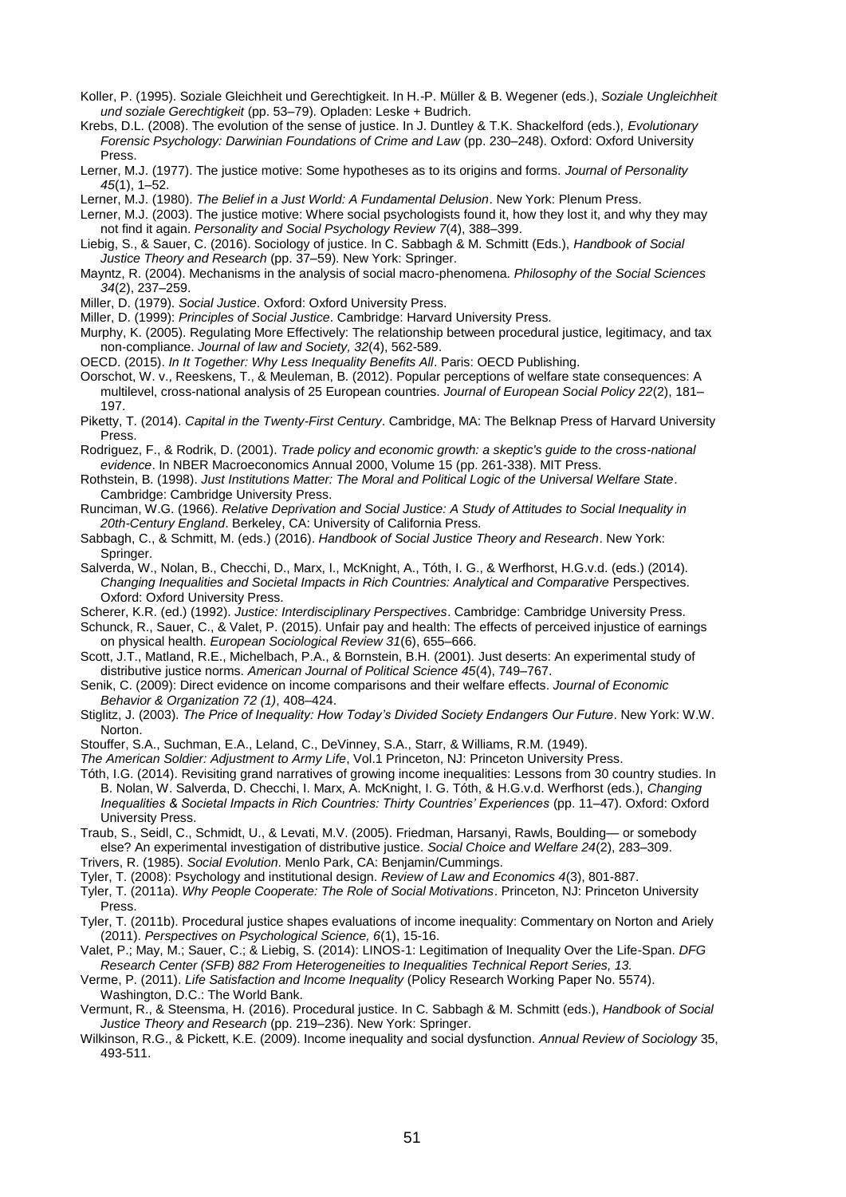Koller, P. (1995). Soziale Gleichheit und Gerechtigkeit. In H.-P. Müller & B. Wegener (eds.), *Soziale Ungleichheit und soziale Gerechtigkeit* (pp. 53–79). Opladen: Leske + Budrich.

Krebs, D.L. (2008). The evolution of the sense of justice. In J. Duntley & T.K. Shackelford (eds.), *Evolutionary Forensic Psychology: Darwinian Foundations of Crime and Law* (pp. 230–248). Oxford: Oxford University Press.

Lerner, M.J. (1977). The justice motive: Some hypotheses as to its origins and forms. *Journal of Personality 45*(1), 1–52.

Lerner, M.J. (1980). *The Belief in a Just World: A Fundamental Delusion*. New York: Plenum Press.

Lerner, M.J. (2003). The justice motive: Where social psychologists found it, how they lost it, and why they may not find it again. *Personality and Social Psychology Review 7*(4), 388–399.

Liebig, S., & Sauer, C. (2016). Sociology of justice. In C. Sabbagh & M. Schmitt (Eds.), *Handbook of Social Justice Theory and Research* (pp. 37–59). New York: Springer.

Mayntz, R. (2004). Mechanisms in the analysis of social macro-phenomena. *Philosophy of the Social Sciences 34*(2), 237–259.

Miller, D. (1979). *Social Justice*. Oxford: Oxford University Press.

Miller, D. (1999): *Principles of Social Justice*. Cambridge: Harvard University Press.

Murphy, K. (2005). Regulating More Effectively: The relationship between procedural justice, legitimacy, and tax non-compliance. *Journal of law and Society, 32*(4), 562-589.

OECD. (2015). *In It Together: Why Less Inequality Benefits All*. Paris: OECD Publishing.

Oorschot, W. v., Reeskens, T., & Meuleman, B. (2012). Popular perceptions of welfare state consequences: A multilevel, cross-national analysis of 25 European countries. *Journal of European Social Policy 22*(2), 181–197.

Piketty, T. (2014). *Capital in the Twenty-First Century*. Cambridge, MA: The Belknap Press of Harvard University Press.

Rodriguez, F., & Rodrik, D. (2001). *Trade policy and economic growth: a skeptic's guide to the cross-national evidence*. In NBER Macroeconomics Annual 2000, Volume 15 (pp. 261-338). MIT Press.

Rothstein, B. (1998). *Just Institutions Matter: The Moral and Political Logic of the Universal Welfare State*. Cambridge: Cambridge University Press.

Runciman, W.G. (1966). *Relative Deprivation and Social Justice: A Study of Attitudes to Social Inequality in 20th-Century England*. Berkeley, CA: University of California Press.

Sabbagh, C., & Schmitt, M. (eds.) (2016). *Handbook of Social Justice Theory and Research*. New York: Springer.

Salverda, W., Nolan, B., Checchi, D., Marx, I., McKnight, A., Tóth, I. G., & Werfhorst, H.G.v.d. (eds.) (2014). *Changing Inequalities and Societal Impacts in Rich Countries: Analytical and Comparative* Perspectives. Oxford: Oxford University Press.

Scherer, K.R. (ed.) (1992). *Justice: Interdisciplinary Perspectives*. Cambridge: Cambridge University Press.

Schunck, R., Sauer, C., & Valet, P. (2015). Unfair pay and health: The effects of perceived injustice of earnings on physical health. *European Sociological Review 31*(6), 655–666.

Scott, J.T., Matland, R.E., Michelbach, P.A., & Bornstein, B.H. (2001). Just deserts: An experimental study of distributive justice norms. *American Journal of Political Science 45*(4), 749–767.

Senik, C. (2009): Direct evidence on income comparisons and their welfare effects. *Journal of Economic Behavior & Organization 72 (1)*, 408–424.

Stiglitz, J. (2003). *The Price of Inequality: How Today's Divided Society Endangers Our Future*. New York: W.W. Norton.

Stouffer, S.A., Suchman, E.A., Leland, C., DeVinney, S.A., Starr, & Williams, R.M. (1949).

*The American Soldier: Adjustment to Army Life*, Vol.1 Princeton, NJ: Princeton University Press.

Tóth, I.G. (2014). Revisiting grand narratives of growing income inequalities: Lessons from 30 country studies. In B. Nolan, W. Salverda, D. Checchi, I. Marx, A. McKnight, I. G. Tóth, & H.G.v.d. Werfhorst (eds.), *Changing Inequalities & Societal Impacts in Rich Countries: Thirty Countries' Experiences* (pp. 11–47). Oxford: Oxford University Press.

Traub, S., Seidl, C., Schmidt, U., & Levati, M.V. (2005). Friedman, Harsanyi, Rawls, Boulding— or somebody else? An experimental investigation of distributive justice. *Social Choice and Welfare 24*(2), 283–309.

Trivers, R. (1985). *Social Evolution*. Menlo Park, CA: Benjamin/Cummings.

Tyler, T. (2008): Psychology and institutional design. *Review of Law and Economics 4*(3), 801-887.

Tyler, T. (2011a). *Why People Cooperate: The Role of Social Motivations*. Princeton, NJ: Princeton University Press.

Tyler, T. (2011b). Procedural justice shapes evaluations of income inequality: Commentary on Norton and Ariely (2011). *Perspectives on Psychological Science, 6*(1), 15-16.

Valet, P.; May, M.; Sauer, C.; & Liebig, S. (2014): LINOS-1: Legitimation of Inequality Over the Life-Span. *DFG Research Center (SFB) 882 From Heterogeneities to Inequalities Technical Report Series, 13.*

Verme, P. (2011). *Life Satisfaction and Income Inequality* (Policy Research Working Paper No. 5574). Washington, D.C.: The World Bank.

Vermunt, R., & Steensma, H. (2016). Procedural justice. In C. Sabbagh & M. Schmitt (eds.), *Handbook of Social Justice Theory and Research* (pp. 219–236). New York: Springer.

Wilkinson, R.G., & Pickett, K.E. (2009). Income inequality and social dysfunction. *Annual Review of Sociology* 35, 493-511.